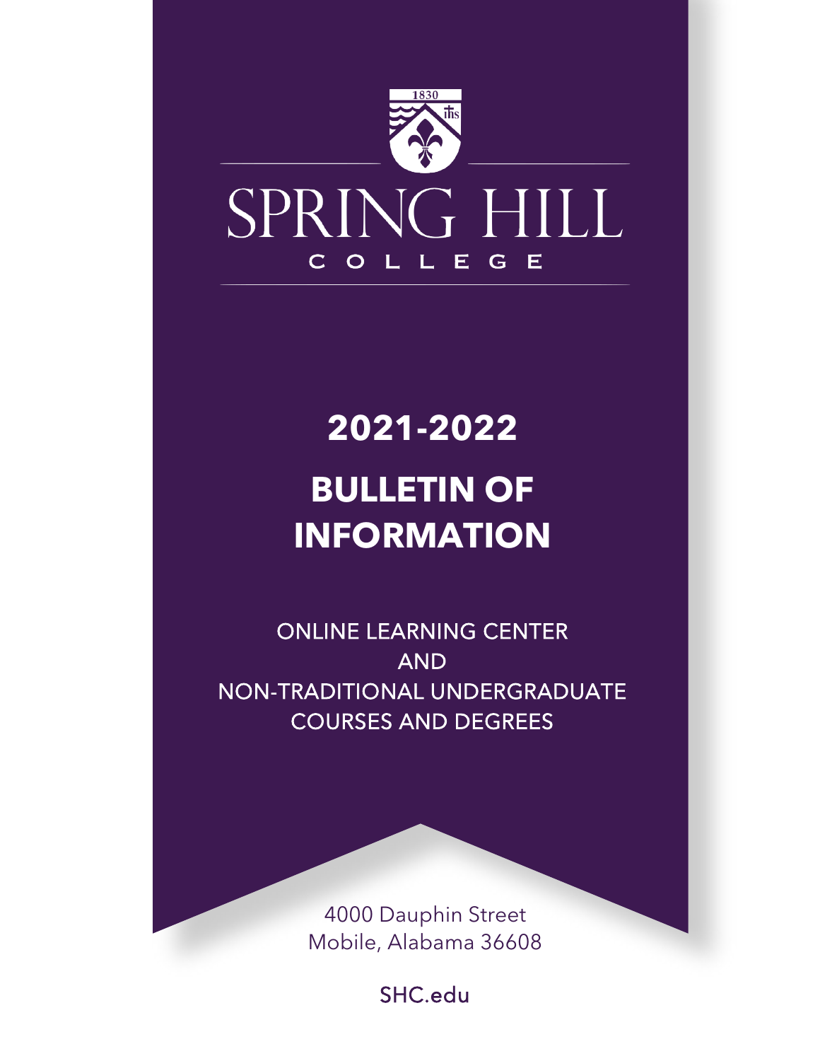1830

SPRING HILL

COLLEGE

# 2021-2022

# BULLETIN OF INFORMATION

ONLINE LEARNING CENTER
AND
NON-TRADITIONAL UNDERGRADUATE
COURSES AND DEGREES

4000 Dauphin Street
Mobile, Alabama 36608

SHC.edu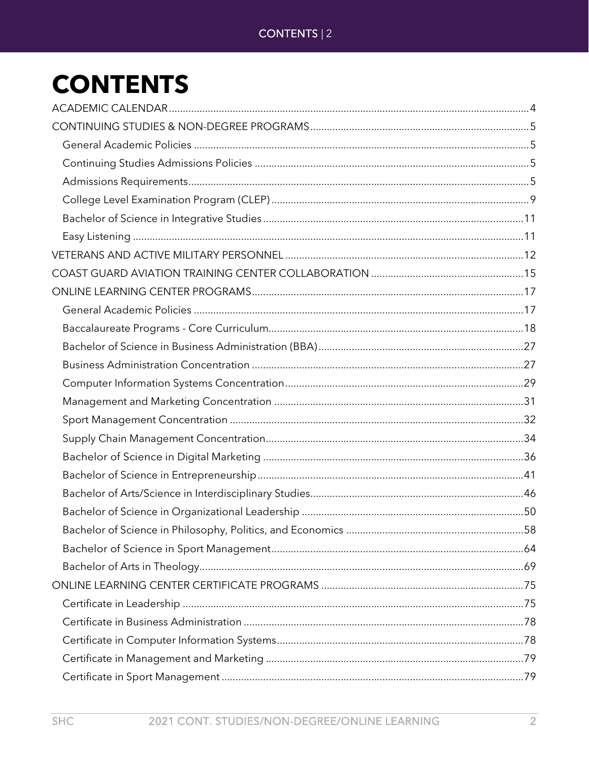# CONTENTS

- ACADEMIC CALENDAR ........ 4
- CONTINUING STUDIES & NON-DEGREE PROGRAMS ........ 5
  - General Academic Policies ........ 5
  - Continuing Studies Admissions Policies ........ 5
  - Admissions Requirements ........ 5
  - College Level Examination Program (CLEP) ........ 9
  - Bachelor of Science in Integrative Studies ........ 11
  - Easy Listening ........ 11
- VETERANS AND ACTIVE MILITARY PERSONNEL ........ 12
- COAST GUARD AVIATION TRAINING CENTER COLLABORATION ........ 15
- ONLINE LEARNING CENTER PROGRAMS ........ 17
  - General Academic Policies ........ 17
  - Baccalaureate Programs - Core Curriculum ........ 18
  - Bachelor of Science in Business Administration (BBA) ........ 27
  - Business Administration Concentration ........ 27
  - Computer Information Systems Concentration ........ 29
  - Management and Marketing Concentration ........ 31
  - Sport Management Concentration ........ 32
  - Supply Chain Management Concentration ........ 34
  - Bachelor of Science in Digital Marketing ........ 36
  - Bachelor of Science in Entrepreneurship ........ 41
  - Bachelor of Arts/Science in Interdisciplinary Studies ........ 46
  - Bachelor of Science in Organizational Leadership ........ 50
  - Bachelor of Science in Philosophy, Politics, and Economics ........ 58
  - Bachelor of Science in Sport Management ........ 64
  - Bachelor of Arts in Theology ........ 69
- ONLINE LEARNING CENTER CERTIFICATE PROGRAMS ........ 75
  - Certificate in Leadership ........ 75
  - Certificate in Business Administration ........ 78
  - Certificate in Computer Information Systems ........ 78
  - Certificate in Management and Marketing ........ 79
  - Certificate in Sport Management ........ 79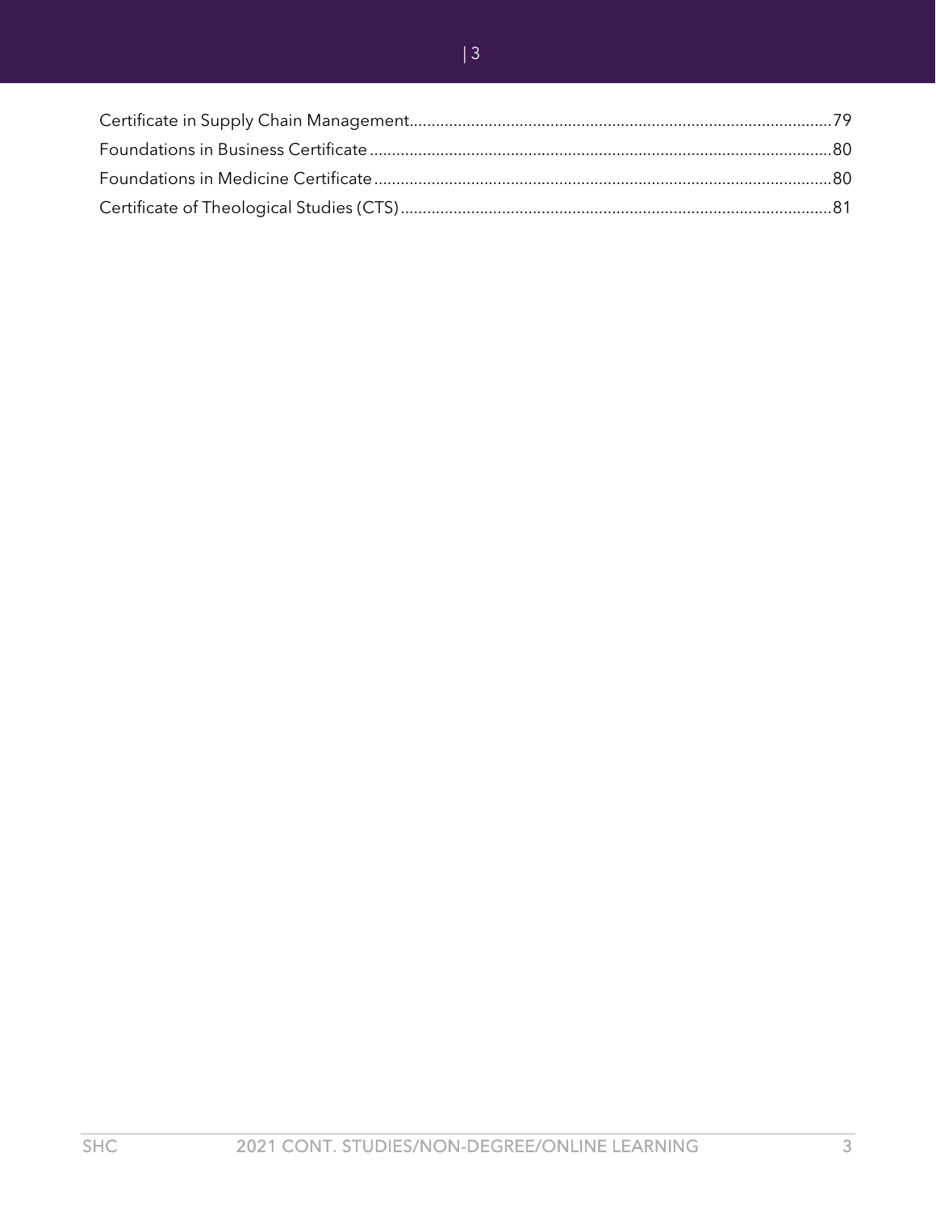Certificate in Supply Chain Management ... 79
Foundations in Business Certificate ... 80
Foundations in Medicine Certificate ... 80
Certificate of Theological Studies (CTS) ... 81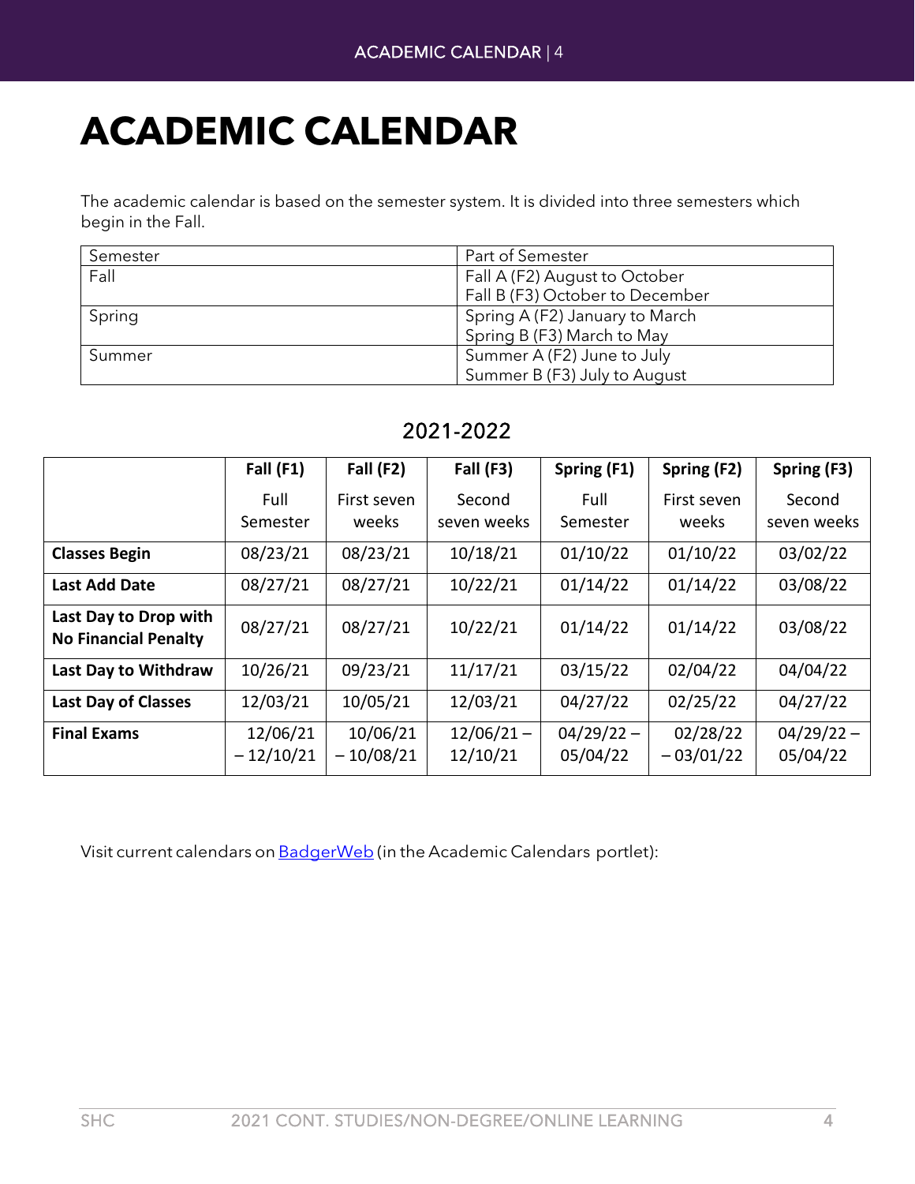# ACADEMIC CALENDAR

The academic calendar is based on the semester system. It is divided into three semesters which begin in the Fall.

| Semester | Part of Semester |
|---|---|
| Fall | Fall A (F2) August to October<br>Fall B (F3) October to December |
| Spring | Spring A (F2) January to March<br>Spring B (F3) March to May |
| Summer | Summer A (F2) June to July<br>Summer B (F3) July to August |

## 2021-2022

| | Fall (F1) Full Semester | Fall (F2) First seven weeks | Fall (F3) Second seven weeks | Spring (F1) Full Semester | Spring (F2) First seven weeks | Spring (F3) Second seven weeks |
|---|---|---|---|---|---|---|
| **Classes Begin** | 08/23/21 | 08/23/21 | 10/18/21 | 01/10/22 | 01/10/22 | 03/02/22 |
| **Last Add Date** | 08/27/21 | 08/27/21 | 10/22/21 | 01/14/22 | 01/14/22 | 03/08/22 |
| **Last Day to Drop with No Financial Penalty** | 08/27/21 | 08/27/21 | 10/22/21 | 01/14/22 | 01/14/22 | 03/08/22 |
| **Last Day to Withdraw** | 10/26/21 | 09/23/21 | 11/17/21 | 03/15/22 | 02/04/22 | 04/04/22 |
| **Last Day of Classes** | 12/03/21 | 10/05/21 | 12/03/21 | 04/27/22 | 02/25/22 | 04/27/22 |
| **Final Exams** | 12/06/21 – 12/10/21 | 10/06/21 – 10/08/21 | 12/06/21 – 12/10/21 | 04/29/22 – 05/04/22 | 02/28/22 – 03/01/22 | 04/29/22 – 05/04/22 |

Visit current calendars on BadgerWeb (in the Academic Calendars portlet):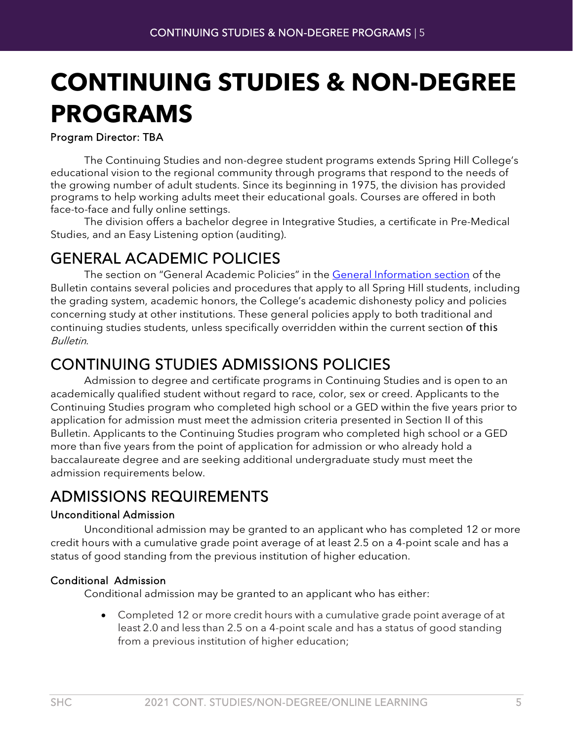# CONTINUING STUDIES & NON-DEGREE PROGRAMS

Program Director: TBA

The Continuing Studies and non-degree student programs extends Spring Hill College's educational vision to the regional community through programs that respond to the needs of the growing number of adult students. Since its beginning in 1975, the division has provided programs to help working adults meet their educational goals. Courses are offered in both face-to-face and fully online settings.

The division offers a bachelor degree in Integrative Studies, a certificate in Pre-Medical Studies, and an Easy Listening option (auditing).

## GENERAL ACADEMIC POLICIES

The section on "General Academic Policies" in the General Information section of the Bulletin contains several policies and procedures that apply to all Spring Hill students, including the grading system, academic honors, the College's academic dishonesty policy and policies concerning study at other institutions. These general policies apply to both traditional and continuing studies students, unless specifically overridden within the current section of this *Bulletin*.

## CONTINUING STUDIES ADMISSIONS POLICIES

Admission to degree and certificate programs in Continuing Studies and is open to an academically qualified student without regard to race, color, sex or creed. Applicants to the Continuing Studies program who completed high school or a GED within the five years prior to application for admission must meet the admission criteria presented in Section II of this Bulletin. Applicants to the Continuing Studies program who completed high school or a GED more than five years from the point of application for admission or who already hold a baccalaureate degree and are seeking additional undergraduate study must meet the admission requirements below.

## ADMISSIONS REQUIREMENTS

### Unconditional Admission

Unconditional admission may be granted to an applicant who has completed 12 or more credit hours with a cumulative grade point average of at least 2.5 on a 4-point scale and has a status of good standing from the previous institution of higher education.

### Conditional Admission

Conditional admission may be granted to an applicant who has either:

- Completed 12 or more credit hours with a cumulative grade point average of at least 2.0 and less than 2.5 on a 4-point scale and has a status of good standing from a previous institution of higher education;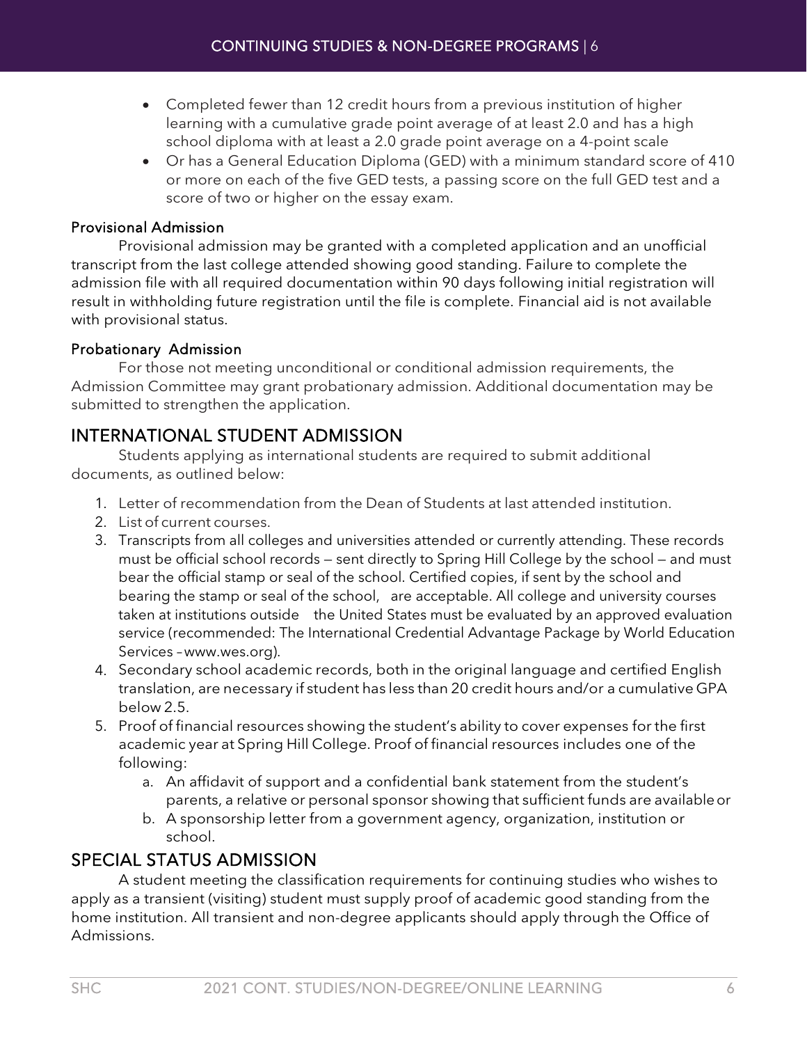- Completed fewer than 12 credit hours from a previous institution of higher learning with a cumulative grade point average of at least 2.0 and has a high school diploma with at least a 2.0 grade point average on a 4-point scale
- Or has a General Education Diploma (GED) with a minimum standard score of 410 or more on each of the five GED tests, a passing score on the full GED test and a score of two or higher on the essay exam.

### Provisional Admission

Provisional admission may be granted with a completed application and an unofficial transcript from the last college attended showing good standing. Failure to complete the admission file with all required documentation within 90 days following initial registration will result in withholding future registration until the file is complete. Financial aid is not available with provisional status.

### Probationary Admission

For those not meeting unconditional or conditional admission requirements, the Admission Committee may grant probationary admission. Additional documentation may be submitted to strengthen the application.

## INTERNATIONAL STUDENT ADMISSION

Students applying as international students are required to submit additional documents, as outlined below:

1. Letter of recommendation from the Dean of Students at last attended institution.
2. List of current courses.
3. Transcripts from all colleges and universities attended or currently attending. These records must be official school records — sent directly to Spring Hill College by the school — and must bear the official stamp or seal of the school. Certified copies, if sent by the school and bearing the stamp or seal of the school, are acceptable. All college and university courses taken at institutions outside the United States must be evaluated by an approved evaluation service (recommended: The International Credential Advantage Package by World Education Services – www.wes.org).
4. Secondary school academic records, both in the original language and certified English translation, are necessary if student has less than 20 credit hours and/or a cumulative GPA below 2.5.
5. Proof of financial resources showing the student's ability to cover expenses for the first academic year at Spring Hill College. Proof of financial resources includes one of the following:
    a. An affidavit of support and a confidential bank statement from the student's parents, a relative or personal sponsor showing that sufficient funds are available or
    b. A sponsorship letter from a government agency, organization, institution or school.

## SPECIAL STATUS ADMISSION

A student meeting the classification requirements for continuing studies who wishes to apply as a transient (visiting) student must supply proof of academic good standing from the home institution. All transient and non-degree applicants should apply through the Office of Admissions.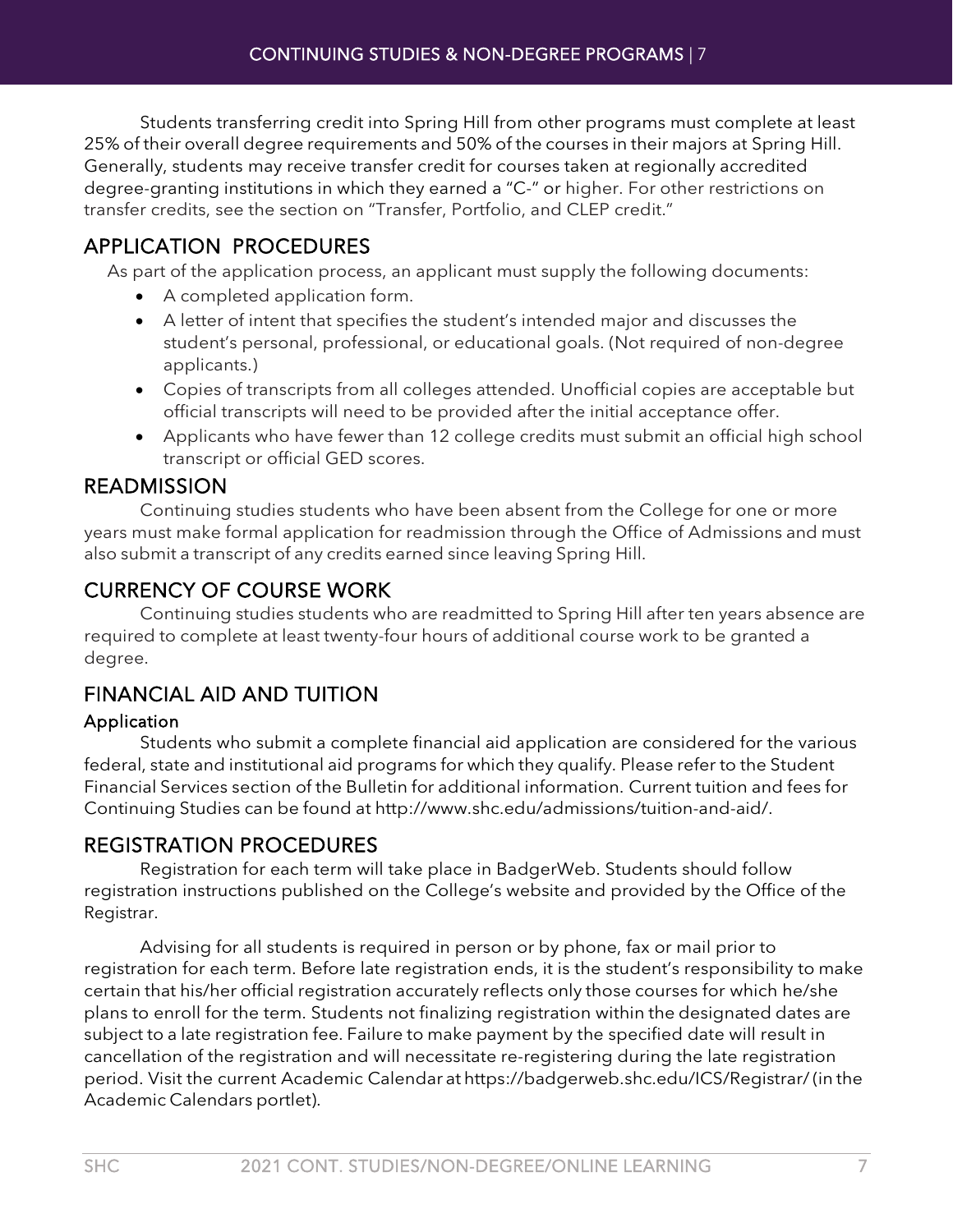Students transferring credit into Spring Hill from other programs must complete at least 25% of their overall degree requirements and 50% of the courses in their majors at Spring Hill. Generally, students may receive transfer credit for courses taken at regionally accredited degree-granting institutions in which they earned a "C-" or higher. For other restrictions on transfer credits, see the section on "Transfer, Portfolio, and CLEP credit."

## APPLICATION PROCEDURES

As part of the application process, an applicant must supply the following documents:

- A completed application form.
- A letter of intent that specifies the student's intended major and discusses the student's personal, professional, or educational goals. (Not required of non-degree applicants.)
- Copies of transcripts from all colleges attended. Unofficial copies are acceptable but official transcripts will need to be provided after the initial acceptance offer.
- Applicants who have fewer than 12 college credits must submit an official high school transcript or official GED scores.

## READMISSION

Continuing studies students who have been absent from the College for one or more years must make formal application for readmission through the Office of Admissions and must also submit a transcript of any credits earned since leaving Spring Hill.

## CURRENCY OF COURSE WORK

Continuing studies students who are readmitted to Spring Hill after ten years absence are required to complete at least twenty-four hours of additional course work to be granted a degree.

## FINANCIAL AID AND TUITION

### Application

Students who submit a complete financial aid application are considered for the various federal, state and institutional aid programs for which they qualify. Please refer to the Student Financial Services section of the Bulletin for additional information. Current tuition and fees for Continuing Studies can be found at http://www.shc.edu/admissions/tuition-and-aid/.

## REGISTRATION PROCEDURES

Registration for each term will take place in BadgerWeb. Students should follow registration instructions published on the College's website and provided by the Office of the Registrar.

Advising for all students is required in person or by phone, fax or mail prior to registration for each term. Before late registration ends, it is the student's responsibility to make certain that his/her official registration accurately reflects only those courses for which he/she plans to enroll for the term. Students not finalizing registration within the designated dates are subject to a late registration fee. Failure to make payment by the specified date will result in cancellation of the registration and will necessitate re-registering during the late registration period. Visit the current Academic Calendar at https://badgerweb.shc.edu/ICS/Registrar/ (in the Academic Calendars portlet).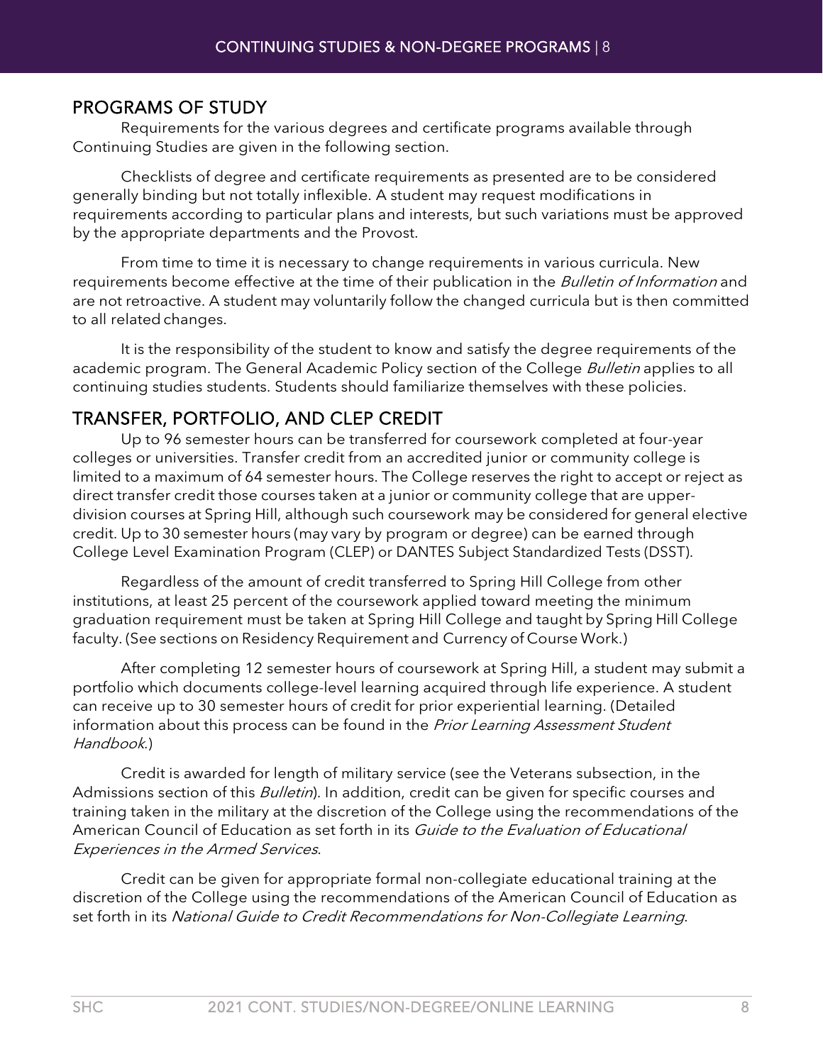## PROGRAMS OF STUDY

Requirements for the various degrees and certificate programs available through Continuing Studies are given in the following section.

Checklists of degree and certificate requirements as presented are to be considered generally binding but not totally inflexible. A student may request modifications in requirements according to particular plans and interests, but such variations must be approved by the appropriate departments and the Provost.

From time to time it is necessary to change requirements in various curricula. New requirements become effective at the time of their publication in the *Bulletin of Information* and are not retroactive. A student may voluntarily follow the changed curricula but is then committed to all related changes.

It is the responsibility of the student to know and satisfy the degree requirements of the academic program. The General Academic Policy section of the College *Bulletin* applies to all continuing studies students. Students should familiarize themselves with these policies.

## TRANSFER, PORTFOLIO, AND CLEP CREDIT

Up to 96 semester hours can be transferred for coursework completed at four-year colleges or universities. Transfer credit from an accredited junior or community college is limited to a maximum of 64 semester hours. The College reserves the right to accept or reject as direct transfer credit those courses taken at a junior or community college that are upper-division courses at Spring Hill, although such coursework may be considered for general elective credit. Up to 30 semester hours (may vary by program or degree) can be earned through College Level Examination Program (CLEP) or DANTES Subject Standardized Tests (DSST).

Regardless of the amount of credit transferred to Spring Hill College from other institutions, at least 25 percent of the coursework applied toward meeting the minimum graduation requirement must be taken at Spring Hill College and taught by Spring Hill College faculty. (See sections on Residency Requirement and Currency of Course Work.)

After completing 12 semester hours of coursework at Spring Hill, a student may submit a portfolio which documents college-level learning acquired through life experience. A student can receive up to 30 semester hours of credit for prior experiential learning. (Detailed information about this process can be found in the *Prior Learning Assessment Student Handbook*.)

Credit is awarded for length of military service (see the Veterans subsection, in the Admissions section of this *Bulletin*). In addition, credit can be given for specific courses and training taken in the military at the discretion of the College using the recommendations of the American Council of Education as set forth in its *Guide to the Evaluation of Educational Experiences in the Armed Services*.

Credit can be given for appropriate formal non-collegiate educational training at the discretion of the College using the recommendations of the American Council of Education as set forth in its *National Guide to Credit Recommendations for Non-Collegiate Learning*.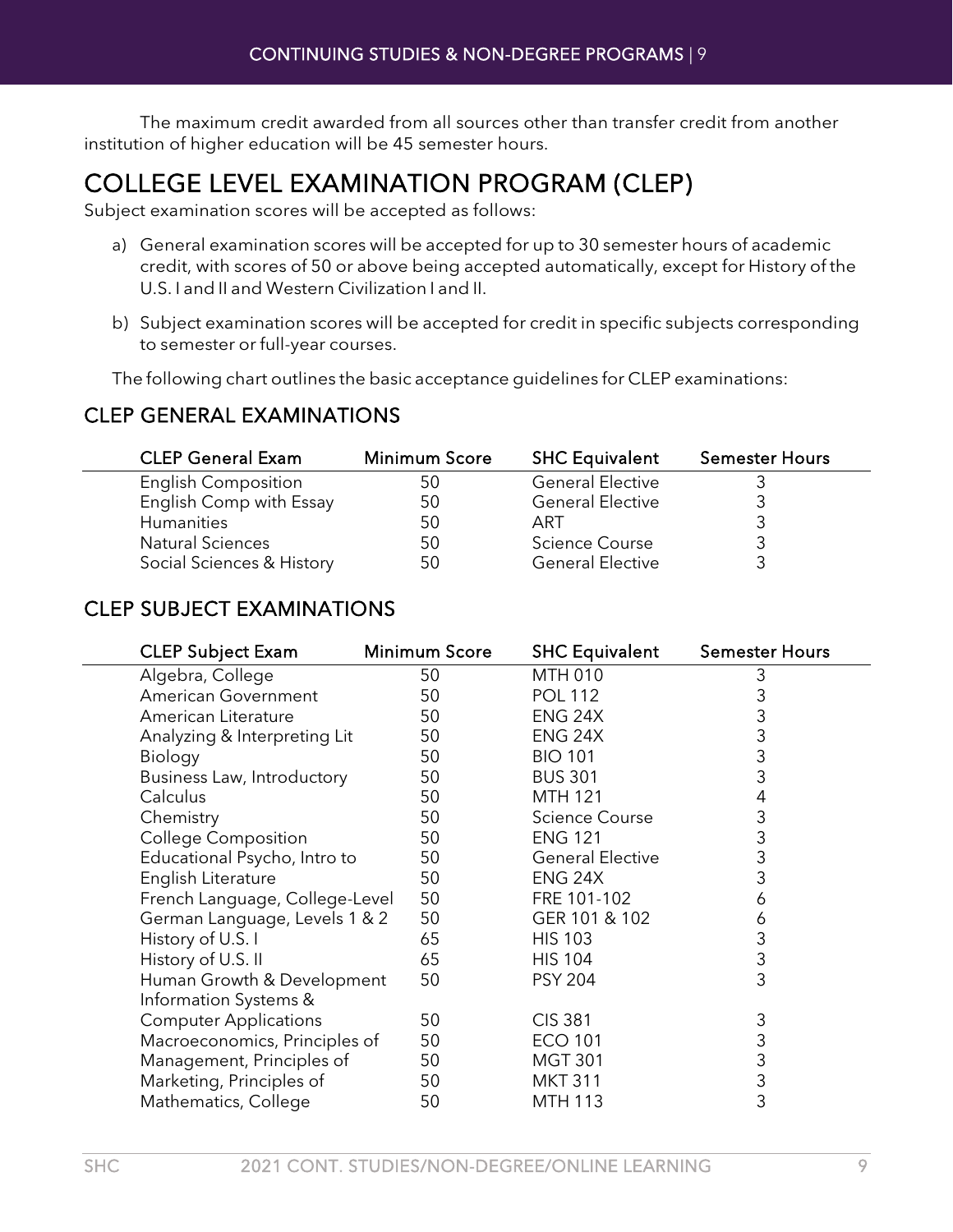The maximum credit awarded from all sources other than transfer credit from another institution of higher education will be 45 semester hours.

# COLLEGE LEVEL EXAMINATION PROGRAM (CLEP)

Subject examination scores will be accepted as follows:

a) General examination scores will be accepted for up to 30 semester hours of academic credit, with scores of 50 or above being accepted automatically, except for History of the U.S. I and II and Western Civilization I and II.

b) Subject examination scores will be accepted for credit in specific subjects corresponding to semester or full-year courses.

The following chart outlines the basic acceptance guidelines for CLEP examinations:

## CLEP GENERAL EXAMINATIONS

| CLEP General Exam | Minimum Score | SHC Equivalent | Semester Hours |
|---|---|---|---|
| English Composition | 50 | General Elective | 3 |
| English Comp with Essay | 50 | General Elective | 3 |
| Humanities | 50 | ART | 3 |
| Natural Sciences | 50 | Science Course | 3 |
| Social Sciences & History | 50 | General Elective | 3 |

## CLEP SUBJECT EXAMINATIONS

| CLEP Subject Exam | Minimum Score | SHC Equivalent | Semester Hours |
|---|---|---|---|
| Algebra, College | 50 | MTH 010 | 3 |
| American Government | 50 | POL 112 | 3 |
| American Literature | 50 | ENG 24X | 3 |
| Analyzing & Interpreting Lit | 50 | ENG 24X | 3 |
| Biology | 50 | BIO 101 | 3 |
| Business Law, Introductory | 50 | BUS 301 | 3 |
| Calculus | 50 | MTH 121 | 4 |
| Chemistry | 50 | Science Course | 3 |
| College Composition | 50 | ENG 121 | 3 |
| Educational Psycho, Intro to | 50 | General Elective | 3 |
| English Literature | 50 | ENG 24X | 3 |
| French Language, College-Level | 50 | FRE 101-102 | 6 |
| German Language, Levels 1 & 2 | 50 | GER 101 & 102 | 6 |
| History of U.S. I | 65 | HIS 103 | 3 |
| History of U.S. II | 65 | HIS 104 | 3 |
| Human Growth & Development | 50 | PSY 204 | 3 |
| Information Systems & Computer Applications | 50 | CIS 381 | 3 |
| Macroeconomics, Principles of | 50 | ECO 101 | 3 |
| Management, Principles of | 50 | MGT 301 | 3 |
| Marketing, Principles of | 50 | MKT 311 | 3 |
| Mathematics, College | 50 | MTH 113 | 3 |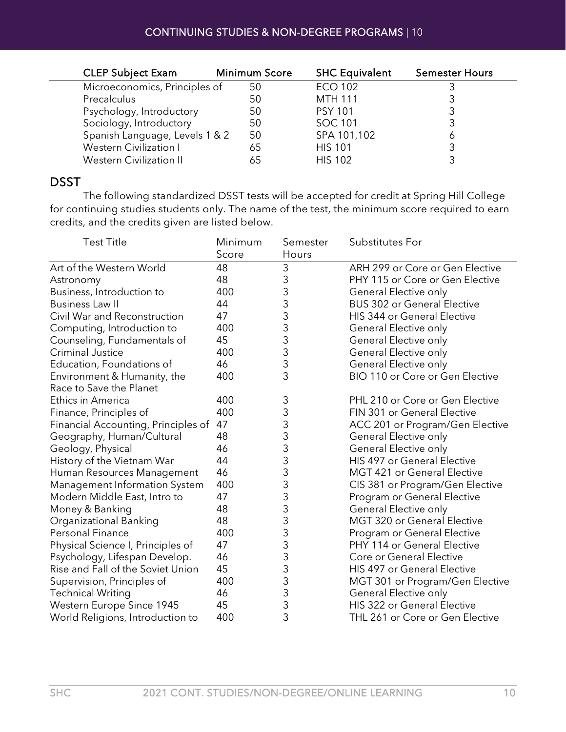| CLEP Subject Exam | Minimum Score | SHC Equivalent | Semester Hours |
|---|---|---|---|
| Microeconomics, Principles of | 50 | ECO 102 | 3 |
| Precalculus | 50 | MTH 111 | 3 |
| Psychology, Introductory | 50 | PSY 101 | 3 |
| Sociology, Introductory | 50 | SOC 101 | 3 |
| Spanish Language, Levels 1 & 2 | 50 | SPA 101,102 | 6 |
| Western Civilization I | 65 | HIS 101 | 3 |
| Western Civilization II | 65 | HIS 102 | 3 |

## DSST

The following standardized DSST tests will be accepted for credit at Spring Hill College for continuing studies students only. The name of the test, the minimum score required to earn credits, and the credits given are listed below.

| Test Title | Minimum Score | Semester Hours | Substitutes For |
|---|---|---|---|
| Art of the Western World | 48 | 3 | ARH 299 or Core or Gen Elective |
| Astronomy | 48 | 3 | PHY 115 or Core or Gen Elective |
| Business, Introduction to | 400 | 3 | General Elective only |
| Business Law II | 44 | 3 | BUS 302 or General Elective |
| Civil War and Reconstruction | 47 | 3 | HIS 344 or General Elective |
| Computing, Introduction to | 400 | 3 | General Elective only |
| Counseling, Fundamentals of | 45 | 3 | General Elective only |
| Criminal Justice | 400 | 3 | General Elective only |
| Education, Foundations of | 46 | 3 | General Elective only |
| Environment & Humanity, the Race to Save the Planet | 400 | 3 | BIO 110 or Core or Gen Elective |
| Ethics in America | 400 | 3 | PHL 210 or Core or Gen Elective |
| Finance, Principles of | 400 | 3 | FIN 301 or General Elective |
| Financial Accounting, Principles of | 47 | 3 | ACC 201 or Program/Gen Elective |
| Geography, Human/Cultural | 48 | 3 | General Elective only |
| Geology, Physical | 46 | 3 | General Elective only |
| History of the Vietnam War | 44 | 3 | HIS 497 or General Elective |
| Human Resources Management | 46 | 3 | MGT 421 or General Elective |
| Management Information System | 400 | 3 | CIS 381 or Program/Gen Elective |
| Modern Middle East, Intro to | 47 | 3 | Program or General Elective |
| Money & Banking | 48 | 3 | General Elective only |
| Organizational Banking | 48 | 3 | MGT 320 or General Elective |
| Personal Finance | 400 | 3 | Program or General Elective |
| Physical Science I, Principles of | 47 | 3 | PHY 114 or General Elective |
| Psychology, Lifespan Develop. | 46 | 3 | Core or General Elective |
| Rise and Fall of the Soviet Union | 45 | 3 | HIS 497 or General Elective |
| Supervision, Principles of | 400 | 3 | MGT 301 or Program/Gen Elective |
| Technical Writing | 46 | 3 | General Elective only |
| Western Europe Since 1945 | 45 | 3 | HIS 322 or General Elective |
| World Religions, Introduction to | 400 | 3 | THL 261 or Core or Gen Elective |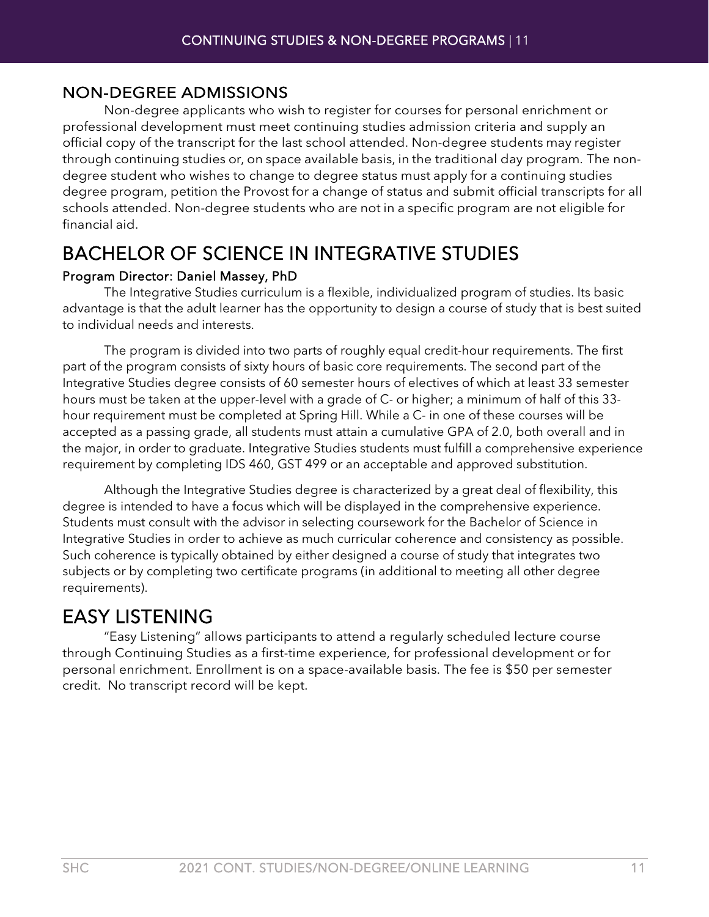## NON-DEGREE ADMISSIONS

Non-degree applicants who wish to register for courses for personal enrichment or professional development must meet continuing studies admission criteria and supply an official copy of the transcript for the last school attended. Non-degree students may register through continuing studies or, on space available basis, in the traditional day program. The non-degree student who wishes to change to degree status must apply for a continuing studies degree program, petition the Provost for a change of status and submit official transcripts for all schools attended. Non-degree students who are not in a specific program are not eligible for financial aid.

# BACHELOR OF SCIENCE IN INTEGRATIVE STUDIES

### Program Director: Daniel Massey, PhD

The Integrative Studies curriculum is a flexible, individualized program of studies. Its basic advantage is that the adult learner has the opportunity to design a course of study that is best suited to individual needs and interests.

The program is divided into two parts of roughly equal credit-hour requirements. The first part of the program consists of sixty hours of basic core requirements. The second part of the Integrative Studies degree consists of 60 semester hours of electives of which at least 33 semester hours must be taken at the upper-level with a grade of C- or higher; a minimum of half of this 33-hour requirement must be completed at Spring Hill. While a C- in one of these courses will be accepted as a passing grade, all students must attain a cumulative GPA of 2.0, both overall and in the major, in order to graduate. Integrative Studies students must fulfill a comprehensive experience requirement by completing IDS 460, GST 499 or an acceptable and approved substitution.

Although the Integrative Studies degree is characterized by a great deal of flexibility, this degree is intended to have a focus which will be displayed in the comprehensive experience. Students must consult with the advisor in selecting coursework for the Bachelor of Science in Integrative Studies in order to achieve as much curricular coherence and consistency as possible. Such coherence is typically obtained by either designed a course of study that integrates two subjects or by completing two certificate programs (in additional to meeting all other degree requirements).

# EASY LISTENING

"Easy Listening" allows participants to attend a regularly scheduled lecture course through Continuing Studies as a first-time experience, for professional development or for personal enrichment. Enrollment is on a space-available basis. The fee is $50 per semester credit. No transcript record will be kept.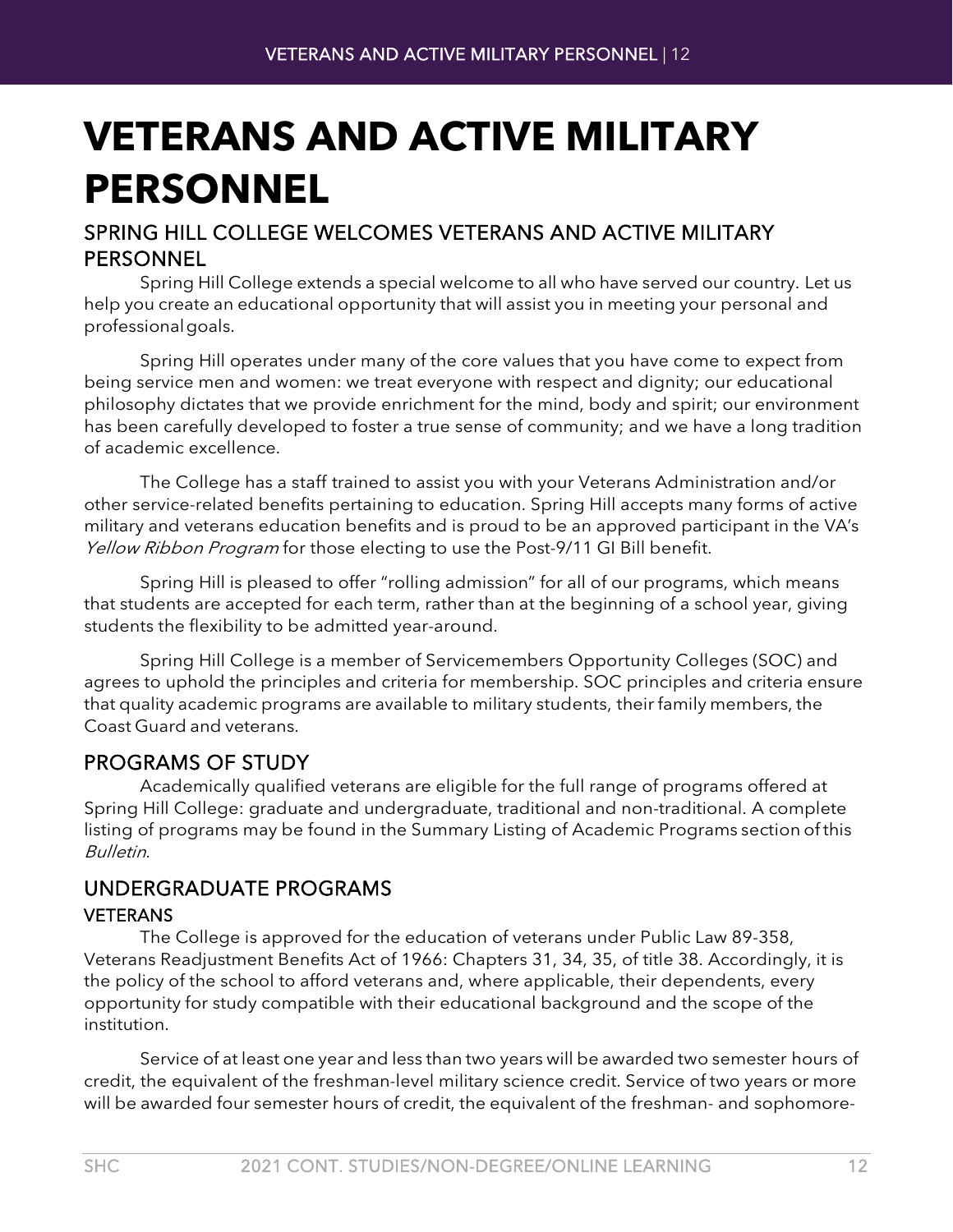# VETERANS AND ACTIVE MILITARY PERSONNEL

## SPRING HILL COLLEGE WELCOMES VETERANS AND ACTIVE MILITARY PERSONNEL

Spring Hill College extends a special welcome to all who have served our country. Let us help you create an educational opportunity that will assist you in meeting your personal and professional goals.

Spring Hill operates under many of the core values that you have come to expect from being service men and women: we treat everyone with respect and dignity; our educational philosophy dictates that we provide enrichment for the mind, body and spirit; our environment has been carefully developed to foster a true sense of community; and we have a long tradition of academic excellence.

The College has a staff trained to assist you with your Veterans Administration and/or other service-related benefits pertaining to education. Spring Hill accepts many forms of active military and veterans education benefits and is proud to be an approved participant in the VA's *Yellow Ribbon Program* for those electing to use the Post-9/11 GI Bill benefit.

Spring Hill is pleased to offer "rolling admission" for all of our programs, which means that students are accepted for each term, rather than at the beginning of a school year, giving students the flexibility to be admitted year-around.

Spring Hill College is a member of Servicemembers Opportunity Colleges (SOC) and agrees to uphold the principles and criteria for membership. SOC principles and criteria ensure that quality academic programs are available to military students, their family members, the Coast Guard and veterans.

## PROGRAMS OF STUDY

Academically qualified veterans are eligible for the full range of programs offered at Spring Hill College: graduate and undergraduate, traditional and non-traditional. A complete listing of programs may be found in the Summary Listing of Academic Programs section of this *Bulletin*.

## UNDERGRADUATE PROGRAMS

### VETERANS

The College is approved for the education of veterans under Public Law 89-358, Veterans Readjustment Benefits Act of 1966: Chapters 31, 34, 35, of title 38. Accordingly, it is the policy of the school to afford veterans and, where applicable, their dependents, every opportunity for study compatible with their educational background and the scope of the institution.

Service of at least one year and less than two years will be awarded two semester hours of credit, the equivalent of the freshman-level military science credit. Service of two years or more will be awarded four semester hours of credit, the equivalent of the freshman- and sophomore-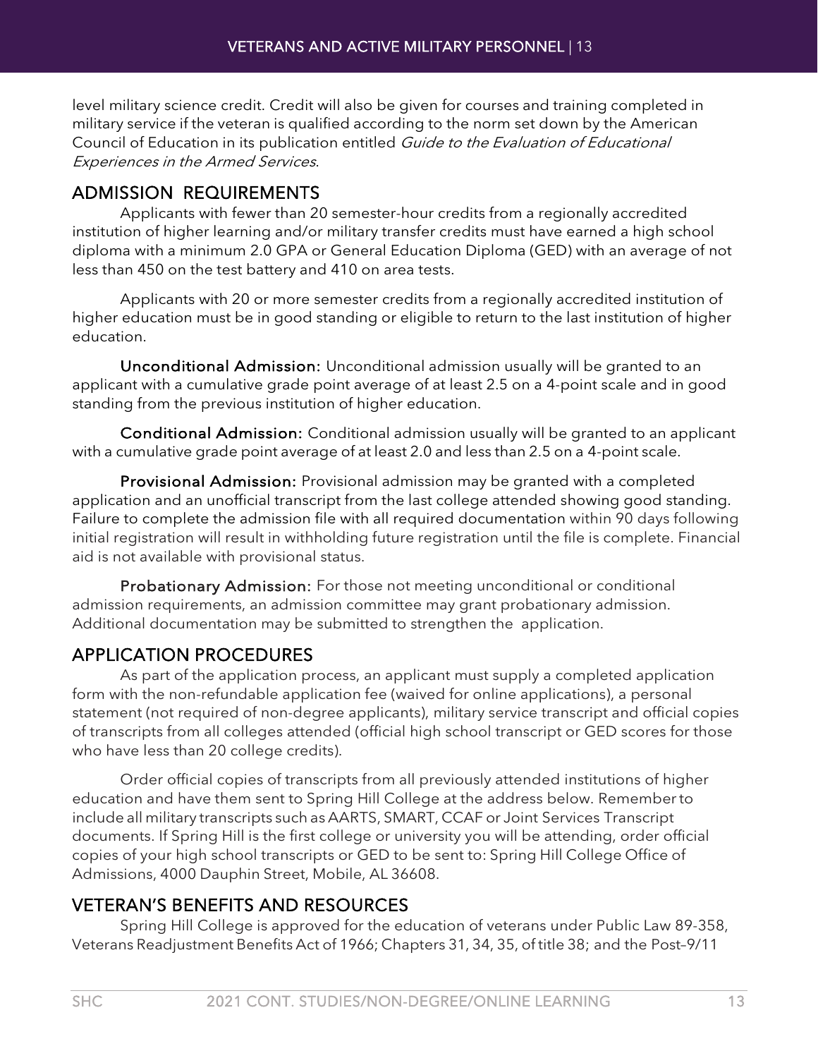level military science credit. Credit will also be given for courses and training completed in military service if the veteran is qualified according to the norm set down by the American Council of Education in its publication entitled *Guide to the Evaluation of Educational Experiences in the Armed Services*.

## ADMISSION REQUIREMENTS

Applicants with fewer than 20 semester-hour credits from a regionally accredited institution of higher learning and/or military transfer credits must have earned a high school diploma with a minimum 2.0 GPA or General Education Diploma (GED) with an average of not less than 450 on the test battery and 410 on area tests.

Applicants with 20 or more semester credits from a regionally accredited institution of higher education must be in good standing or eligible to return to the last institution of higher education.

**Unconditional Admission:** Unconditional admission usually will be granted to an applicant with a cumulative grade point average of at least 2.5 on a 4-point scale and in good standing from the previous institution of higher education.

**Conditional Admission:** Conditional admission usually will be granted to an applicant with a cumulative grade point average of at least 2.0 and less than 2.5 on a 4-point scale.

**Provisional Admission:** Provisional admission may be granted with a completed application and an unofficial transcript from the last college attended showing good standing. Failure to complete the admission file with all required documentation within 90 days following initial registration will result in withholding future registration until the file is complete. Financial aid is not available with provisional status.

**Probationary Admission:** For those not meeting unconditional or conditional admission requirements, an admission committee may grant probationary admission. Additional documentation may be submitted to strengthen the application.

## APPLICATION PROCEDURES

As part of the application process, an applicant must supply a completed application form with the non-refundable application fee (waived for online applications), a personal statement (not required of non-degree applicants), military service transcript and official copies of transcripts from all colleges attended (official high school transcript or GED scores for those who have less than 20 college credits).

Order official copies of transcripts from all previously attended institutions of higher education and have them sent to Spring Hill College at the address below. Remember to include all military transcripts such as AARTS, SMART, CCAF or Joint Services Transcript documents. If Spring Hill is the first college or university you will be attending, order official copies of your high school transcripts or GED to be sent to: Spring Hill College Office of Admissions, 4000 Dauphin Street, Mobile, AL 36608.

## VETERAN'S BENEFITS AND RESOURCES

Spring Hill College is approved for the education of veterans under Public Law 89-358, Veterans Readjustment Benefits Act of 1966; Chapters 31, 34, 35, of title 38; and the Post–9/11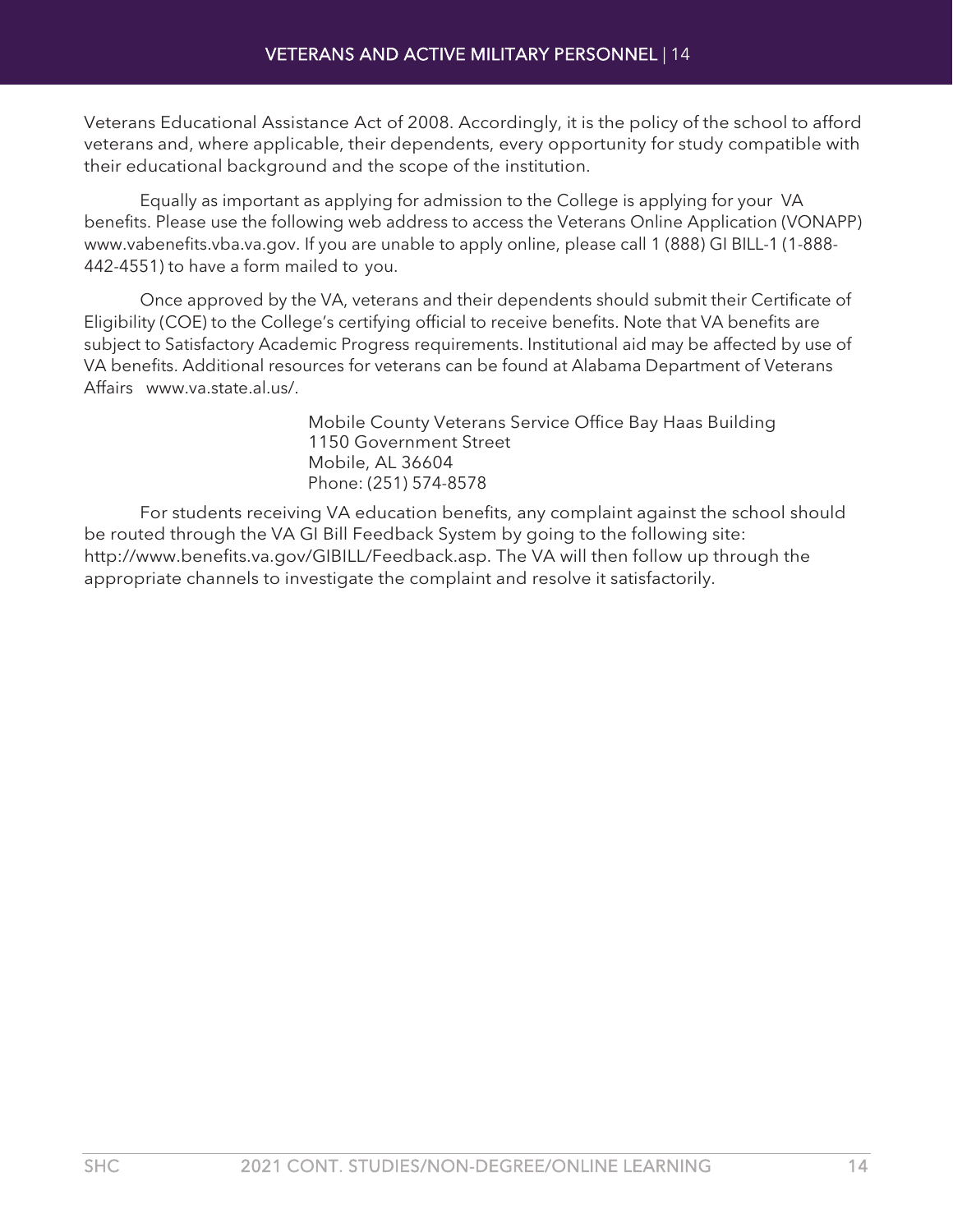Veterans Educational Assistance Act of 2008. Accordingly, it is the policy of the school to afford veterans and, where applicable, their dependents, every opportunity for study compatible with their educational background and the scope of the institution.

Equally as important as applying for admission to the College is applying for your VA benefits. Please use the following web address to access the Veterans Online Application (VONAPP) www.vabenefits.vba.va.gov. If you are unable to apply online, please call 1 (888) GI BILL-1 (1-888-442-4551) to have a form mailed to you.

Once approved by the VA, veterans and their dependents should submit their Certificate of Eligibility (COE) to the College's certifying official to receive benefits. Note that VA benefits are subject to Satisfactory Academic Progress requirements. Institutional aid may be affected by use of VA benefits. Additional resources for veterans can be found at Alabama Department of Veterans Affairs www.va.state.al.us/.

Mobile County Veterans Service Office Bay Haas Building
1150 Government Street
Mobile, AL 36604
Phone: (251) 574-8578

For students receiving VA education benefits, any complaint against the school should be routed through the VA GI Bill Feedback System by going to the following site: http://www.benefits.va.gov/GIBILL/Feedback.asp. The VA will then follow up through the appropriate channels to investigate the complaint and resolve it satisfactorily.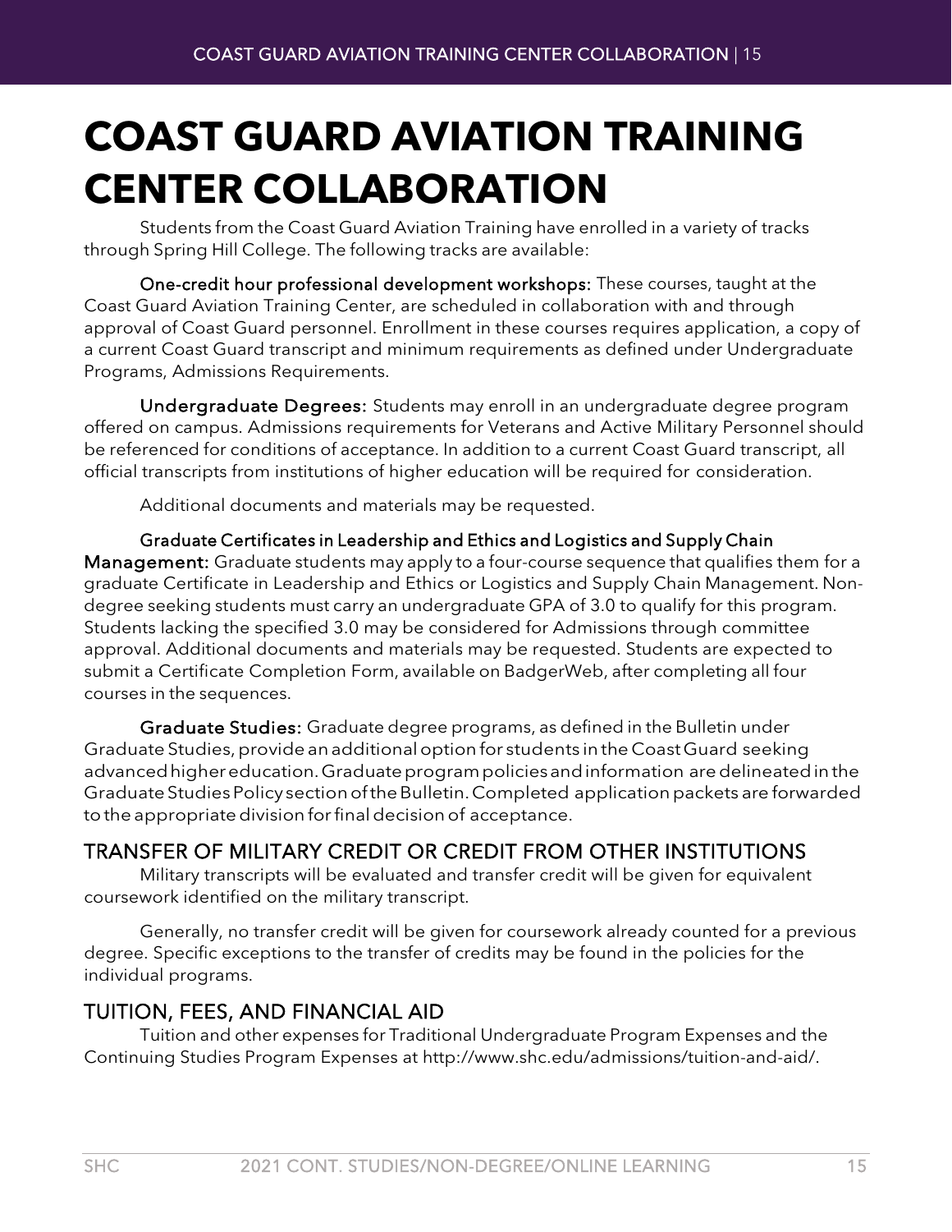# COAST GUARD AVIATION TRAINING CENTER COLLABORATION

Students from the Coast Guard Aviation Training have enrolled in a variety of tracks through Spring Hill College. The following tracks are available:

**One-credit hour professional development workshops:** These courses, taught at the Coast Guard Aviation Training Center, are scheduled in collaboration with and through approval of Coast Guard personnel. Enrollment in these courses requires application, a copy of a current Coast Guard transcript and minimum requirements as defined under Undergraduate Programs, Admissions Requirements.

**Undergraduate Degrees:** Students may enroll in an undergraduate degree program offered on campus. Admissions requirements for Veterans and Active Military Personnel should be referenced for conditions of acceptance. In addition to a current Coast Guard transcript, all official transcripts from institutions of higher education will be required for consideration.

Additional documents and materials may be requested.

**Graduate Certificates in Leadership and Ethics and Logistics and Supply Chain Management:** Graduate students may apply to a four-course sequence that qualifies them for a graduate Certificate in Leadership and Ethics or Logistics and Supply Chain Management. Non-degree seeking students must carry an undergraduate GPA of 3.0 to qualify for this program. Students lacking the specified 3.0 may be considered for Admissions through committee approval. Additional documents and materials may be requested. Students are expected to submit a Certificate Completion Form, available on BadgerWeb, after completing all four courses in the sequences.

**Graduate Studies:** Graduate degree programs, as defined in the Bulletin under Graduate Studies, provide an additional option for students in the Coast Guard seeking advanced higher education. Graduate program policies and information are delineated in the Graduate Studies Policy section of the Bulletin. Completed application packets are forwarded to the appropriate division for final decision of acceptance.

## TRANSFER OF MILITARY CREDIT OR CREDIT FROM OTHER INSTITUTIONS

Military transcripts will be evaluated and transfer credit will be given for equivalent coursework identified on the military transcript.

Generally, no transfer credit will be given for coursework already counted for a previous degree. Specific exceptions to the transfer of credits may be found in the policies for the individual programs.

## TUITION, FEES, AND FINANCIAL AID

Tuition and other expenses for Traditional Undergraduate Program Expenses and the Continuing Studies Program Expenses at http://www.shc.edu/admissions/tuition-and-aid/.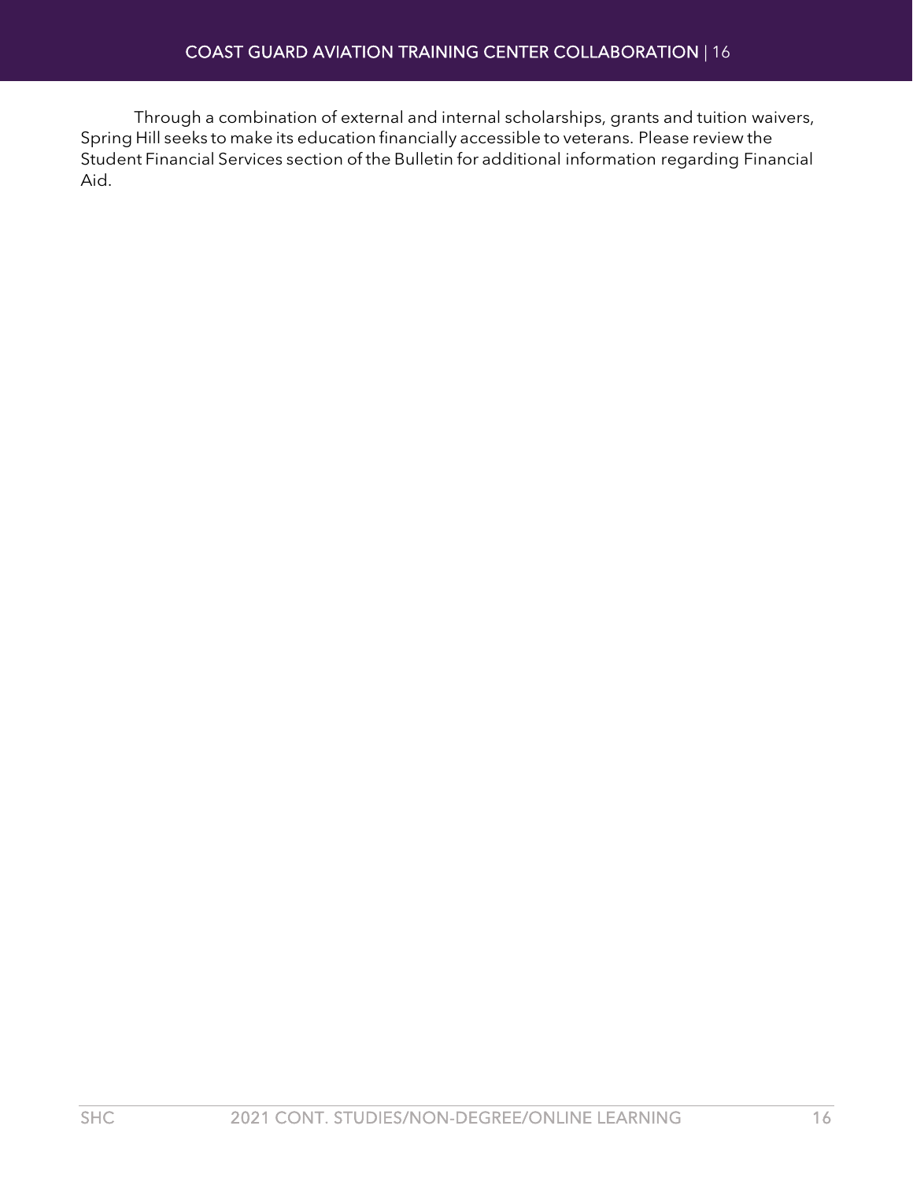Through a combination of external and internal scholarships, grants and tuition waivers, Spring Hill seeks to make its education financially accessible to veterans. Please review the Student Financial Services section of the Bulletin for additional information regarding Financial Aid.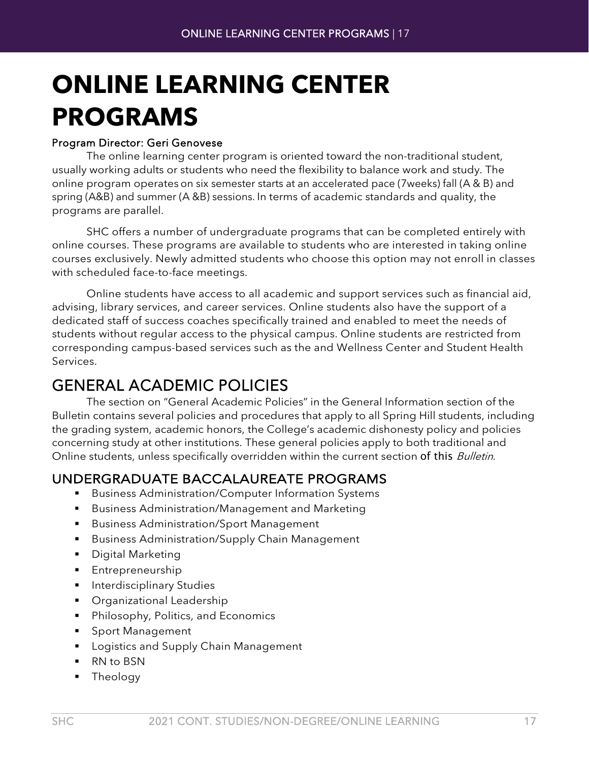# ONLINE LEARNING CENTER PROGRAMS

**Program Director: Geri Genovese**

The online learning center program is oriented toward the non-traditional student, usually working adults or students who need the flexibility to balance work and study. The online program operates on six semester starts at an accelerated pace (7weeks) fall (A & B) and spring (A&B) and summer (A &B) sessions. In terms of academic standards and quality, the programs are parallel.

SHC offers a number of undergraduate programs that can be completed entirely with online courses. These programs are available to students who are interested in taking online courses exclusively. Newly admitted students who choose this option may not enroll in classes with scheduled face-to-face meetings.

Online students have access to all academic and support services such as financial aid, advising, library services, and career services. Online students also have the support of a dedicated staff of success coaches specifically trained and enabled to meet the needs of students without regular access to the physical campus. Online students are restricted from corresponding campus-based services such as the and Wellness Center and Student Health Services.

## GENERAL ACADEMIC POLICIES

The section on "General Academic Policies" in the General Information section of the Bulletin contains several policies and procedures that apply to all Spring Hill students, including the grading system, academic honors, the College's academic dishonesty policy and policies concerning study at other institutions. These general policies apply to both traditional and Online students, unless specifically overridden within the current section of this *Bulletin*.

### UNDERGRADUATE BACCALAUREATE PROGRAMS

- Business Administration/Computer Information Systems
- Business Administration/Management and Marketing
- Business Administration/Sport Management
- Business Administration/Supply Chain Management
- Digital Marketing
- Entrepreneurship
- Interdisciplinary Studies
- Organizational Leadership
- Philosophy, Politics, and Economics
- Sport Management
- Logistics and Supply Chain Management
- RN to BSN
- Theology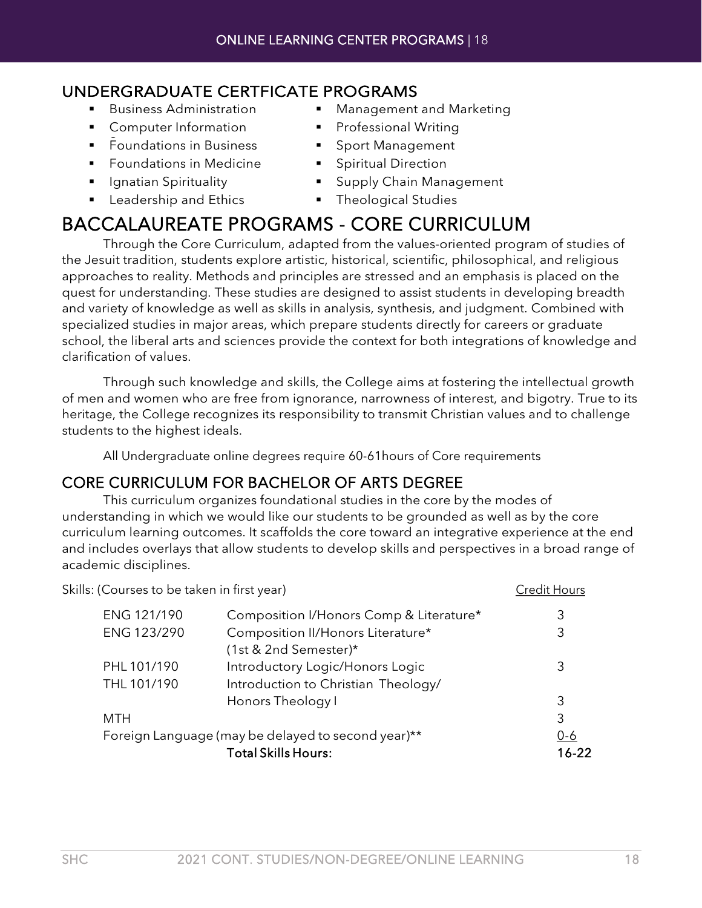## UNDERGRADUATE CERTFICATE PROGRAMS

- Business Administration
- Computer Information
- Foundations in Business
- Foundations in Medicine
- Ignatian Spirituality
- Leadership and Ethics
- Management and Marketing
- Professional Writing
- Sport Management
- Spiritual Direction
- Supply Chain Management
- Theological Studies

# BACCALAUREATE PROGRAMS - CORE CURRICULUM

Through the Core Curriculum, adapted from the values-oriented program of studies of the Jesuit tradition, students explore artistic, historical, scientific, philosophical, and religious approaches to reality. Methods and principles are stressed and an emphasis is placed on the quest for understanding. These studies are designed to assist students in developing breadth and variety of knowledge as well as skills in analysis, synthesis, and judgment. Combined with specialized studies in major areas, which prepare students directly for careers or graduate school, the liberal arts and sciences provide the context for both integrations of knowledge and clarification of values.

Through such knowledge and skills, the College aims at fostering the intellectual growth of men and women who are free from ignorance, narrowness of interest, and bigotry. True to its heritage, the College recognizes its responsibility to transmit Christian values and to challenge students to the highest ideals.

All Undergraduate online degrees require 60-61hours of Core requirements

## CORE CURRICULUM FOR BACHELOR OF ARTS DEGREE

This curriculum organizes foundational studies in the core by the modes of understanding in which we would like our students to be grounded as well as by the core curriculum learning outcomes. It scaffolds the core toward an integrative experience at the end and includes overlays that allow students to develop skills and perspectives in a broad range of academic disciplines.

| Skills: (Courses to be taken in first year) | | Credit Hours |
|---|---|---|
| ENG 121/190 | Composition I/Honors Comp & Literature* | 3 |
| ENG 123/290 | Composition II/Honors Literature* (1st & 2nd Semester)* | 3 |
| PHL 101/190 | Introductory Logic/Honors Logic | 3 |
| THL 101/190 | Introduction to Christian Theology/ Honors Theology I | 3 |
| MTH | | 3 |
| Foreign Language (may be delayed to second year)** | | 0-6 |
| | **Total Skills Hours:** | **16-22** |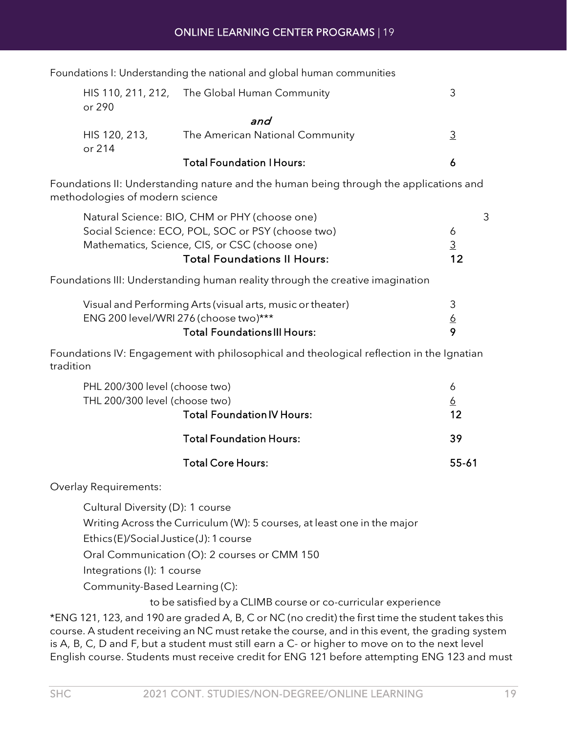Foundations I: Understanding the national and global human communities

| | | |
|---|---|---|
| HIS 110, 211, 212, or 290 | The Global Human Community | 3 |
| | *and* | |
| HIS 120, 213, or 214 | The American National Community | 3 |
| | **Total Foundation I Hours:** | **6** |

Foundations II: Understanding nature and the human being through the applications and methodologies of modern science

| | |
|---|---|
| Natural Science: BIO, CHM or PHY (choose one) | 3 |
| Social Science: ECO, POL, SOC or PSY (choose two) | 6 |
| Mathematics, Science, CIS, or CSC (choose one) | 3 |
| **Total Foundations II Hours:** | **12** |

Foundations III: Understanding human reality through the creative imagination

| | |
|---|---|
| Visual and Performing Arts (visual arts, music or theater) | 3 |
| ENG 200 level/WRI 276 (choose two)*** | 6 |
| **Total Foundations III Hours:** | **9** |

Foundations IV: Engagement with philosophical and theological reflection in the Ignatian tradition

| | |
|---|---|
| PHL 200/300 level (choose two) | 6 |
| THL 200/300 level (choose two) | 6 |
| **Total Foundation IV Hours:** | **12** |
| **Total Foundation Hours:** | **39** |
| **Total Core Hours:** | **55-61** |

Overlay Requirements:

- Cultural Diversity (D): 1 course
- Writing Across the Curriculum (W): 5 courses, at least one in the major
- Ethics (E)/Social Justice (J): 1 course
- Oral Communication (O): 2 courses or CMM 150
- Integrations (I): 1 course
- Community-Based Learning (C): to be satisfied by a CLIMB course or co-curricular experience

*ENG 121, 123, and 190 are graded A, B, C or NC (no credit) the first time the student takes this course. A student receiving an NC must retake the course, and in this event, the grading system is A, B, C, D and F, but a student must still earn a C- or higher to move on to the next level English course. Students must receive credit for ENG 121 before attempting ENG 123 and must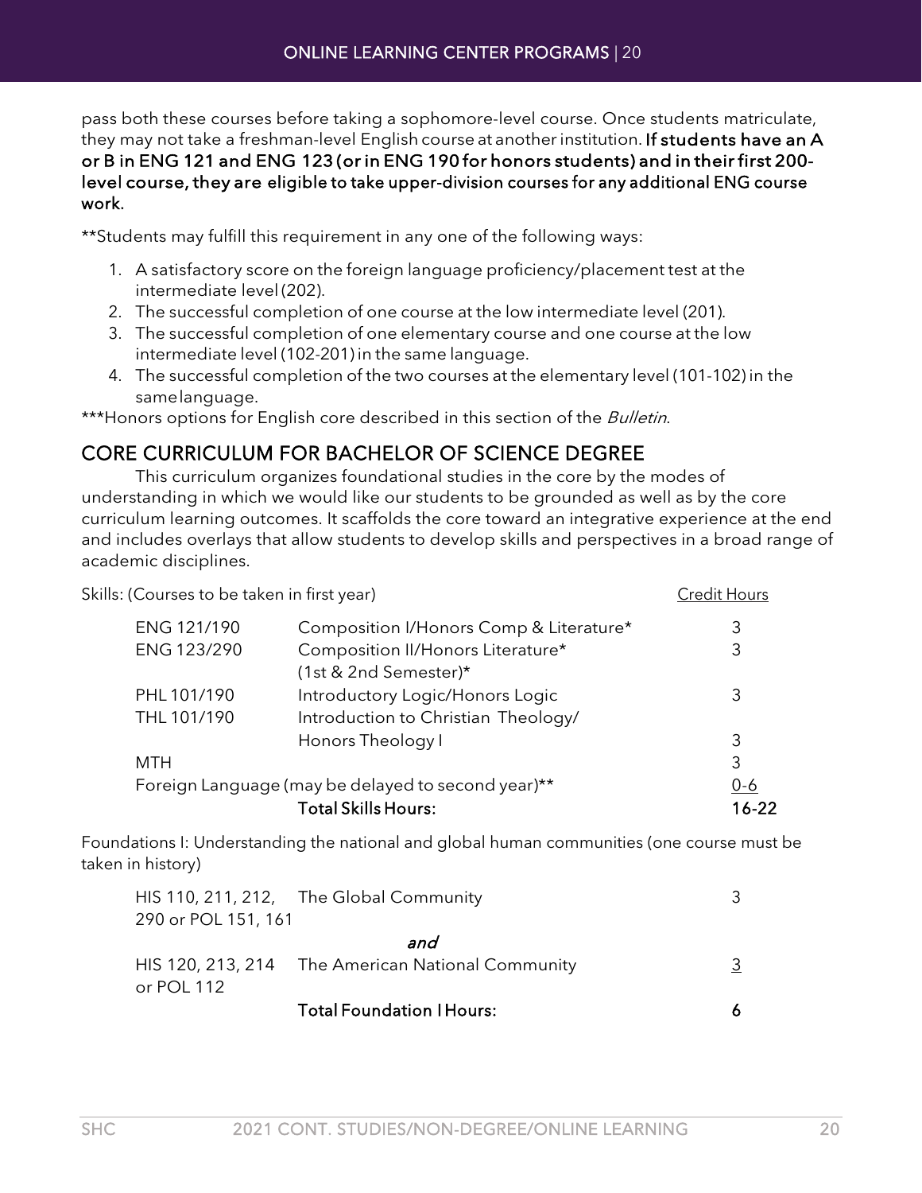pass both these courses before taking a sophomore-level course. Once students matriculate, they may not take a freshman-level English course at another institution. **If students have an A or B in ENG 121 and ENG 123 (or in ENG 190 for honors students) and in their first 200-level course, they are eligible to take upper-division courses for any additional ENG course work.**

**Students may fulfill this requirement in any one of the following ways:

1. A satisfactory score on the foreign language proficiency/placement test at the intermediate level (202).
2. The successful completion of one course at the low intermediate level (201).
3. The successful completion of one elementary course and one course at the low intermediate level (102-201) in the same language.
4. The successful completion of the two courses at the elementary level (101-102) in the same language.

***Honors options for English core described in this section of the *Bulletin*.

## CORE CURRICULUM FOR BACHELOR OF SCIENCE DEGREE

This curriculum organizes foundational studies in the core by the modes of understanding in which we would like our students to be grounded as well as by the core curriculum learning outcomes. It scaffolds the core toward an integrative experience at the end and includes overlays that allow students to develop skills and perspectives in a broad range of academic disciplines.

Skills: (Courses to be taken in first year)

| Course | Title | Credit Hours |
|---|---|---|
| ENG 121/190 | Composition I/Honors Comp & Literature* | 3 |
| ENG 123/290 | Composition II/Honors Literature* (1st & 2nd Semester)* | 3 |
| PHL 101/190 | Introductory Logic/Honors Logic | 3 |
| THL 101/190 | Introduction to Christian Theology/ Honors Theology I | 3 |
| MTH | | 3 |
| Foreign Language (may be delayed to second year)** | | 0-6 |
| | **Total Skills Hours:** | **16-22** |

Foundations I: Understanding the national and global human communities (one course must be taken in history)

| Course | Title | Credit Hours |
|---|---|---|
| HIS 110, 211, 212, 290 or POL 151, 161 | The Global Community | 3 |
| | *and* | |
| HIS 120, 213, 214 or POL 112 | The American National Community | 3 |
| | **Total Foundation I Hours:** | **6** |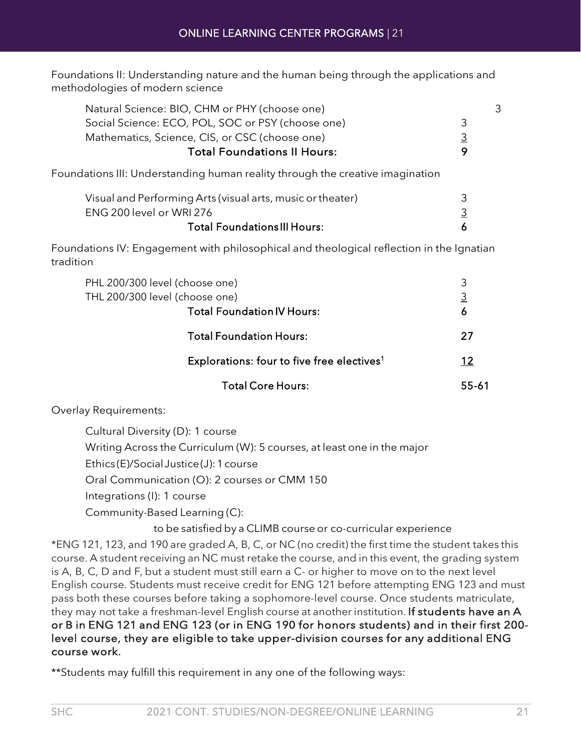Foundations II: Understanding nature and the human being through the applications and methodologies of modern science

| Course | Hours |
| --- | --- |
| Natural Science: BIO, CHM or PHY (choose one) | 3 |
| Social Science: ECO, POL, SOC or PSY (choose one) | 3 |
| Mathematics, Science, CIS, or CSC (choose one) | 3 |
| **Total Foundations II Hours:** | **9** |

Foundations III: Understanding human reality through the creative imagination

| Course | Hours |
| --- | --- |
| Visual and Performing Arts (visual arts, music or theater) | 3 |
| ENG 200 level or WRI 276 | 3 |
| **Total Foundations III Hours:** | **6** |

Foundations IV: Engagement with philosophical and theological reflection in the Ignatian tradition

| Course | Hours |
| --- | --- |
| PHL 200/300 level (choose one) | 3 |
| THL 200/300 level (choose one) | 3 |
| **Total Foundation IV Hours:** | **6** |
| **Total Foundation Hours:** | **27** |
| **Explorations: four to five free electives[1]** | **12** |
| **Total Core Hours:** | **55-61** |

Overlay Requirements:

- Cultural Diversity (D): 1 course
- Writing Across the Curriculum (W): 5 courses, at least one in the major
- Ethics (E)/Social Justice (J): 1 course
- Oral Communication (O): 2 courses or CMM 150
- Integrations (I): 1 course
- Community-Based Learning (C):
  - to be satisfied by a CLIMB course or co-curricular experience

*ENG 121, 123, and 190 are graded A, B, C, or NC (no credit) the first time the student takes this course. A student receiving an NC must retake the course, and in this event, the grading system is A, B, C, D and F, but a student must still earn a C- or higher to move on to the next level English course. Students must receive credit for ENG 121 before attempting ENG 123 and must pass both these courses before taking a sophomore-level course. Once students matriculate, they may not take a freshman-level English course at another institution. **If students have an A or B in ENG 121 and ENG 123 (or in ENG 190 for honors students) and in their first 200-level course, they are eligible to take upper-division courses for any additional ENG course work.**

**Students may fulfill this requirement in any one of the following ways: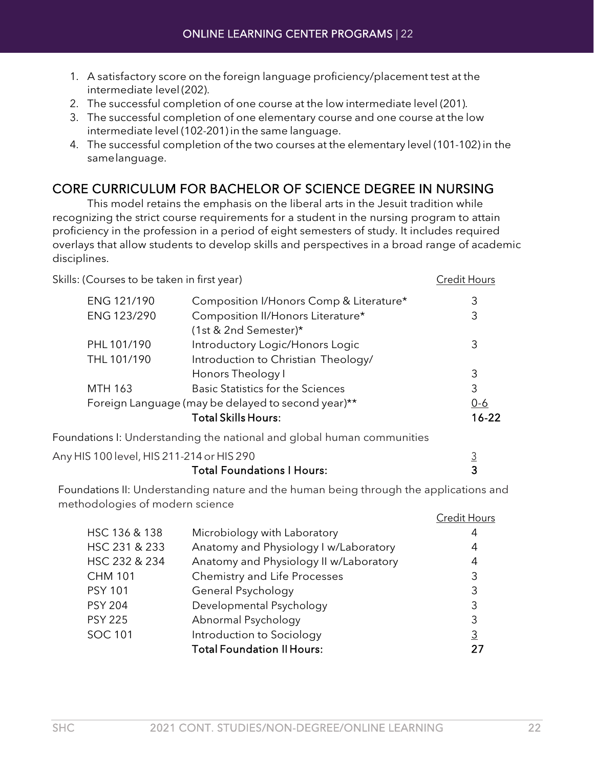1. A satisfactory score on the foreign language proficiency/placement test at the intermediate level (202).
2. The successful completion of one course at the low intermediate level (201).
3. The successful completion of one elementary course and one course at the low intermediate level (102-201) in the same language.
4. The successful completion of the two courses at the elementary level (101-102) in the same language.

## CORE CURRICULUM FOR BACHELOR OF SCIENCE DEGREE IN NURSING

This model retains the emphasis on the liberal arts in the Jesuit tradition while recognizing the strict course requirements for a student in the nursing program to attain proficiency in the profession in a period of eight semesters of study. It includes required overlays that allow students to develop skills and perspectives in a broad range of academic disciplines.

| Skills: (Courses to be taken in first year) | | Credit Hours |
|---|---|---|
| ENG 121/190 | Composition I/Honors Comp & Literature* | 3 |
| ENG 123/290 | Composition II/Honors Literature* (1st & 2nd Semester)* | 3 |
| PHL 101/190 | Introductory Logic/Honors Logic | 3 |
| THL 101/190 | Introduction to Christian Theology/ Honors Theology I | 3 |
| MTH 163 | Basic Statistics for the Sciences | 3 |
| Foreign Language (may be delayed to second year)** | | 0-6 |
| | **Total Skills Hours:** | **16-22** |

Foundations I: Understanding the national and global human communities

| | | |
|---|---|---|
| Any HIS 100 level, HIS 211-214 or HIS 290 | | 3 |
| | **Total Foundations I Hours:** | **3** |

Foundations II: Understanding nature and the human being through the applications and methodologies of modern science

| | | Credit Hours |
|---|---|---|
| HSC 136 & 138 | Microbiology with Laboratory | 4 |
| HSC 231 & 233 | Anatomy and Physiology I w/Laboratory | 4 |
| HSC 232 & 234 | Anatomy and Physiology II w/Laboratory | 4 |
| CHM 101 | Chemistry and Life Processes | 3 |
| PSY 101 | General Psychology | 3 |
| PSY 204 | Developmental Psychology | 3 |
| PSY 225 | Abnormal Psychology | 3 |
| SOC 101 | Introduction to Sociology | 3 |
| | **Total Foundation II Hours:** | **27** |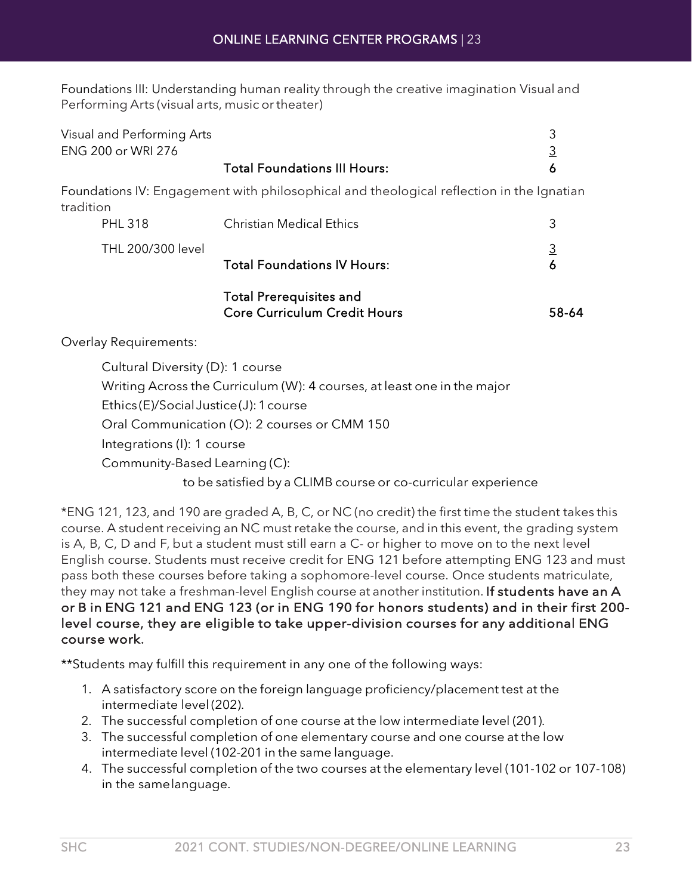Foundations III: Understanding human reality through the creative imagination Visual and Performing Arts (visual arts, music or theater)

| | | |
|---|---|---|
| Visual and Performing Arts | | 3 |
| ENG 200 or WRI 276 | | 3 |
| | **Total Foundations III Hours:** | **6** |

Foundations IV: Engagement with philosophical and theological reflection in the Ignatian tradition

| | | |
|---|---|---|
| PHL 318 | Christian Medical Ethics | 3 |
| THL 200/300 level | | 3 |
| | **Total Foundations IV Hours:** | **6** |
| | **Total Prerequisites and Core Curriculum Credit Hours** | **58-64** |

Overlay Requirements:

Cultural Diversity (D): 1 course
Writing Across the Curriculum (W): 4 courses, at least one in the major
Ethics (E)/Social Justice (J): 1 course
Oral Communication (O): 2 courses or CMM 150
Integrations (I): 1 course
Community-Based Learning (C):
to be satisfied by a CLIMB course or co-curricular experience

*ENG 121, 123, and 190 are graded A, B, C, or NC (no credit) the first time the student takes this course. A student receiving an NC must retake the course, and in this event, the grading system is A, B, C, D and F, but a student must still earn a C- or higher to move on to the next level English course. Students must receive credit for ENG 121 before attempting ENG 123 and must pass both these courses before taking a sophomore-level course. Once students matriculate, they may not take a freshman-level English course at another institution. **If students have an A or B in ENG 121 and ENG 123 (or in ENG 190 for honors students) and in their first 200-level course, they are eligible to take upper-division courses for any additional ENG course work.**

**Students may fulfill this requirement in any one of the following ways:

1. A satisfactory score on the foreign language proficiency/placement test at the intermediate level (202).
2. The successful completion of one course at the low intermediate level (201).
3. The successful completion of one elementary course and one course at the low intermediate level (102-201 in the same language.
4. The successful completion of the two courses at the elementary level (101-102 or 107-108) in the same language.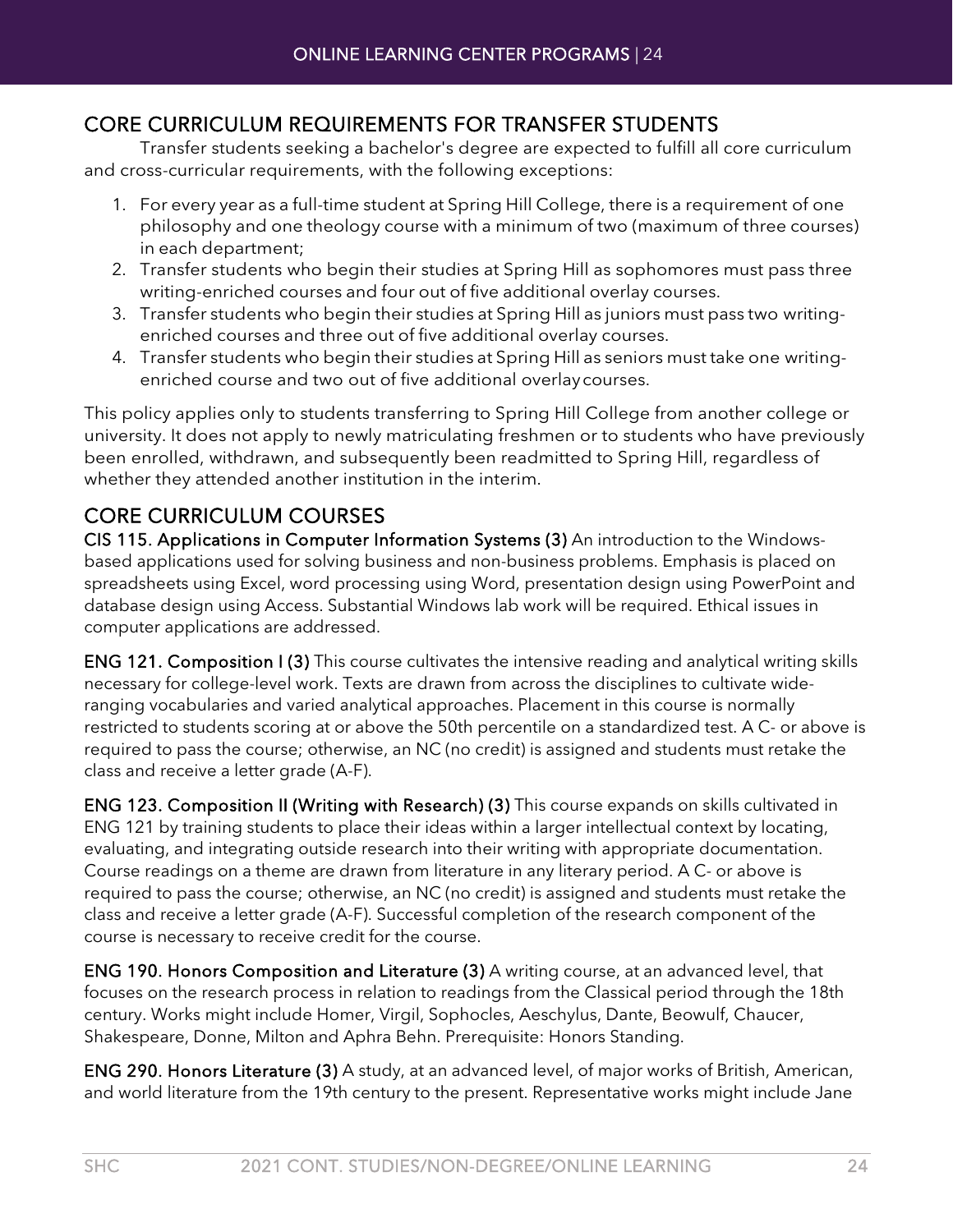## CORE CURRICULUM REQUIREMENTS FOR TRANSFER STUDENTS

Transfer students seeking a bachelor's degree are expected to fulfill all core curriculum and cross-curricular requirements, with the following exceptions:

1. For every year as a full-time student at Spring Hill College, there is a requirement of one philosophy and one theology course with a minimum of two (maximum of three courses) in each department;
2. Transfer students who begin their studies at Spring Hill as sophomores must pass three writing-enriched courses and four out of five additional overlay courses.
3. Transfer students who begin their studies at Spring Hill as juniors must pass two writing-enriched courses and three out of five additional overlay courses.
4. Transfer students who begin their studies at Spring Hill as seniors must take one writing-enriched course and two out of five additional overlay courses.

This policy applies only to students transferring to Spring Hill College from another college or university. It does not apply to newly matriculating freshmen or to students who have previously been enrolled, withdrawn, and subsequently been readmitted to Spring Hill, regardless of whether they attended another institution in the interim.

## CORE CURRICULUM COURSES

**CIS 115. Applications in Computer Information Systems (3)** An introduction to the Windows-based applications used for solving business and non-business problems. Emphasis is placed on spreadsheets using Excel, word processing using Word, presentation design using PowerPoint and database design using Access. Substantial Windows lab work will be required. Ethical issues in computer applications are addressed.

**ENG 121. Composition I (3)** This course cultivates the intensive reading and analytical writing skills necessary for college-level work. Texts are drawn from across the disciplines to cultivate wide-ranging vocabularies and varied analytical approaches. Placement in this course is normally restricted to students scoring at or above the 50th percentile on a standardized test. A C- or above is required to pass the course; otherwise, an NC (no credit) is assigned and students must retake the class and receive a letter grade (A-F).

**ENG 123. Composition II (Writing with Research) (3)** This course expands on skills cultivated in ENG 121 by training students to place their ideas within a larger intellectual context by locating, evaluating, and integrating outside research into their writing with appropriate documentation. Course readings on a theme are drawn from literature in any literary period. A C- or above is required to pass the course; otherwise, an NC (no credit) is assigned and students must retake the class and receive a letter grade (A-F). Successful completion of the research component of the course is necessary to receive credit for the course.

**ENG 190. Honors Composition and Literature (3)** A writing course, at an advanced level, that focuses on the research process in relation to readings from the Classical period through the 18th century. Works might include Homer, Virgil, Sophocles, Aeschylus, Dante, Beowulf, Chaucer, Shakespeare, Donne, Milton and Aphra Behn. Prerequisite: Honors Standing.

**ENG 290. Honors Literature (3)** A study, at an advanced level, of major works of British, American, and world literature from the 19th century to the present. Representative works might include Jane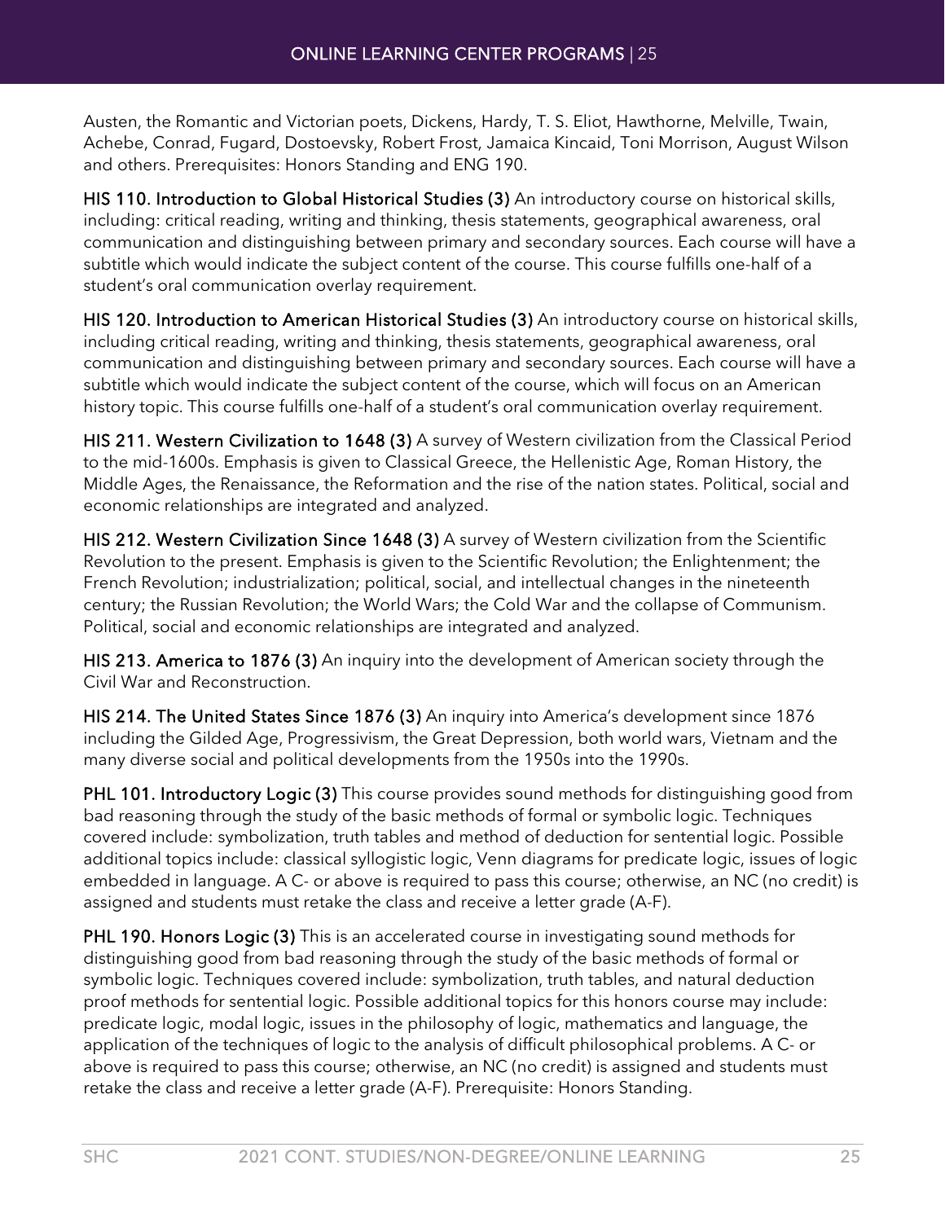Austen, the Romantic and Victorian poets, Dickens, Hardy, T. S. Eliot, Hawthorne, Melville, Twain, Achebe, Conrad, Fugard, Dostoevsky, Robert Frost, Jamaica Kincaid, Toni Morrison, August Wilson and others. Prerequisites: Honors Standing and ENG 190.

**HIS 110. Introduction to Global Historical Studies (3)** An introductory course on historical skills, including: critical reading, writing and thinking, thesis statements, geographical awareness, oral communication and distinguishing between primary and secondary sources. Each course will have a subtitle which would indicate the subject content of the course. This course fulfills one-half of a student's oral communication overlay requirement.

**HIS 120. Introduction to American Historical Studies (3)** An introductory course on historical skills, including critical reading, writing and thinking, thesis statements, geographical awareness, oral communication and distinguishing between primary and secondary sources. Each course will have a subtitle which would indicate the subject content of the course, which will focus on an American history topic. This course fulfills one-half of a student's oral communication overlay requirement.

**HIS 211. Western Civilization to 1648 (3)** A survey of Western civilization from the Classical Period to the mid-1600s. Emphasis is given to Classical Greece, the Hellenistic Age, Roman History, the Middle Ages, the Renaissance, the Reformation and the rise of the nation states. Political, social and economic relationships are integrated and analyzed.

**HIS 212. Western Civilization Since 1648 (3)** A survey of Western civilization from the Scientific Revolution to the present. Emphasis is given to the Scientific Revolution; the Enlightenment; the French Revolution; industrialization; political, social, and intellectual changes in the nineteenth century; the Russian Revolution; the World Wars; the Cold War and the collapse of Communism. Political, social and economic relationships are integrated and analyzed.

**HIS 213. America to 1876 (3)** An inquiry into the development of American society through the Civil War and Reconstruction.

**HIS 214. The United States Since 1876 (3)** An inquiry into America's development since 1876 including the Gilded Age, Progressivism, the Great Depression, both world wars, Vietnam and the many diverse social and political developments from the 1950s into the 1990s.

**PHL 101. Introductory Logic (3)** This course provides sound methods for distinguishing good from bad reasoning through the study of the basic methods of formal or symbolic logic. Techniques covered include: symbolization, truth tables and method of deduction for sentential logic. Possible additional topics include: classical syllogistic logic, Venn diagrams for predicate logic, issues of logic embedded in language. A C- or above is required to pass this course; otherwise, an NC (no credit) is assigned and students must retake the class and receive a letter grade (A-F).

**PHL 190. Honors Logic (3)** This is an accelerated course in investigating sound methods for distinguishing good from bad reasoning through the study of the basic methods of formal or symbolic logic. Techniques covered include: symbolization, truth tables, and natural deduction proof methods for sentential logic. Possible additional topics for this honors course may include: predicate logic, modal logic, issues in the philosophy of logic, mathematics and language, the application of the techniques of logic to the analysis of difficult philosophical problems. A C- or above is required to pass this course; otherwise, an NC (no credit) is assigned and students must retake the class and receive a letter grade (A-F). Prerequisite: Honors Standing.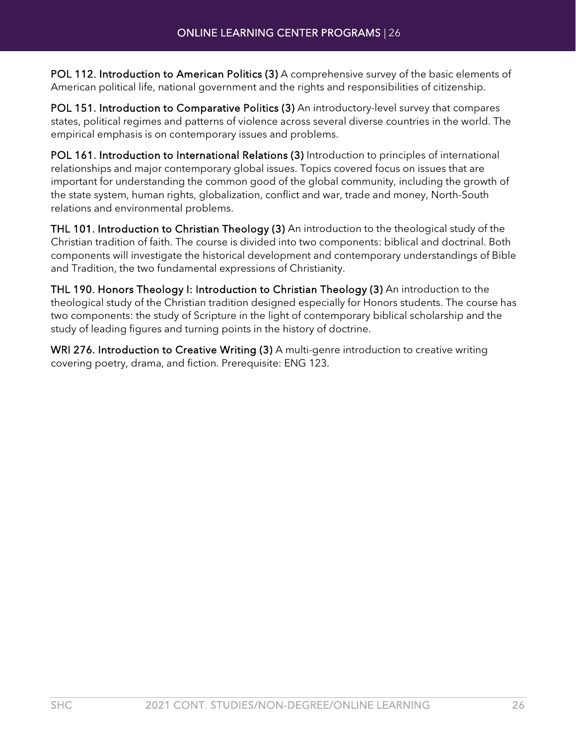**POL 112. Introduction to American Politics (3)** A comprehensive survey of the basic elements of American political life, national government and the rights and responsibilities of citizenship.

**POL 151. Introduction to Comparative Politics (3)** An introductory-level survey that compares states, political regimes and patterns of violence across several diverse countries in the world. The empirical emphasis is on contemporary issues and problems.

**POL 161. Introduction to International Relations (3)** Introduction to principles of international relationships and major contemporary global issues. Topics covered focus on issues that are important for understanding the common good of the global community, including the growth of the state system, human rights, globalization, conflict and war, trade and money, North-South relations and environmental problems.

**THL 101. Introduction to Christian Theology (3)** An introduction to the theological study of the Christian tradition of faith. The course is divided into two components: biblical and doctrinal. Both components will investigate the historical development and contemporary understandings of Bible and Tradition, the two fundamental expressions of Christianity.

**THL 190. Honors Theology I: Introduction to Christian Theology (3)** An introduction to the theological study of the Christian tradition designed especially for Honors students. The course has two components: the study of Scripture in the light of contemporary biblical scholarship and the study of leading figures and turning points in the history of doctrine.

**WRI 276. Introduction to Creative Writing (3)** A multi-genre introduction to creative writing covering poetry, drama, and fiction. Prerequisite: ENG 123.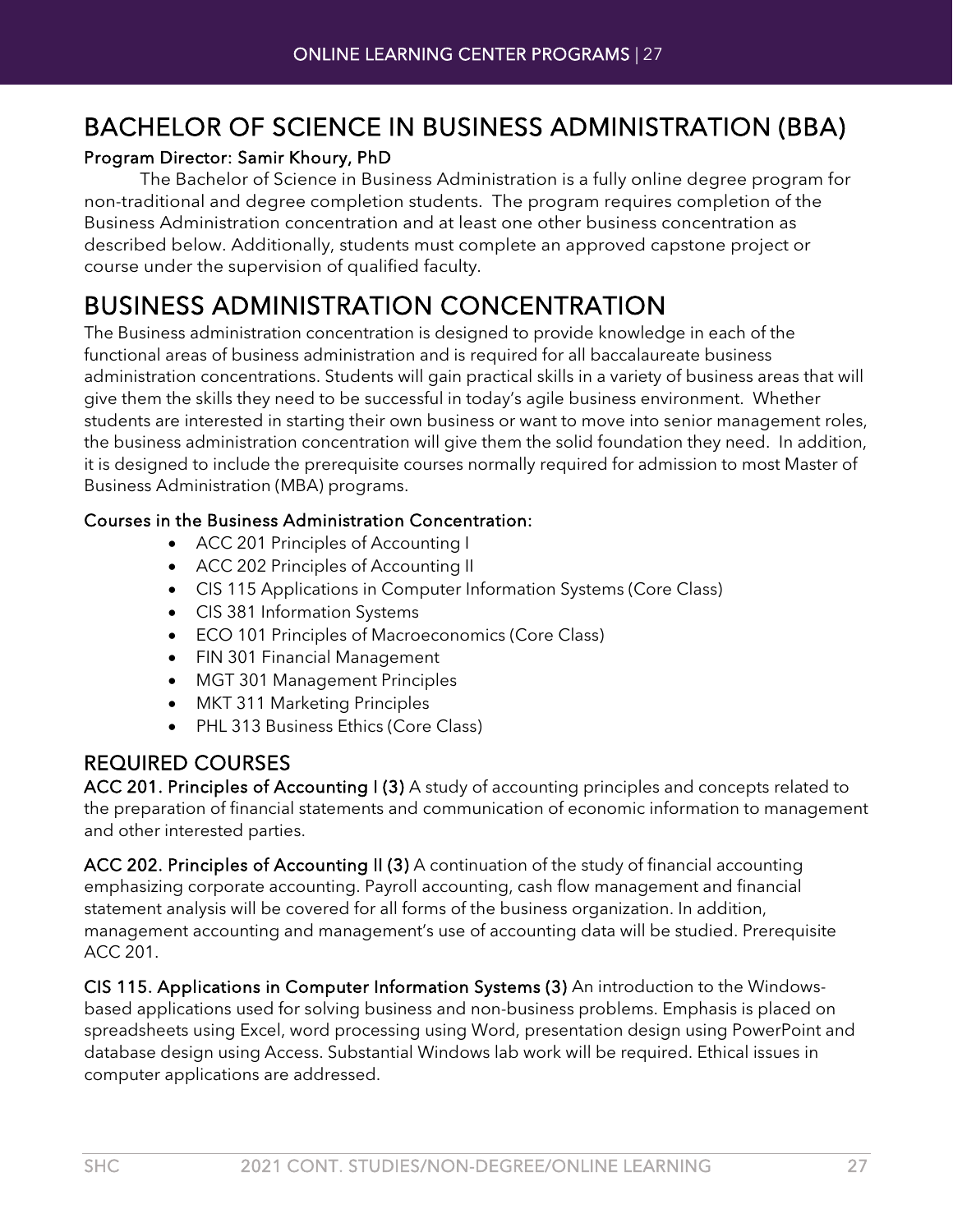# BACHELOR OF SCIENCE IN BUSINESS ADMINISTRATION (BBA)

**Program Director: Samir Khoury, PhD**

The Bachelor of Science in Business Administration is a fully online degree program for non-traditional and degree completion students. The program requires completion of the Business Administration concentration and at least one other business concentration as described below. Additionally, students must complete an approved capstone project or course under the supervision of qualified faculty.

# BUSINESS ADMINISTRATION CONCENTRATION

The Business administration concentration is designed to provide knowledge in each of the functional areas of business administration and is required for all baccalaureate business administration concentrations. Students will gain practical skills in a variety of business areas that will give them the skills they need to be successful in today's agile business environment. Whether students are interested in starting their own business or want to move into senior management roles, the business administration concentration will give them the solid foundation they need. In addition, it is designed to include the prerequisite courses normally required for admission to most Master of Business Administration (MBA) programs.

**Courses in the Business Administration Concentration:**

- ACC 201 Principles of Accounting I
- ACC 202 Principles of Accounting II
- CIS 115 Applications in Computer Information Systems (Core Class)
- CIS 381 Information Systems
- ECO 101 Principles of Macroeconomics (Core Class)
- FIN 301 Financial Management
- MGT 301 Management Principles
- MKT 311 Marketing Principles
- PHL 313 Business Ethics (Core Class)

## REQUIRED COURSES

**ACC 201. Principles of Accounting I (3)** A study of accounting principles and concepts related to the preparation of financial statements and communication of economic information to management and other interested parties.

**ACC 202. Principles of Accounting II (3)** A continuation of the study of financial accounting emphasizing corporate accounting. Payroll accounting, cash flow management and financial statement analysis will be covered for all forms of the business organization. In addition, management accounting and management's use of accounting data will be studied. Prerequisite ACC 201.

**CIS 115. Applications in Computer Information Systems (3)** An introduction to the Windows-based applications used for solving business and non-business problems. Emphasis is placed on spreadsheets using Excel, word processing using Word, presentation design using PowerPoint and database design using Access. Substantial Windows lab work will be required. Ethical issues in computer applications are addressed.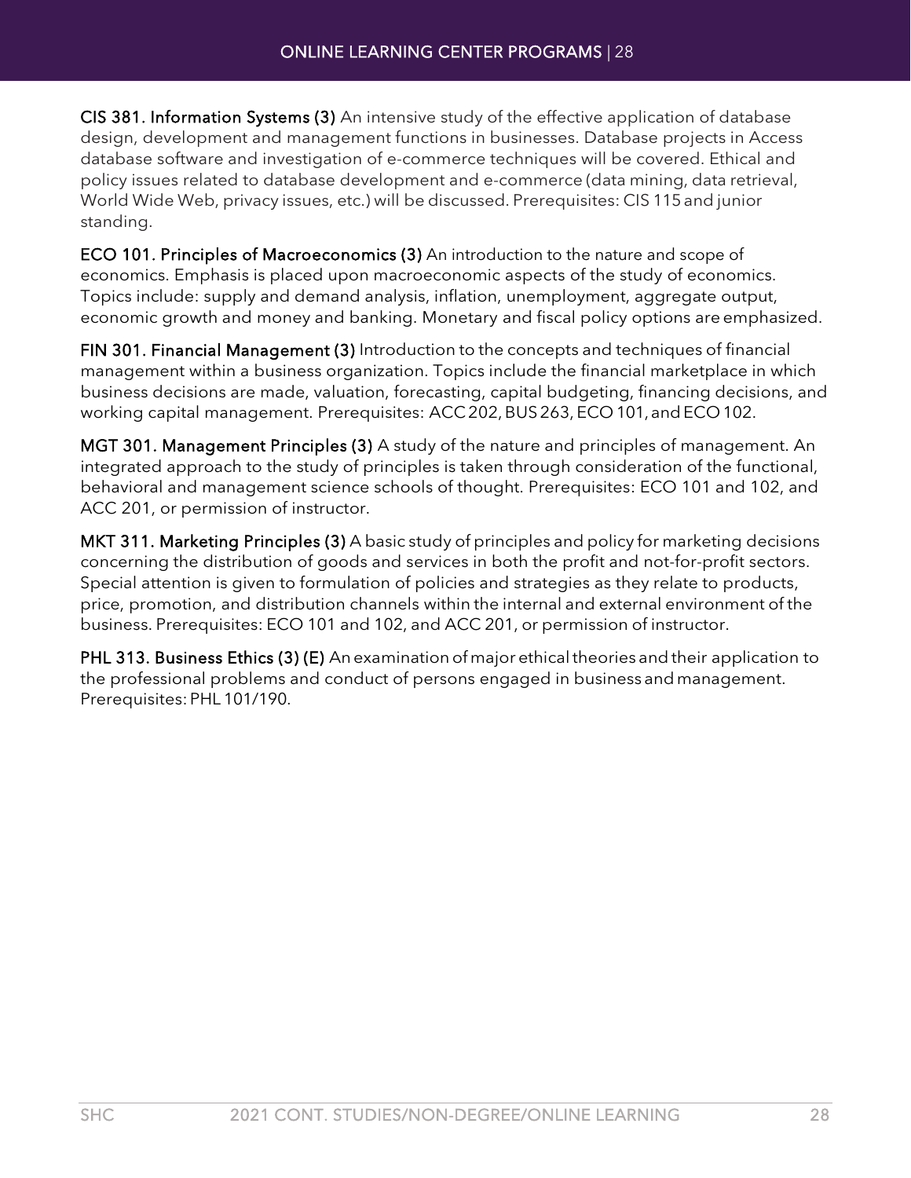**CIS 381. Information Systems (3)** An intensive study of the effective application of database design, development and management functions in businesses. Database projects in Access database software and investigation of e-commerce techniques will be covered. Ethical and policy issues related to database development and e-commerce (data mining, data retrieval, World Wide Web, privacy issues, etc.) will be discussed. Prerequisites: CIS 115 and junior standing.

**ECO 101. Principles of Macroeconomics (3)** An introduction to the nature and scope of economics. Emphasis is placed upon macroeconomic aspects of the study of economics. Topics include: supply and demand analysis, inflation, unemployment, aggregate output, economic growth and money and banking. Monetary and fiscal policy options are emphasized.

**FIN 301. Financial Management (3)** Introduction to the concepts and techniques of financial management within a business organization. Topics include the financial marketplace in which business decisions are made, valuation, forecasting, capital budgeting, financing decisions, and working capital management. Prerequisites: ACC 202, BUS 263, ECO 101, and ECO 102.

**MGT 301. Management Principles (3)** A study of the nature and principles of management. An integrated approach to the study of principles is taken through consideration of the functional, behavioral and management science schools of thought. Prerequisites: ECO 101 and 102, and ACC 201, or permission of instructor.

**MKT 311. Marketing Principles (3)** A basic study of principles and policy for marketing decisions concerning the distribution of goods and services in both the profit and not-for-profit sectors. Special attention is given to formulation of policies and strategies as they relate to products, price, promotion, and distribution channels within the internal and external environment of the business. Prerequisites: ECO 101 and 102, and ACC 201, or permission of instructor.

**PHL 313. Business Ethics (3) (E)** An examination of major ethical theories and their application to the professional problems and conduct of persons engaged in business and management. Prerequisites: PHL 101/190.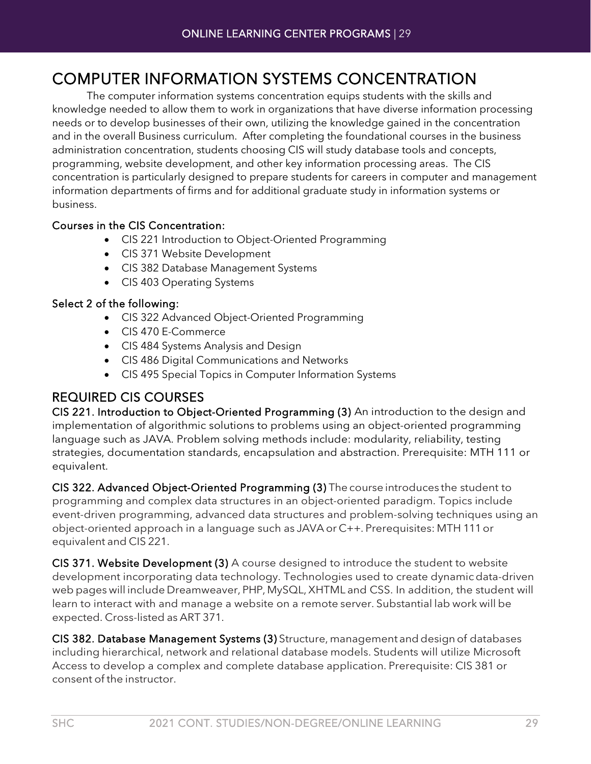# COMPUTER INFORMATION SYSTEMS CONCENTRATION

The computer information systems concentration equips students with the skills and knowledge needed to allow them to work in organizations that have diverse information processing needs or to develop businesses of their own, utilizing the knowledge gained in the concentration and in the overall Business curriculum. After completing the foundational courses in the business administration concentration, students choosing CIS will study database tools and concepts, programming, website development, and other key information processing areas. The CIS concentration is particularly designed to prepare students for careers in computer and management information departments of firms and for additional graduate study in information systems or business.

### Courses in the CIS Concentration:

- CIS 221 Introduction to Object-Oriented Programming
- CIS 371 Website Development
- CIS 382 Database Management Systems
- CIS 403 Operating Systems

### Select 2 of the following:

- CIS 322 Advanced Object-Oriented Programming
- CIS 470 E-Commerce
- CIS 484 Systems Analysis and Design
- CIS 486 Digital Communications and Networks
- CIS 495 Special Topics in Computer Information Systems

## REQUIRED CIS COURSES

**CIS 221. Introduction to Object-Oriented Programming (3)** An introduction to the design and implementation of algorithmic solutions to problems using an object-oriented programming language such as JAVA. Problem solving methods include: modularity, reliability, testing strategies, documentation standards, encapsulation and abstraction. Prerequisite: MTH 111 or equivalent.

**CIS 322. Advanced Object-Oriented Programming (3)** The course introduces the student to programming and complex data structures in an object-oriented paradigm. Topics include event-driven programming, advanced data structures and problem-solving techniques using an object-oriented approach in a language such as JAVA or C++. Prerequisites: MTH 111 or equivalent and CIS 221.

**CIS 371. Website Development (3)** A course designed to introduce the student to website development incorporating data technology. Technologies used to create dynamic data-driven web pages will include Dreamweaver, PHP, MySQL, XHTML and CSS. In addition, the student will learn to interact with and manage a website on a remote server. Substantial lab work will be expected. Cross-listed as ART 371.

**CIS 382. Database Management Systems (3)** Structure, management and design of databases including hierarchical, network and relational database models. Students will utilize Microsoft Access to develop a complex and complete database application. Prerequisite: CIS 381 or consent of the instructor.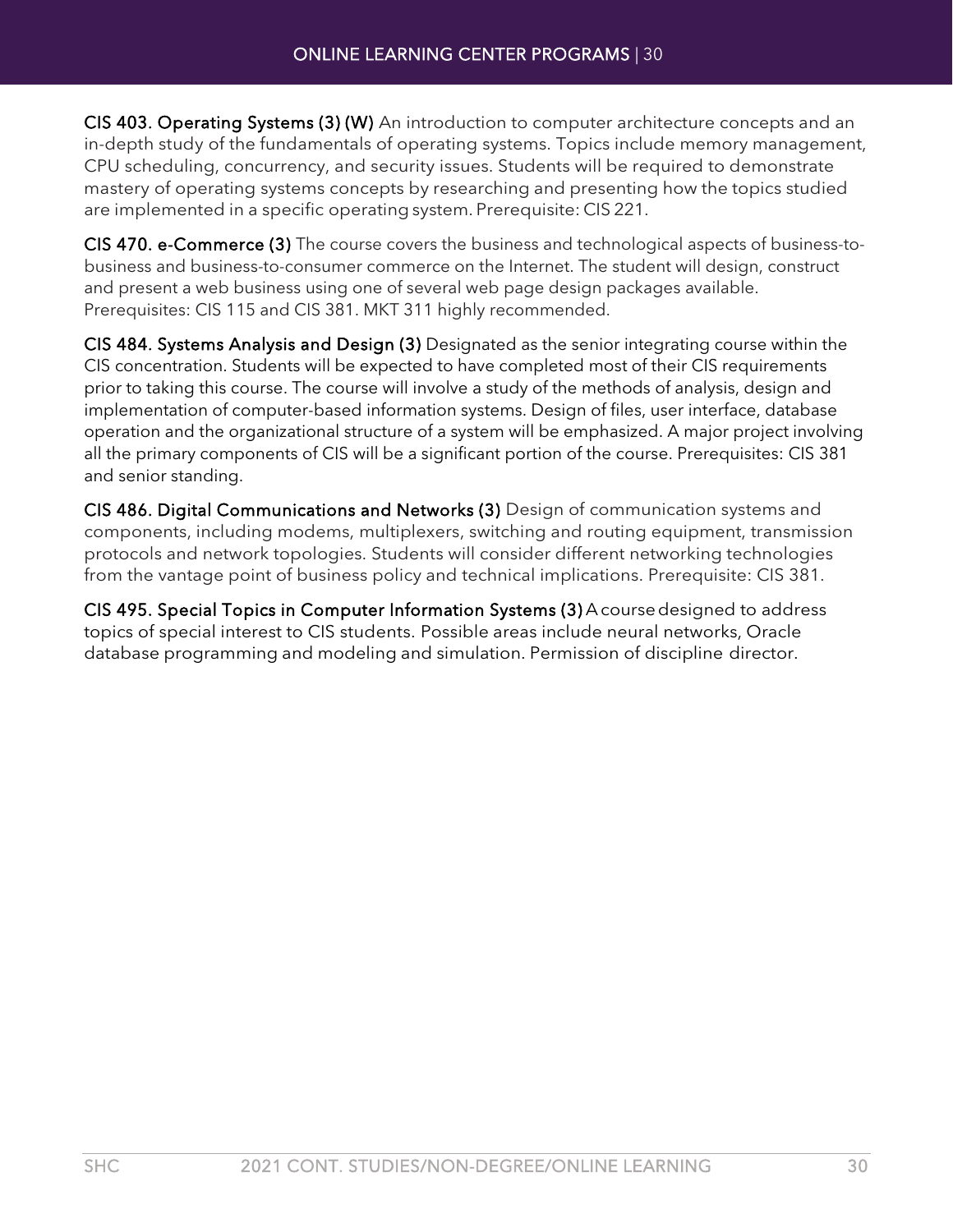**CIS 403. Operating Systems (3) (W)** An introduction to computer architecture concepts and an in-depth study of the fundamentals of operating systems. Topics include memory management, CPU scheduling, concurrency, and security issues. Students will be required to demonstrate mastery of operating systems concepts by researching and presenting how the topics studied are implemented in a specific operating system. Prerequisite: CIS 221.

**CIS 470. e-Commerce (3)** The course covers the business and technological aspects of business-to-business and business-to-consumer commerce on the Internet. The student will design, construct and present a web business using one of several web page design packages available. Prerequisites: CIS 115 and CIS 381. MKT 311 highly recommended.

**CIS 484. Systems Analysis and Design (3)** Designated as the senior integrating course within the CIS concentration. Students will be expected to have completed most of their CIS requirements prior to taking this course. The course will involve a study of the methods of analysis, design and implementation of computer-based information systems. Design of files, user interface, database operation and the organizational structure of a system will be emphasized. A major project involving all the primary components of CIS will be a significant portion of the course. Prerequisites: CIS 381 and senior standing.

**CIS 486. Digital Communications and Networks (3)** Design of communication systems and components, including modems, multiplexers, switching and routing equipment, transmission protocols and network topologies. Students will consider different networking technologies from the vantage point of business policy and technical implications. Prerequisite: CIS 381.

**CIS 495. Special Topics in Computer Information Systems (3)** A course designed to address topics of special interest to CIS students. Possible areas include neural networks, Oracle database programming and modeling and simulation. Permission of discipline director.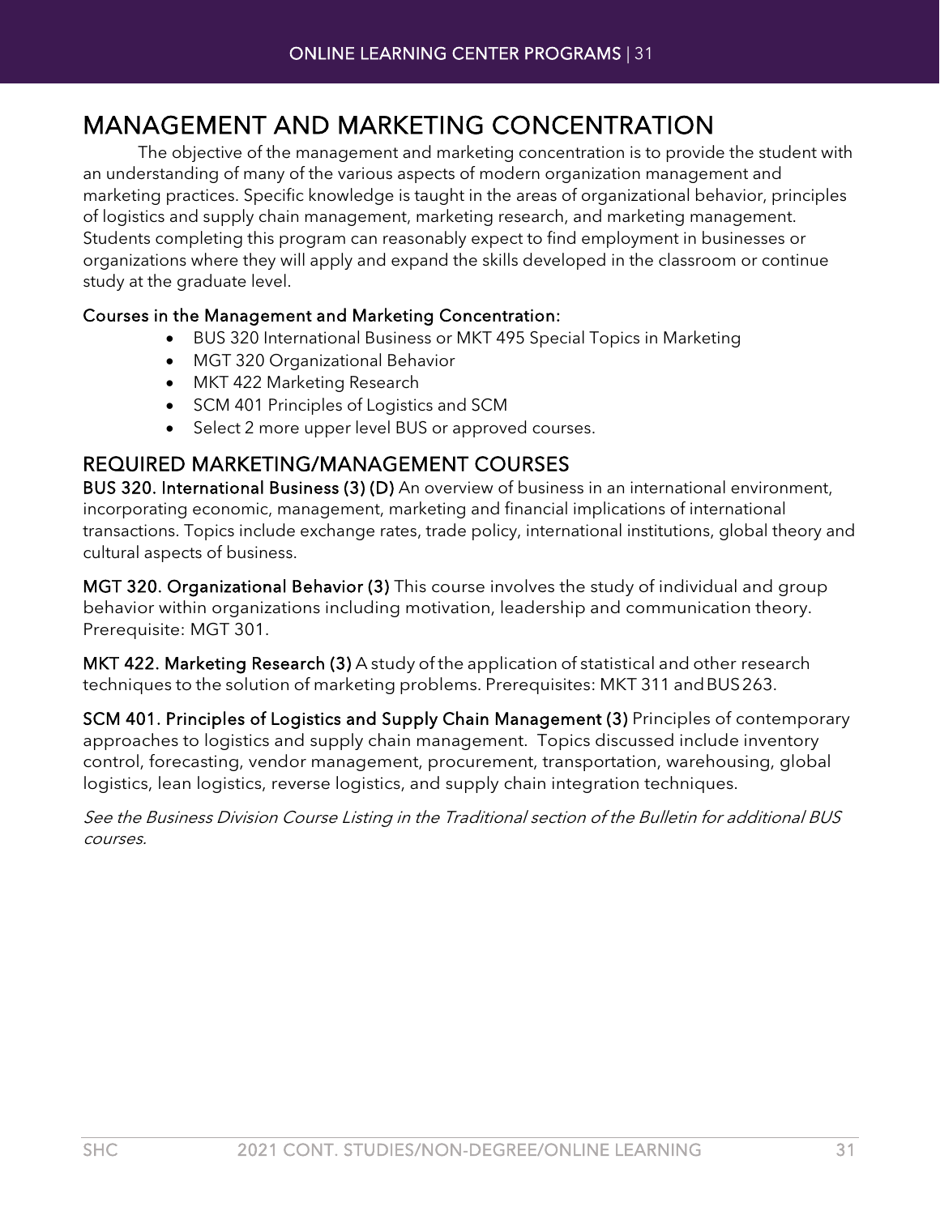# MANAGEMENT AND MARKETING CONCENTRATION

The objective of the management and marketing concentration is to provide the student with an understanding of many of the various aspects of modern organization management and marketing practices. Specific knowledge is taught in the areas of organizational behavior, principles of logistics and supply chain management, marketing research, and marketing management. Students completing this program can reasonably expect to find employment in businesses or organizations where they will apply and expand the skills developed in the classroom or continue study at the graduate level.

**Courses in the Management and Marketing Concentration:**

- BUS 320 International Business or MKT 495 Special Topics in Marketing
- MGT 320 Organizational Behavior
- MKT 422 Marketing Research
- SCM 401 Principles of Logistics and SCM
- Select 2 more upper level BUS or approved courses.

## REQUIRED MARKETING/MANAGEMENT COURSES

**BUS 320. International Business (3) (D)** An overview of business in an international environment, incorporating economic, management, marketing and financial implications of international transactions. Topics include exchange rates, trade policy, international institutions, global theory and cultural aspects of business.

**MGT 320. Organizational Behavior (3)** This course involves the study of individual and group behavior within organizations including motivation, leadership and communication theory. Prerequisite: MGT 301.

**MKT 422. Marketing Research (3)** A study of the application of statistical and other research techniques to the solution of marketing problems. Prerequisites: MKT 311 and BUS 263.

**SCM 401. Principles of Logistics and Supply Chain Management (3)** Principles of contemporary approaches to logistics and supply chain management. Topics discussed include inventory control, forecasting, vendor management, procurement, transportation, warehousing, global logistics, lean logistics, reverse logistics, and supply chain integration techniques.

*See the Business Division Course Listing in the Traditional section of the Bulletin for additional BUS courses.*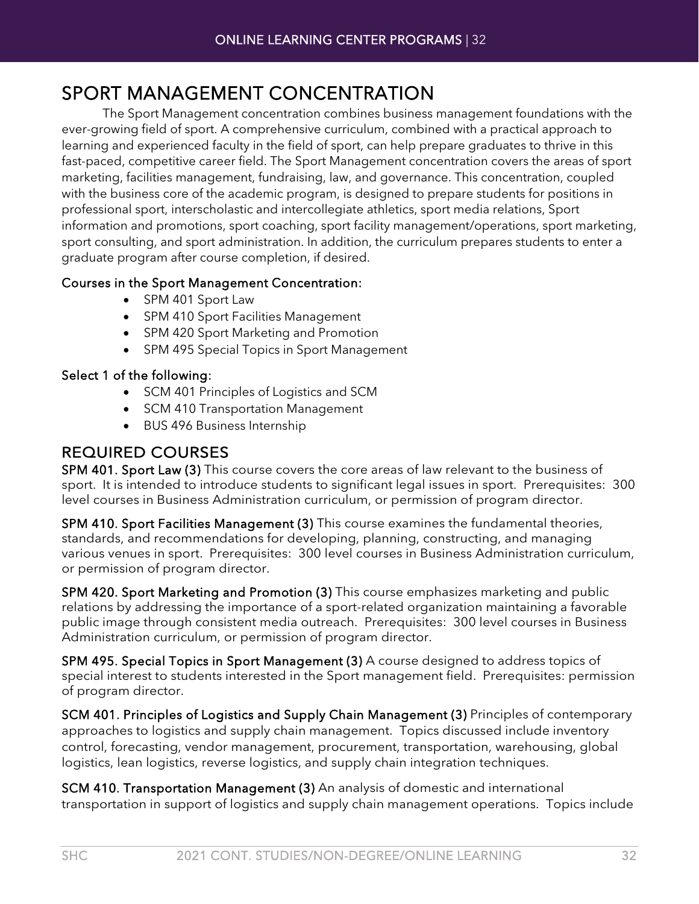# SPORT MANAGEMENT CONCENTRATION

The Sport Management concentration combines business management foundations with the ever-growing field of sport. A comprehensive curriculum, combined with a practical approach to learning and experienced faculty in the field of sport, can help prepare graduates to thrive in this fast-paced, competitive career field. The Sport Management concentration covers the areas of sport marketing, facilities management, fundraising, law, and governance. This concentration, coupled with the business core of the academic program, is designed to prepare students for positions in professional sport, interscholastic and intercollegiate athletics, sport media relations, Sport information and promotions, sport coaching, sport facility management/operations, sport marketing, sport consulting, and sport administration. In addition, the curriculum prepares students to enter a graduate program after course completion, if desired.

**Courses in the Sport Management Concentration:**

- SPM 401 Sport Law
- SPM 410 Sport Facilities Management
- SPM 420 Sport Marketing and Promotion
- SPM 495 Special Topics in Sport Management

**Select 1 of the following:**

- SCM 401 Principles of Logistics and SCM
- SCM 410 Transportation Management
- BUS 496 Business Internship

## REQUIRED COURSES

**SPM 401. Sport Law (3)** This course covers the core areas of law relevant to the business of sport. It is intended to introduce students to significant legal issues in sport. Prerequisites: 300 level courses in Business Administration curriculum, or permission of program director.

**SPM 410. Sport Facilities Management (3)** This course examines the fundamental theories, standards, and recommendations for developing, planning, constructing, and managing various venues in sport. Prerequisites: 300 level courses in Business Administration curriculum, or permission of program director.

**SPM 420. Sport Marketing and Promotion (3)** This course emphasizes marketing and public relations by addressing the importance of a sport-related organization maintaining a favorable public image through consistent media outreach. Prerequisites: 300 level courses in Business Administration curriculum, or permission of program director.

**SPM 495. Special Topics in Sport Management (3)** A course designed to address topics of special interest to students interested in the Sport management field. Prerequisites: permission of program director.

**SCM 401. Principles of Logistics and Supply Chain Management (3)** Principles of contemporary approaches to logistics and supply chain management. Topics discussed include inventory control, forecasting, vendor management, procurement, transportation, warehousing, global logistics, lean logistics, reverse logistics, and supply chain integration techniques.

**SCM 410. Transportation Management (3)** An analysis of domestic and international transportation in support of logistics and supply chain management operations. Topics include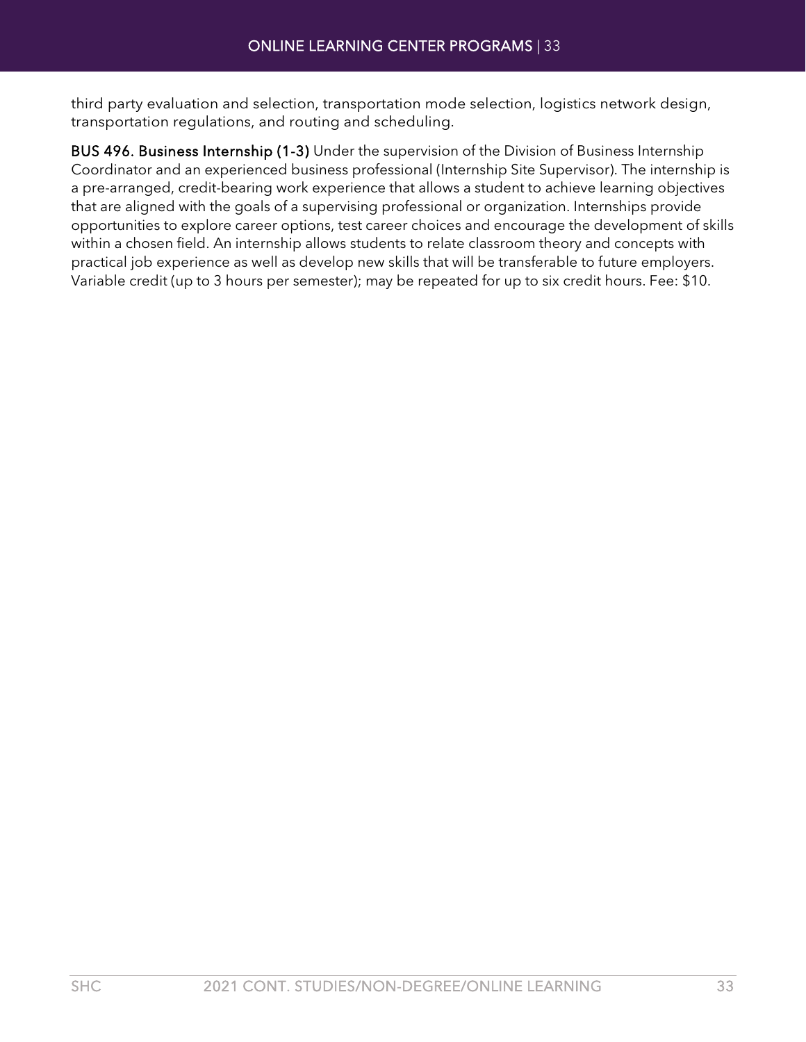third party evaluation and selection, transportation mode selection, logistics network design, transportation regulations, and routing and scheduling.

**BUS 496. Business Internship (1-3)** Under the supervision of the Division of Business Internship Coordinator and an experienced business professional (Internship Site Supervisor). The internship is a pre-arranged, credit-bearing work experience that allows a student to achieve learning objectives that are aligned with the goals of a supervising professional or organization. Internships provide opportunities to explore career options, test career choices and encourage the development of skills within a chosen field. An internship allows students to relate classroom theory and concepts with practical job experience as well as develop new skills that will be transferable to future employers. Variable credit (up to 3 hours per semester); may be repeated for up to six credit hours. Fee: $10.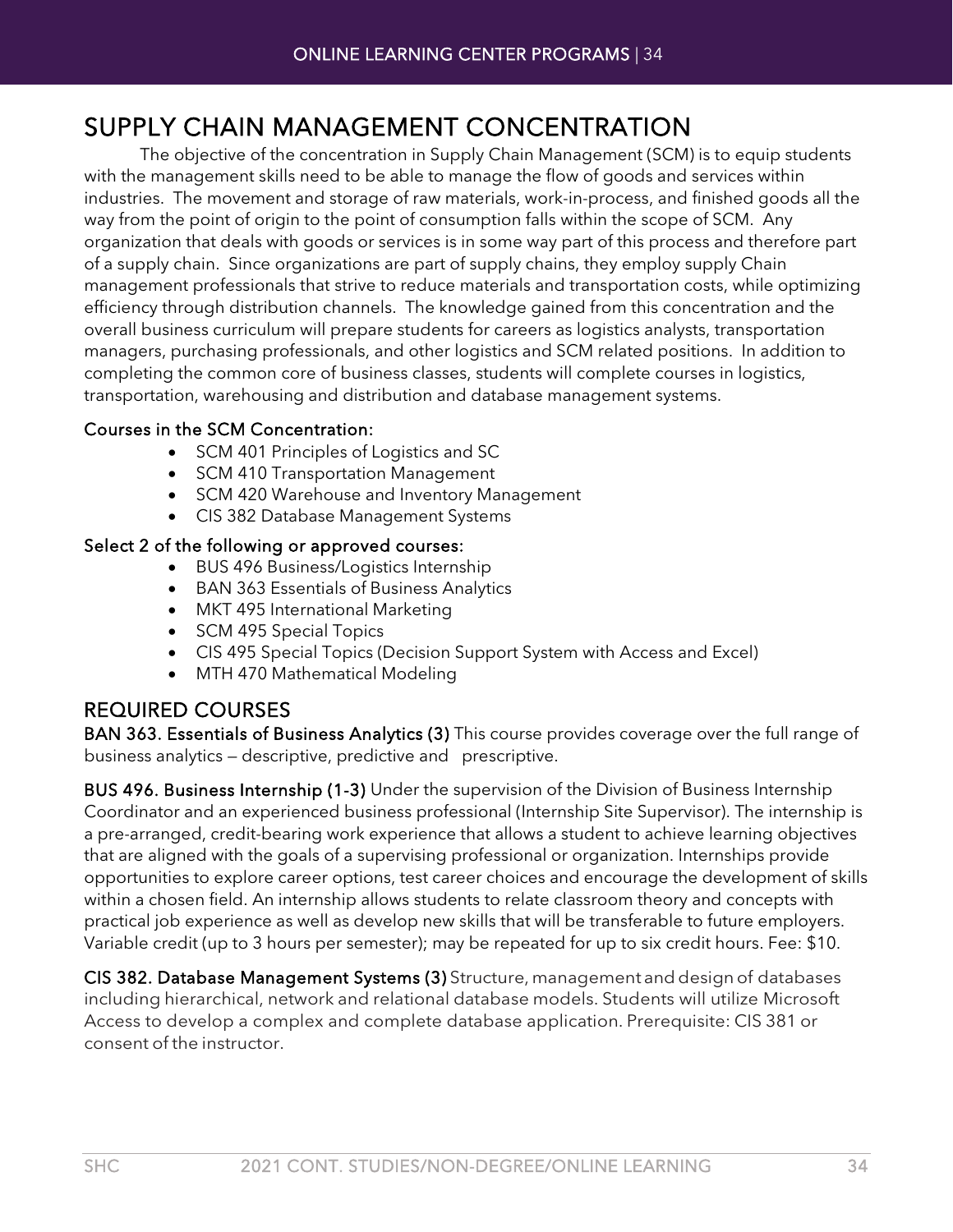# SUPPLY CHAIN MANAGEMENT CONCENTRATION

The objective of the concentration in Supply Chain Management (SCM) is to equip students with the management skills need to be able to manage the flow of goods and services within industries. The movement and storage of raw materials, work-in-process, and finished goods all the way from the point of origin to the point of consumption falls within the scope of SCM. Any organization that deals with goods or services is in some way part of this process and therefore part of a supply chain. Since organizations are part of supply chains, they employ supply Chain management professionals that strive to reduce materials and transportation costs, while optimizing efficiency through distribution channels. The knowledge gained from this concentration and the overall business curriculum will prepare students for careers as logistics analysts, transportation managers, purchasing professionals, and other logistics and SCM related positions. In addition to completing the common core of business classes, students will complete courses in logistics, transportation, warehousing and distribution and database management systems.

**Courses in the SCM Concentration:**

- SCM 401 Principles of Logistics and SC
- SCM 410 Transportation Management
- SCM 420 Warehouse and Inventory Management
- CIS 382 Database Management Systems

**Select 2 of the following or approved courses:**

- BUS 496 Business/Logistics Internship
- BAN 363 Essentials of Business Analytics
- MKT 495 International Marketing
- SCM 495 Special Topics
- CIS 495 Special Topics (Decision Support System with Access and Excel)
- MTH 470 Mathematical Modeling

## REQUIRED COURSES

**BAN 363. Essentials of Business Analytics (3)** This course provides coverage over the full range of business analytics — descriptive, predictive and prescriptive.

**BUS 496. Business Internship (1-3)** Under the supervision of the Division of Business Internship Coordinator and an experienced business professional (Internship Site Supervisor). The internship is a pre-arranged, credit-bearing work experience that allows a student to achieve learning objectives that are aligned with the goals of a supervising professional or organization. Internships provide opportunities to explore career options, test career choices and encourage the development of skills within a chosen field. An internship allows students to relate classroom theory and concepts with practical job experience as well as develop new skills that will be transferable to future employers. Variable credit (up to 3 hours per semester); may be repeated for up to six credit hours. Fee: $10.

**CIS 382. Database Management Systems (3)** Structure, management and design of databases including hierarchical, network and relational database models. Students will utilize Microsoft Access to develop a complex and complete database application. Prerequisite: CIS 381 or consent of the instructor.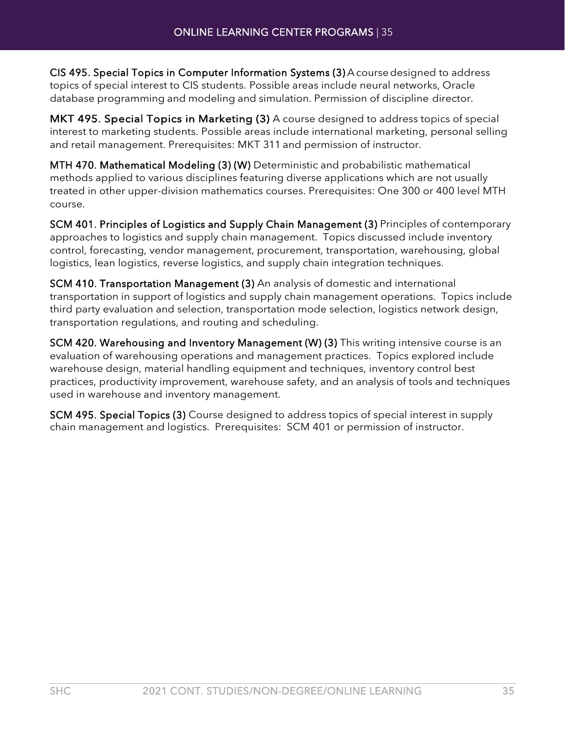**CIS 495. Special Topics in Computer Information Systems (3)** A course designed to address topics of special interest to CIS students. Possible areas include neural networks, Oracle database programming and modeling and simulation. Permission of discipline director.

**MKT 495. Special Topics in Marketing (3)** A course designed to address topics of special interest to marketing students. Possible areas include international marketing, personal selling and retail management. Prerequisites: MKT 311 and permission of instructor.

**MTH 470. Mathematical Modeling (3) (W)** Deterministic and probabilistic mathematical methods applied to various disciplines featuring diverse applications which are not usually treated in other upper-division mathematics courses. Prerequisites: One 300 or 400 level MTH course.

**SCM 401. Principles of Logistics and Supply Chain Management (3)** Principles of contemporary approaches to logistics and supply chain management. Topics discussed include inventory control, forecasting, vendor management, procurement, transportation, warehousing, global logistics, lean logistics, reverse logistics, and supply chain integration techniques.

**SCM 410. Transportation Management (3)** An analysis of domestic and international transportation in support of logistics and supply chain management operations. Topics include third party evaluation and selection, transportation mode selection, logistics network design, transportation regulations, and routing and scheduling.

**SCM 420. Warehousing and Inventory Management (W) (3)** This writing intensive course is an evaluation of warehousing operations and management practices. Topics explored include warehouse design, material handling equipment and techniques, inventory control best practices, productivity improvement, warehouse safety, and an analysis of tools and techniques used in warehouse and inventory management.

**SCM 495. Special Topics (3)** Course designed to address topics of special interest in supply chain management and logistics. Prerequisites: SCM 401 or permission of instructor.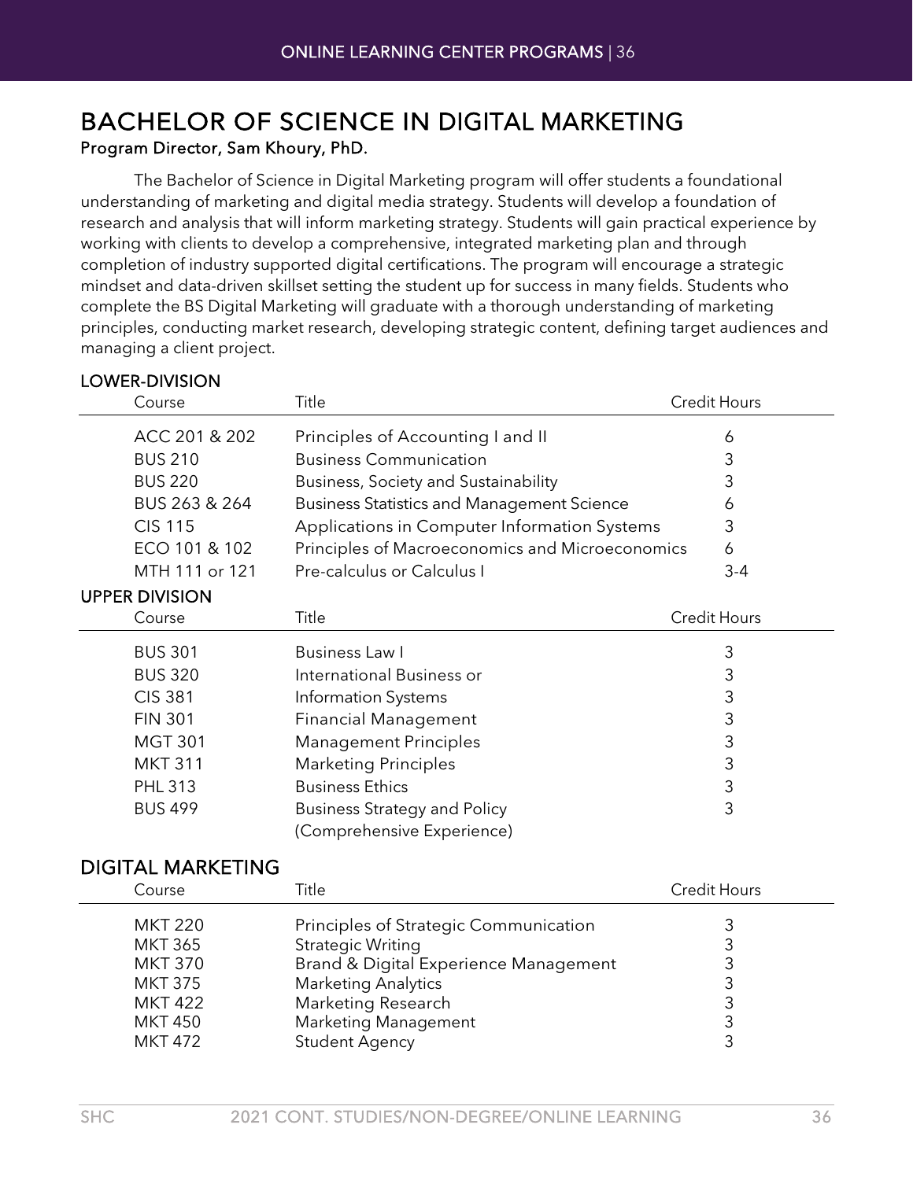# BACHELOR OF SCIENCE IN DIGITAL MARKETING

**Program Director, Sam Khoury, PhD.**

The Bachelor of Science in Digital Marketing program will offer students a foundational understanding of marketing and digital media strategy. Students will develop a foundation of research and analysis that will inform marketing strategy. Students will gain practical experience by working with clients to develop a comprehensive, integrated marketing plan and through completion of industry supported digital certifications. The program will encourage a strategic mindset and data-driven skillset setting the student up for success in many fields. Students who complete the BS Digital Marketing will graduate with a thorough understanding of marketing principles, conducting market research, developing strategic content, defining target audiences and managing a client project.

## LOWER-DIVISION

| Course | Title | Credit Hours |
|---|---|---|
| ACC 201 & 202 | Principles of Accounting I and II | 6 |
| BUS 210 | Business Communication | 3 |
| BUS 220 | Business, Society and Sustainability | 3 |
| BUS 263 & 264 | Business Statistics and Management Science | 6 |
| CIS 115 | Applications in Computer Information Systems | 3 |
| ECO 101 & 102 | Principles of Macroeconomics and Microeconomics | 6 |
| MTH 111 or 121 | Pre-calculus or Calculus I | 3-4 |

## UPPER DIVISION

| Course | Title | Credit Hours |
|---|---|---|
| BUS 301 | Business Law I | 3 |
| BUS 320 | International Business or | 3 |
| CIS 381 | Information Systems | 3 |
| FIN 301 | Financial Management | 3 |
| MGT 301 | Management Principles | 3 |
| MKT 311 | Marketing Principles | 3 |
| PHL 313 | Business Ethics | 3 |
| BUS 499 | Business Strategy and Policy (Comprehensive Experience) | 3 |

## DIGITAL MARKETING

| Course | Title | Credit Hours |
|---|---|---|
| MKT 220 | Principles of Strategic Communication | 3 |
| MKT 365 | Strategic Writing | 3 |
| MKT 370 | Brand & Digital Experience Management | 3 |
| MKT 375 | Marketing Analytics | 3 |
| MKT 422 | Marketing Research | 3 |
| MKT 450 | Marketing Management | 3 |
| MKT 472 | Student Agency | 3 |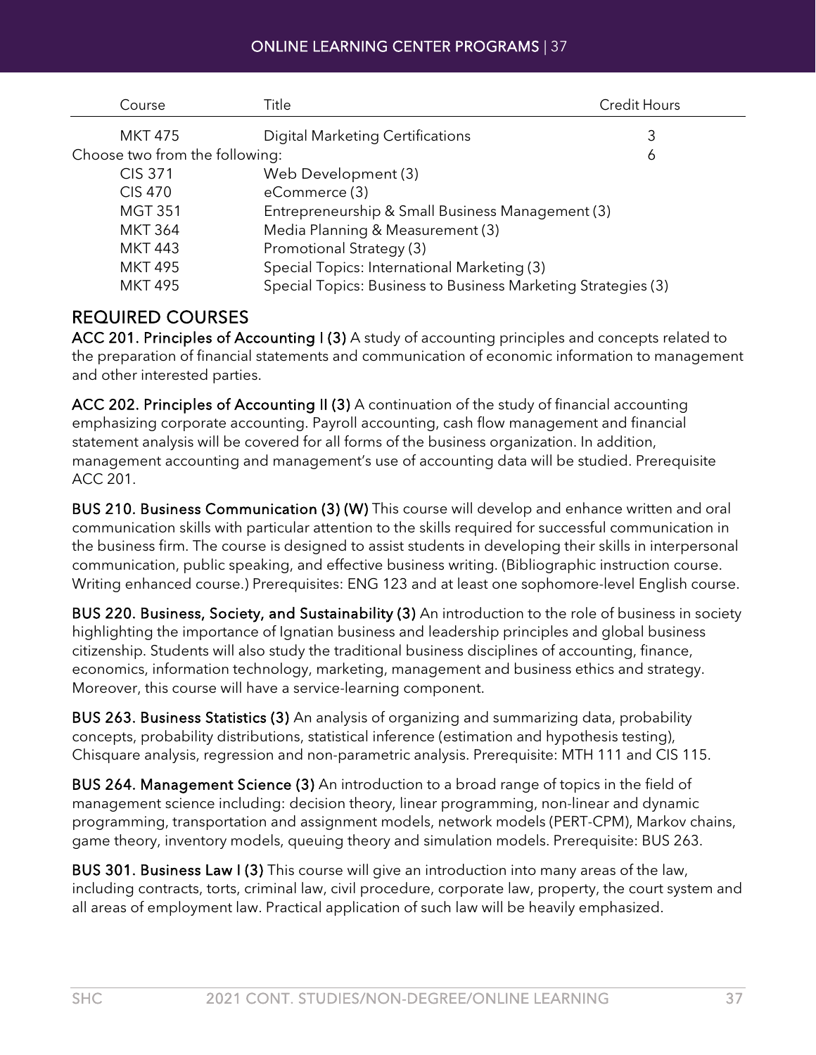| Course | Title | Credit Hours |
|---|---|---|
| MKT 475 | Digital Marketing Certifications | 3 |
| Choose two from the following: | | 6 |
| CIS 371 | Web Development (3) | |
| CIS 470 | eCommerce (3) | |
| MGT 351 | Entrepreneurship & Small Business Management (3) | |
| MKT 364 | Media Planning & Measurement (3) | |
| MKT 443 | Promotional Strategy (3) | |
| MKT 495 | Special Topics: International Marketing (3) | |
| MKT 495 | Special Topics: Business to Business Marketing Strategies (3) | |

## REQUIRED COURSES

**ACC 201. Principles of Accounting I (3)** A study of accounting principles and concepts related to the preparation of financial statements and communication of economic information to management and other interested parties.

**ACC 202. Principles of Accounting II (3)** A continuation of the study of financial accounting emphasizing corporate accounting. Payroll accounting, cash flow management and financial statement analysis will be covered for all forms of the business organization. In addition, management accounting and management's use of accounting data will be studied. Prerequisite ACC 201.

**BUS 210. Business Communication (3) (W)** This course will develop and enhance written and oral communication skills with particular attention to the skills required for successful communication in the business firm. The course is designed to assist students in developing their skills in interpersonal communication, public speaking, and effective business writing. (Bibliographic instruction course. Writing enhanced course.) Prerequisites: ENG 123 and at least one sophomore-level English course.

**BUS 220. Business, Society, and Sustainability (3)** An introduction to the role of business in society highlighting the importance of Ignatian business and leadership principles and global business citizenship. Students will also study the traditional business disciplines of accounting, finance, economics, information technology, marketing, management and business ethics and strategy. Moreover, this course will have a service-learning component.

**BUS 263. Business Statistics (3)** An analysis of organizing and summarizing data, probability concepts, probability distributions, statistical inference (estimation and hypothesis testing), Chisquare analysis, regression and non-parametric analysis. Prerequisite: MTH 111 and CIS 115.

**BUS 264. Management Science (3)** An introduction to a broad range of topics in the field of management science including: decision theory, linear programming, non-linear and dynamic programming, transportation and assignment models, network models (PERT-CPM), Markov chains, game theory, inventory models, queuing theory and simulation models. Prerequisite: BUS 263.

**BUS 301. Business Law I (3)** This course will give an introduction into many areas of the law, including contracts, torts, criminal law, civil procedure, corporate law, property, the court system and all areas of employment law. Practical application of such law will be heavily emphasized.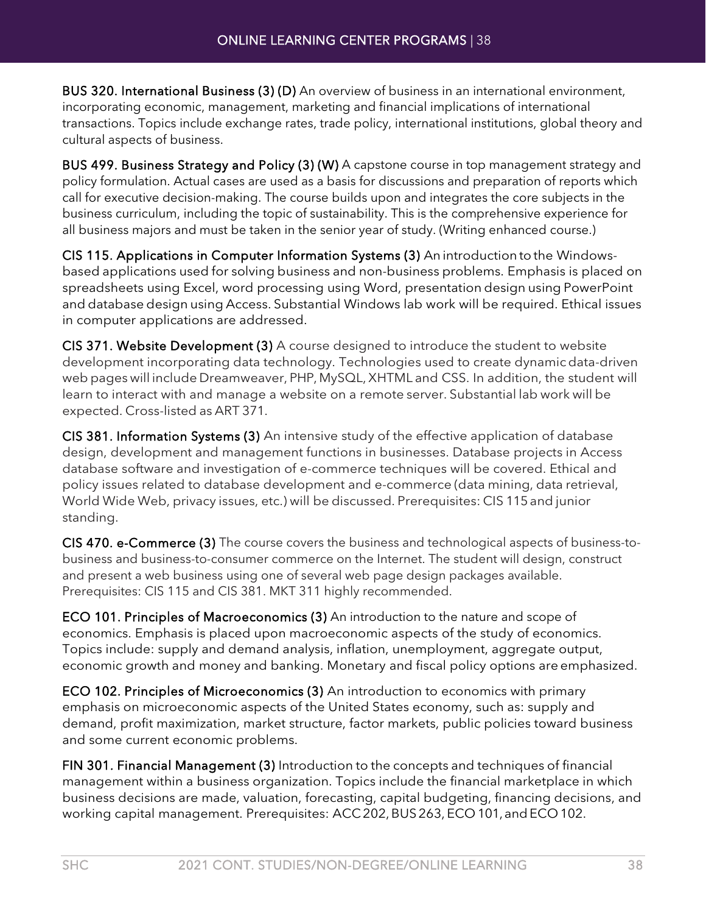**BUS 320. International Business (3) (D)** An overview of business in an international environment, incorporating economic, management, marketing and financial implications of international transactions. Topics include exchange rates, trade policy, international institutions, global theory and cultural aspects of business.

**BUS 499. Business Strategy and Policy (3) (W)** A capstone course in top management strategy and policy formulation. Actual cases are used as a basis for discussions and preparation of reports which call for executive decision-making. The course builds upon and integrates the core subjects in the business curriculum, including the topic of sustainability. This is the comprehensive experience for all business majors and must be taken in the senior year of study. (Writing enhanced course.)

**CIS 115. Applications in Computer Information Systems (3)** An introduction to the Windows-based applications used for solving business and non-business problems. Emphasis is placed on spreadsheets using Excel, word processing using Word, presentation design using PowerPoint and database design using Access. Substantial Windows lab work will be required. Ethical issues in computer applications are addressed.

**CIS 371. Website Development (3)** A course designed to introduce the student to website development incorporating data technology. Technologies used to create dynamic data-driven web pages will include Dreamweaver, PHP, MySQL, XHTML and CSS. In addition, the student will learn to interact with and manage a website on a remote server. Substantial lab work will be expected. Cross-listed as ART 371.

**CIS 381. Information Systems (3)** An intensive study of the effective application of database design, development and management functions in businesses. Database projects in Access database software and investigation of e-commerce techniques will be covered. Ethical and policy issues related to database development and e-commerce (data mining, data retrieval, World Wide Web, privacy issues, etc.) will be discussed. Prerequisites: CIS 115 and junior standing.

**CIS 470. e-Commerce (3)** The course covers the business and technological aspects of business-to-business and business-to-consumer commerce on the Internet. The student will design, construct and present a web business using one of several web page design packages available. Prerequisites: CIS 115 and CIS 381. MKT 311 highly recommended.

**ECO 101. Principles of Macroeconomics (3)** An introduction to the nature and scope of economics. Emphasis is placed upon macroeconomic aspects of the study of economics. Topics include: supply and demand analysis, inflation, unemployment, aggregate output, economic growth and money and banking. Monetary and fiscal policy options are emphasized.

**ECO 102. Principles of Microeconomics (3)** An introduction to economics with primary emphasis on microeconomic aspects of the United States economy, such as: supply and demand, profit maximization, market structure, factor markets, public policies toward business and some current economic problems.

**FIN 301. Financial Management (3)** Introduction to the concepts and techniques of financial management within a business organization. Topics include the financial marketplace in which business decisions are made, valuation, forecasting, capital budgeting, financing decisions, and working capital management. Prerequisites: ACC 202, BUS 263, ECO 101, and ECO 102.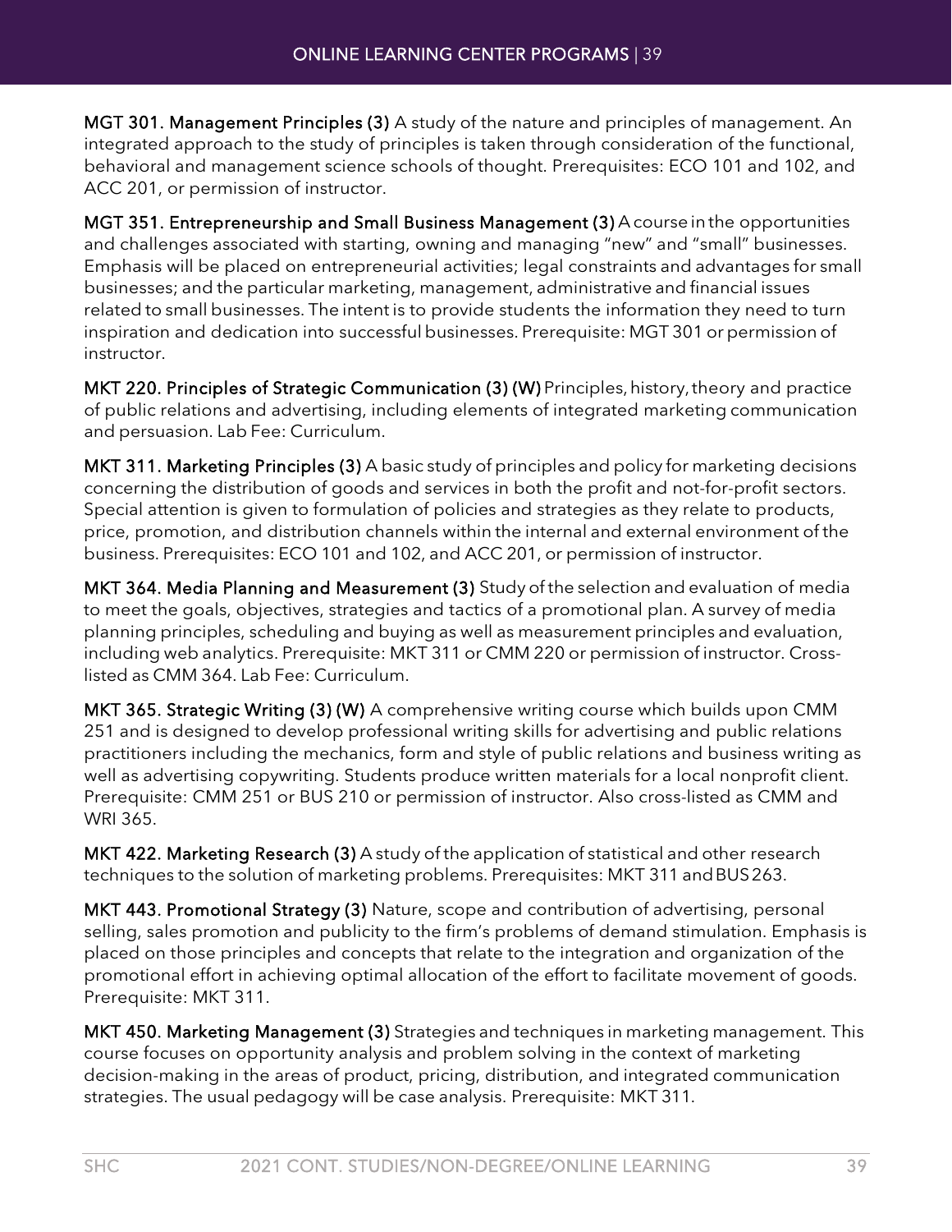**MGT 301. Management Principles (3)** A study of the nature and principles of management. An integrated approach to the study of principles is taken through consideration of the functional, behavioral and management science schools of thought. Prerequisites: ECO 101 and 102, and ACC 201, or permission of instructor.

**MGT 351. Entrepreneurship and Small Business Management (3)** A course in the opportunities and challenges associated with starting, owning and managing "new" and "small" businesses. Emphasis will be placed on entrepreneurial activities; legal constraints and advantages for small businesses; and the particular marketing, management, administrative and financial issues related to small businesses. The intent is to provide students the information they need to turn inspiration and dedication into successful businesses. Prerequisite: MGT 301 or permission of instructor.

**MKT 220. Principles of Strategic Communication (3) (W)** Principles, history, theory and practice of public relations and advertising, including elements of integrated marketing communication and persuasion. Lab Fee: Curriculum.

**MKT 311. Marketing Principles (3)** A basic study of principles and policy for marketing decisions concerning the distribution of goods and services in both the profit and not-for-profit sectors. Special attention is given to formulation of policies and strategies as they relate to products, price, promotion, and distribution channels within the internal and external environment of the business. Prerequisites: ECO 101 and 102, and ACC 201, or permission of instructor.

**MKT 364. Media Planning and Measurement (3)** Study of the selection and evaluation of media to meet the goals, objectives, strategies and tactics of a promotional plan. A survey of media planning principles, scheduling and buying as well as measurement principles and evaluation, including web analytics. Prerequisite: MKT 311 or CMM 220 or permission of instructor. Cross-listed as CMM 364. Lab Fee: Curriculum.

**MKT 365. Strategic Writing (3) (W)** A comprehensive writing course which builds upon CMM 251 and is designed to develop professional writing skills for advertising and public relations practitioners including the mechanics, form and style of public relations and business writing as well as advertising copywriting. Students produce written materials for a local nonprofit client. Prerequisite: CMM 251 or BUS 210 or permission of instructor. Also cross-listed as CMM and WRI 365.

**MKT 422. Marketing Research (3)** A study of the application of statistical and other research techniques to the solution of marketing problems. Prerequisites: MKT 311 and BUS 263.

**MKT 443. Promotional Strategy (3)** Nature, scope and contribution of advertising, personal selling, sales promotion and publicity to the firm's problems of demand stimulation. Emphasis is placed on those principles and concepts that relate to the integration and organization of the promotional effort in achieving optimal allocation of the effort to facilitate movement of goods. Prerequisite: MKT 311.

**MKT 450. Marketing Management (3)** Strategies and techniques in marketing management. This course focuses on opportunity analysis and problem solving in the context of marketing decision-making in the areas of product, pricing, distribution, and integrated communication strategies. The usual pedagogy will be case analysis. Prerequisite: MKT 311.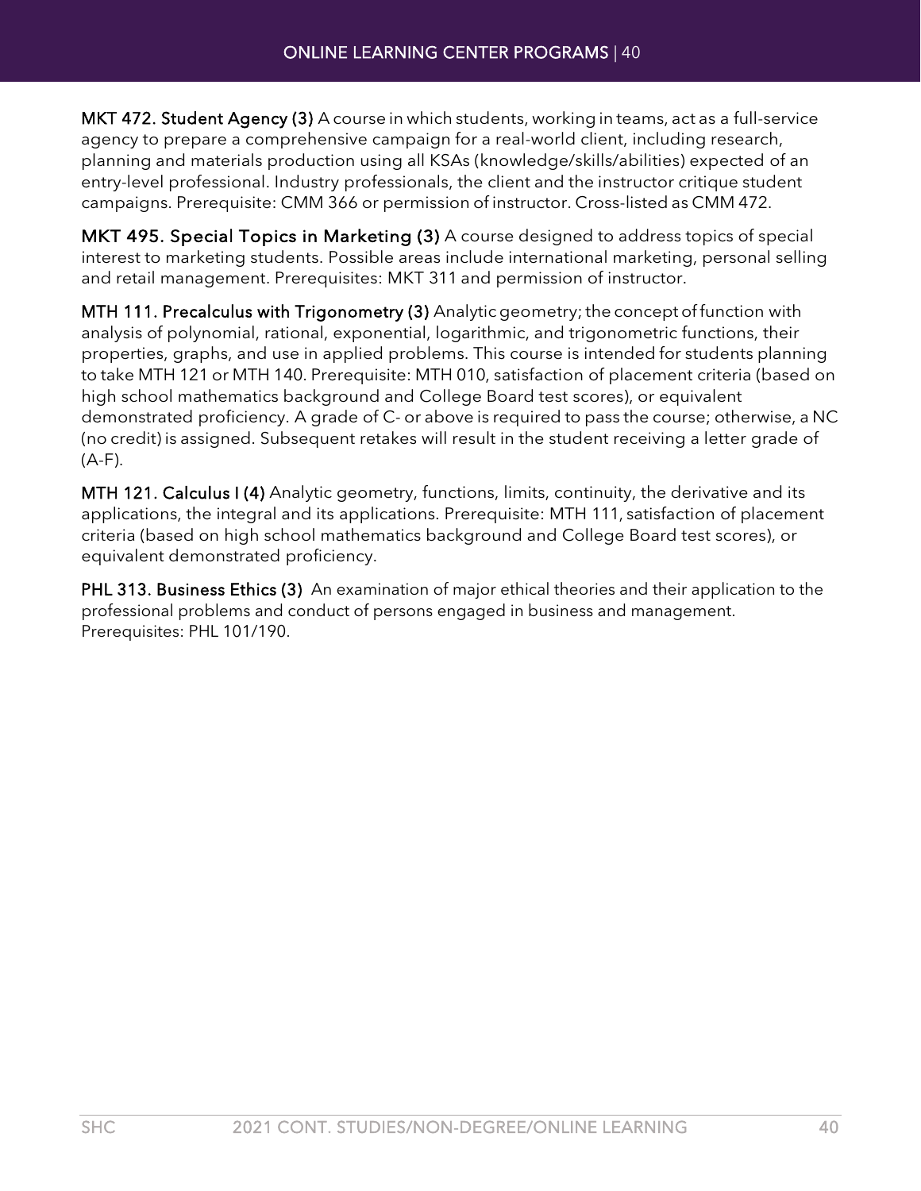**MKT 472. Student Agency (3)** A course in which students, working in teams, act as a full-service agency to prepare a comprehensive campaign for a real-world client, including research, planning and materials production using all KSAs (knowledge/skills/abilities) expected of an entry-level professional. Industry professionals, the client and the instructor critique student campaigns. Prerequisite: CMM 366 or permission of instructor. Cross-listed as CMM 472.

**MKT 495. Special Topics in Marketing (3)** A course designed to address topics of special interest to marketing students. Possible areas include international marketing, personal selling and retail management. Prerequisites: MKT 311 and permission of instructor.

**MTH 111. Precalculus with Trigonometry (3)** Analytic geometry; the concept of function with analysis of polynomial, rational, exponential, logarithmic, and trigonometric functions, their properties, graphs, and use in applied problems. This course is intended for students planning to take MTH 121 or MTH 140. Prerequisite: MTH 010, satisfaction of placement criteria (based on high school mathematics background and College Board test scores), or equivalent demonstrated proficiency. A grade of C- or above is required to pass the course; otherwise, a NC (no credit) is assigned. Subsequent retakes will result in the student receiving a letter grade of (A-F).

**MTH 121. Calculus I (4)** Analytic geometry, functions, limits, continuity, the derivative and its applications, the integral and its applications. Prerequisite: MTH 111, satisfaction of placement criteria (based on high school mathematics background and College Board test scores), or equivalent demonstrated proficiency.

**PHL 313. Business Ethics (3)** An examination of major ethical theories and their application to the professional problems and conduct of persons engaged in business and management. Prerequisites: PHL 101/190.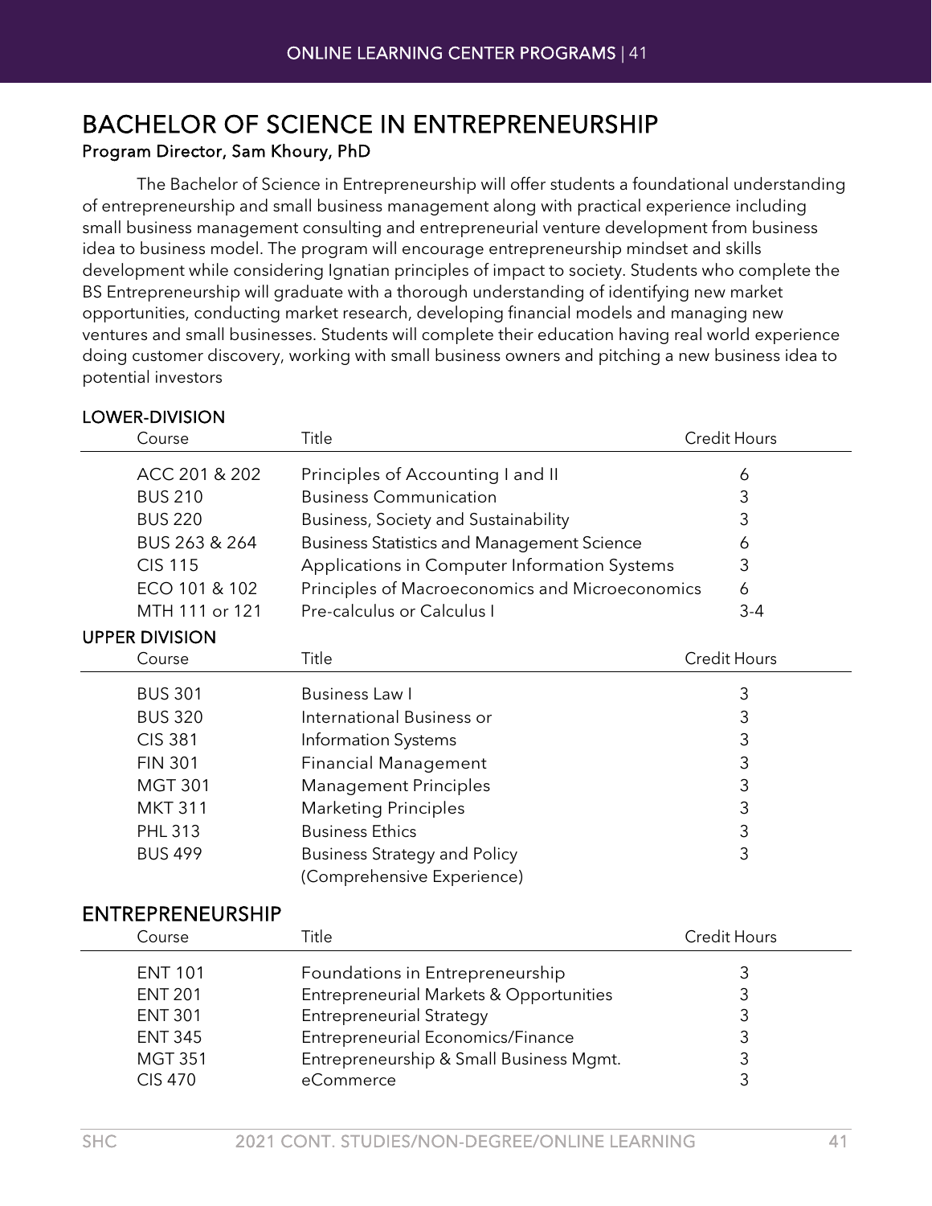# BACHELOR OF SCIENCE IN ENTREPRENEURSHIP

### Program Director, Sam Khoury, PhD

The Bachelor of Science in Entrepreneurship will offer students a foundational understanding of entrepreneurship and small business management along with practical experience including small business management consulting and entrepreneurial venture development from business idea to business model. The program will encourage entrepreneurship mindset and skills development while considering Ignatian principles of impact to society. Students who complete the BS Entrepreneurship will graduate with a thorough understanding of identifying new market opportunities, conducting market research, developing financial models and managing new ventures and small businesses. Students will complete their education having real world experience doing customer discovery, working with small business owners and pitching a new business idea to potential investors

### LOWER-DIVISION

| Course | Title | Credit Hours |
|---|---|---|
| ACC 201 & 202 | Principles of Accounting I and II | 6 |
| BUS 210 | Business Communication | 3 |
| BUS 220 | Business, Society and Sustainability | 3 |
| BUS 263 & 264 | Business Statistics and Management Science | 6 |
| CIS 115 | Applications in Computer Information Systems | 3 |
| ECO 101 & 102 | Principles of Macroeconomics and Microeconomics | 6 |
| MTH 111 or 121 | Pre-calculus or Calculus I | 3-4 |

### UPPER DIVISION

| Course | Title | Credit Hours |
|---|---|---|
| BUS 301 | Business Law I | 3 |
| BUS 320 | International Business or | 3 |
| CIS 381 | Information Systems | 3 |
| FIN 301 | Financial Management | 3 |
| MGT 301 | Management Principles | 3 |
| MKT 311 | Marketing Principles | 3 |
| PHL 313 | Business Ethics | 3 |
| BUS 499 | Business Strategy and Policy (Comprehensive Experience) | 3 |

## ENTREPRENEURSHIP

| Course | Title | Credit Hours |
|---|---|---|
| ENT 101 | Foundations in Entrepreneurship | 3 |
| ENT 201 | Entrepreneurial Markets & Opportunities | 3 |
| ENT 301 | Entrepreneurial Strategy | 3 |
| ENT 345 | Entrepreneurial Economics/Finance | 3 |
| MGT 351 | Entrepreneurship & Small Business Mgmt. | 3 |
| CIS 470 | eCommerce | 3 |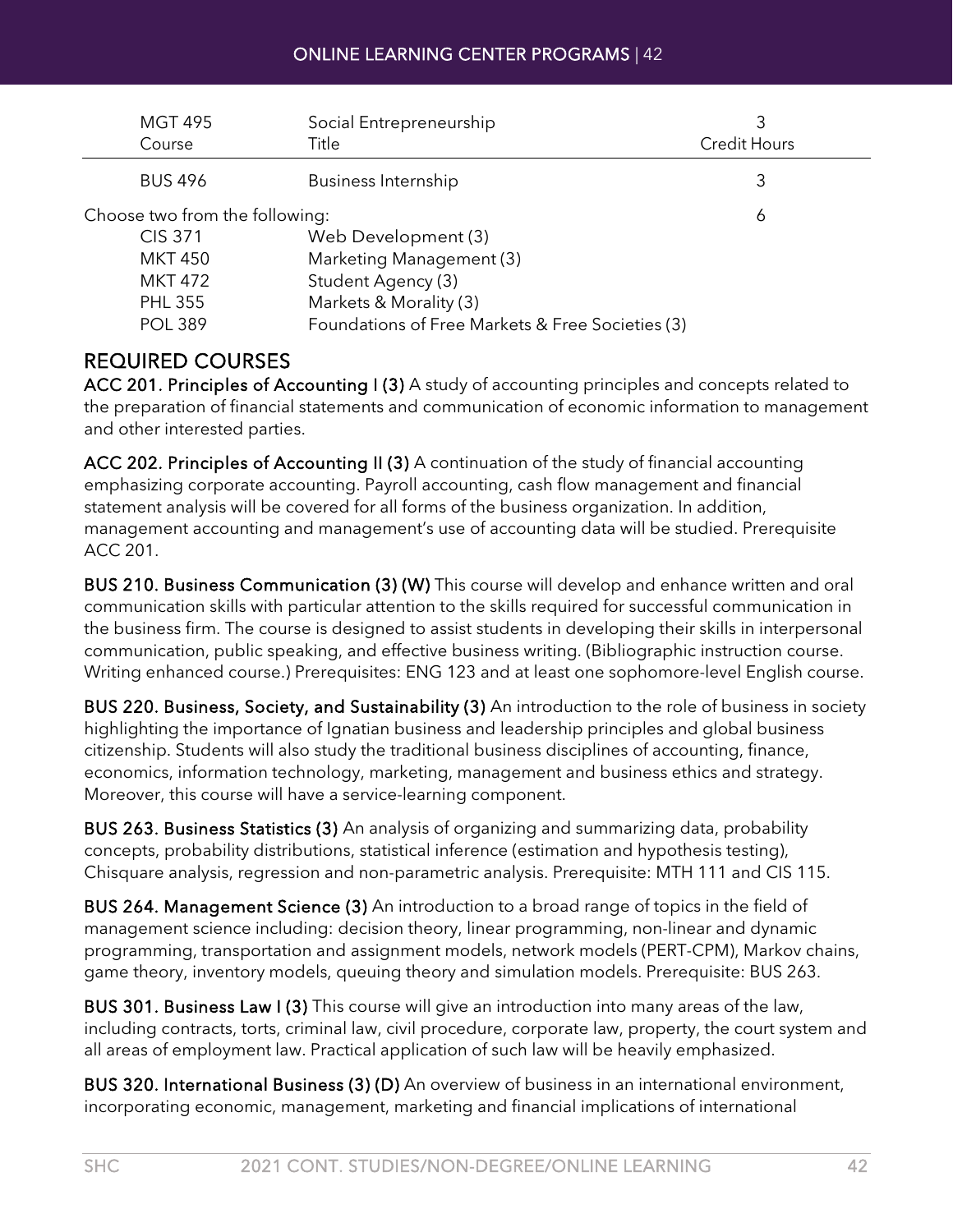| Course | Title | Credit Hours |
|---|---|---|
| MGT 495 | Social Entrepreneurship | 3 |
| BUS 496 | Business Internship | 3 |
| Choose two from the following: | | 6 |
| CIS 371 | Web Development (3) | |
| MKT 450 | Marketing Management (3) | |
| MKT 472 | Student Agency (3) | |
| PHL 355 | Markets & Morality (3) | |
| POL 389 | Foundations of Free Markets & Free Societies (3) | |

## REQUIRED COURSES

**ACC 201. Principles of Accounting I (3)** A study of accounting principles and concepts related to the preparation of financial statements and communication of economic information to management and other interested parties.

**ACC 202. Principles of Accounting II (3)** A continuation of the study of financial accounting emphasizing corporate accounting. Payroll accounting, cash flow management and financial statement analysis will be covered for all forms of the business organization. In addition, management accounting and management's use of accounting data will be studied. Prerequisite ACC 201.

**BUS 210. Business Communication (3) (W)** This course will develop and enhance written and oral communication skills with particular attention to the skills required for successful communication in the business firm. The course is designed to assist students in developing their skills in interpersonal communication, public speaking, and effective business writing. (Bibliographic instruction course. Writing enhanced course.) Prerequisites: ENG 123 and at least one sophomore-level English course.

**BUS 220. Business, Society, and Sustainability (3)** An introduction to the role of business in society highlighting the importance of Ignatian business and leadership principles and global business citizenship. Students will also study the traditional business disciplines of accounting, finance, economics, information technology, marketing, management and business ethics and strategy. Moreover, this course will have a service-learning component.

**BUS 263. Business Statistics (3)** An analysis of organizing and summarizing data, probability concepts, probability distributions, statistical inference (estimation and hypothesis testing), Chisquare analysis, regression and non-parametric analysis. Prerequisite: MTH 111 and CIS 115.

**BUS 264. Management Science (3)** An introduction to a broad range of topics in the field of management science including: decision theory, linear programming, non-linear and dynamic programming, transportation and assignment models, network models (PERT-CPM), Markov chains, game theory, inventory models, queuing theory and simulation models. Prerequisite: BUS 263.

**BUS 301. Business Law I (3)** This course will give an introduction into many areas of the law, including contracts, torts, criminal law, civil procedure, corporate law, property, the court system and all areas of employment law. Practical application of such law will be heavily emphasized.

**BUS 320. International Business (3) (D)** An overview of business in an international environment, incorporating economic, management, marketing and financial implications of international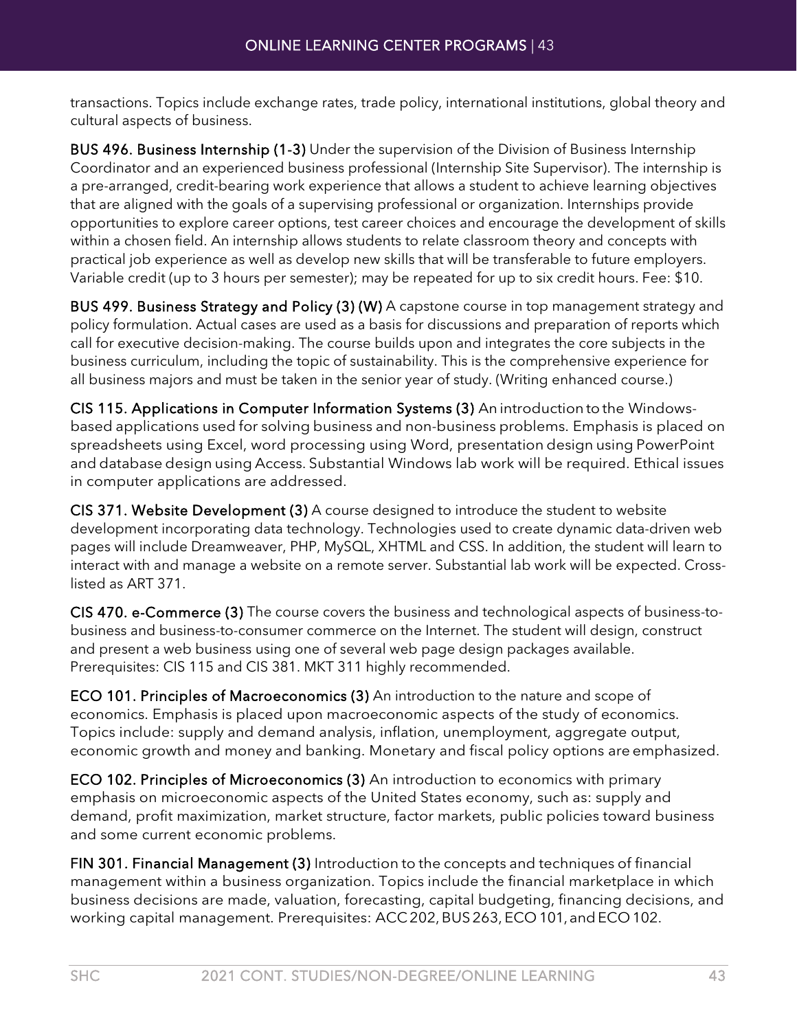transactions. Topics include exchange rates, trade policy, international institutions, global theory and cultural aspects of business.

**BUS 496. Business Internship (1-3)** Under the supervision of the Division of Business Internship Coordinator and an experienced business professional (Internship Site Supervisor). The internship is a pre-arranged, credit-bearing work experience that allows a student to achieve learning objectives that are aligned with the goals of a supervising professional or organization. Internships provide opportunities to explore career options, test career choices and encourage the development of skills within a chosen field. An internship allows students to relate classroom theory and concepts with practical job experience as well as develop new skills that will be transferable to future employers. Variable credit (up to 3 hours per semester); may be repeated for up to six credit hours. Fee: $10.

**BUS 499. Business Strategy and Policy (3) (W)** A capstone course in top management strategy and policy formulation. Actual cases are used as a basis for discussions and preparation of reports which call for executive decision-making. The course builds upon and integrates the core subjects in the business curriculum, including the topic of sustainability. This is the comprehensive experience for all business majors and must be taken in the senior year of study. (Writing enhanced course.)

**CIS 115. Applications in Computer Information Systems (3)** An introduction to the Windows-based applications used for solving business and non-business problems. Emphasis is placed on spreadsheets using Excel, word processing using Word, presentation design using PowerPoint and database design using Access. Substantial Windows lab work will be required. Ethical issues in computer applications are addressed.

**CIS 371. Website Development (3)** A course designed to introduce the student to website development incorporating data technology. Technologies used to create dynamic data-driven web pages will include Dreamweaver, PHP, MySQL, XHTML and CSS. In addition, the student will learn to interact with and manage a website on a remote server. Substantial lab work will be expected. Cross-listed as ART 371.

**CIS 470. e-Commerce (3)** The course covers the business and technological aspects of business-to-business and business-to-consumer commerce on the Internet. The student will design, construct and present a web business using one of several web page design packages available. Prerequisites: CIS 115 and CIS 381. MKT 311 highly recommended.

**ECO 101. Principles of Macroeconomics (3)** An introduction to the nature and scope of economics. Emphasis is placed upon macroeconomic aspects of the study of economics. Topics include: supply and demand analysis, inflation, unemployment, aggregate output, economic growth and money and banking. Monetary and fiscal policy options are emphasized.

**ECO 102. Principles of Microeconomics (3)** An introduction to economics with primary emphasis on microeconomic aspects of the United States economy, such as: supply and demand, profit maximization, market structure, factor markets, public policies toward business and some current economic problems.

**FIN 301. Financial Management (3)** Introduction to the concepts and techniques of financial management within a business organization. Topics include the financial marketplace in which business decisions are made, valuation, forecasting, capital budgeting, financing decisions, and working capital management. Prerequisites: ACC 202, BUS 263, ECO 101, and ECO 102.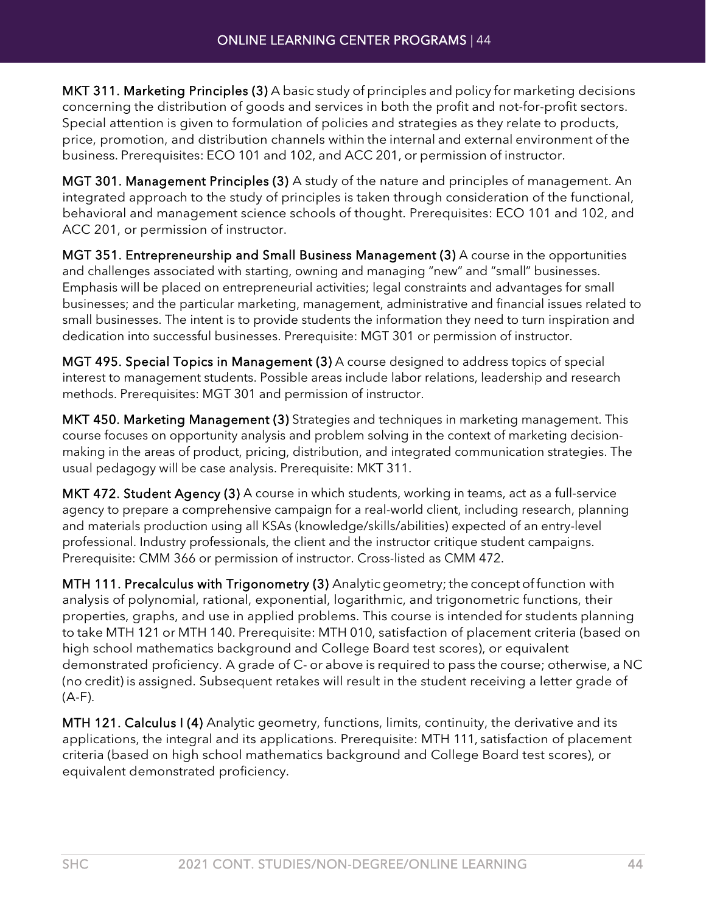**MKT 311. Marketing Principles (3)** A basic study of principles and policy for marketing decisions concerning the distribution of goods and services in both the profit and not-for-profit sectors. Special attention is given to formulation of policies and strategies as they relate to products, price, promotion, and distribution channels within the internal and external environment of the business. Prerequisites: ECO 101 and 102, and ACC 201, or permission of instructor.

**MGT 301. Management Principles (3)** A study of the nature and principles of management. An integrated approach to the study of principles is taken through consideration of the functional, behavioral and management science schools of thought. Prerequisites: ECO 101 and 102, and ACC 201, or permission of instructor.

**MGT 351. Entrepreneurship and Small Business Management (3)** A course in the opportunities and challenges associated with starting, owning and managing "new" and "small" businesses. Emphasis will be placed on entrepreneurial activities; legal constraints and advantages for small businesses; and the particular marketing, management, administrative and financial issues related to small businesses. The intent is to provide students the information they need to turn inspiration and dedication into successful businesses. Prerequisite: MGT 301 or permission of instructor.

**MGT 495. Special Topics in Management (3)** A course designed to address topics of special interest to management students. Possible areas include labor relations, leadership and research methods. Prerequisites: MGT 301 and permission of instructor.

**MKT 450. Marketing Management (3)** Strategies and techniques in marketing management. This course focuses on opportunity analysis and problem solving in the context of marketing decision-making in the areas of product, pricing, distribution, and integrated communication strategies. The usual pedagogy will be case analysis. Prerequisite: MKT 311.

**MKT 472. Student Agency (3)** A course in which students, working in teams, act as a full-service agency to prepare a comprehensive campaign for a real-world client, including research, planning and materials production using all KSAs (knowledge/skills/abilities) expected of an entry-level professional. Industry professionals, the client and the instructor critique student campaigns. Prerequisite: CMM 366 or permission of instructor. Cross-listed as CMM 472.

**MTH 111. Precalculus with Trigonometry (3)** Analytic geometry; the concept of function with analysis of polynomial, rational, exponential, logarithmic, and trigonometric functions, their properties, graphs, and use in applied problems. This course is intended for students planning to take MTH 121 or MTH 140. Prerequisite: MTH 010, satisfaction of placement criteria (based on high school mathematics background and College Board test scores), or equivalent demonstrated proficiency. A grade of C- or above is required to pass the course; otherwise, a NC (no credit) is assigned. Subsequent retakes will result in the student receiving a letter grade of (A-F).

**MTH 121. Calculus I (4)** Analytic geometry, functions, limits, continuity, the derivative and its applications, the integral and its applications. Prerequisite: MTH 111, satisfaction of placement criteria (based on high school mathematics background and College Board test scores), or equivalent demonstrated proficiency.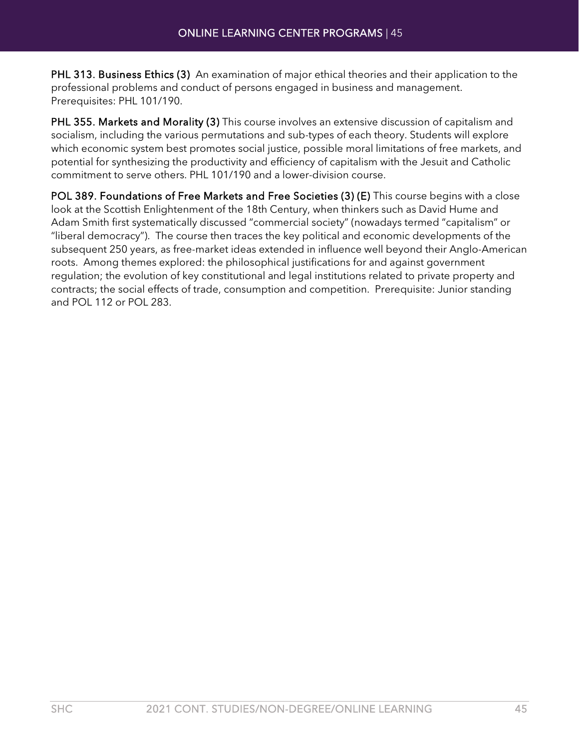**PHL 313. Business Ethics (3)** An examination of major ethical theories and their application to the professional problems and conduct of persons engaged in business and management. Prerequisites: PHL 101/190.

**PHL 355. Markets and Morality (3)** This course involves an extensive discussion of capitalism and socialism, including the various permutations and sub-types of each theory. Students will explore which economic system best promotes social justice, possible moral limitations of free markets, and potential for synthesizing the productivity and efficiency of capitalism with the Jesuit and Catholic commitment to serve others. PHL 101/190 and a lower-division course.

**POL 389. Foundations of Free Markets and Free Societies (3) (E)** This course begins with a close look at the Scottish Enlightenment of the 18th Century, when thinkers such as David Hume and Adam Smith first systematically discussed "commercial society" (nowadays termed "capitalism" or "liberal democracy"). The course then traces the key political and economic developments of the subsequent 250 years, as free-market ideas extended in influence well beyond their Anglo-American roots. Among themes explored: the philosophical justifications for and against government regulation; the evolution of key constitutional and legal institutions related to private property and contracts; the social effects of trade, consumption and competition. Prerequisite: Junior standing and POL 112 or POL 283.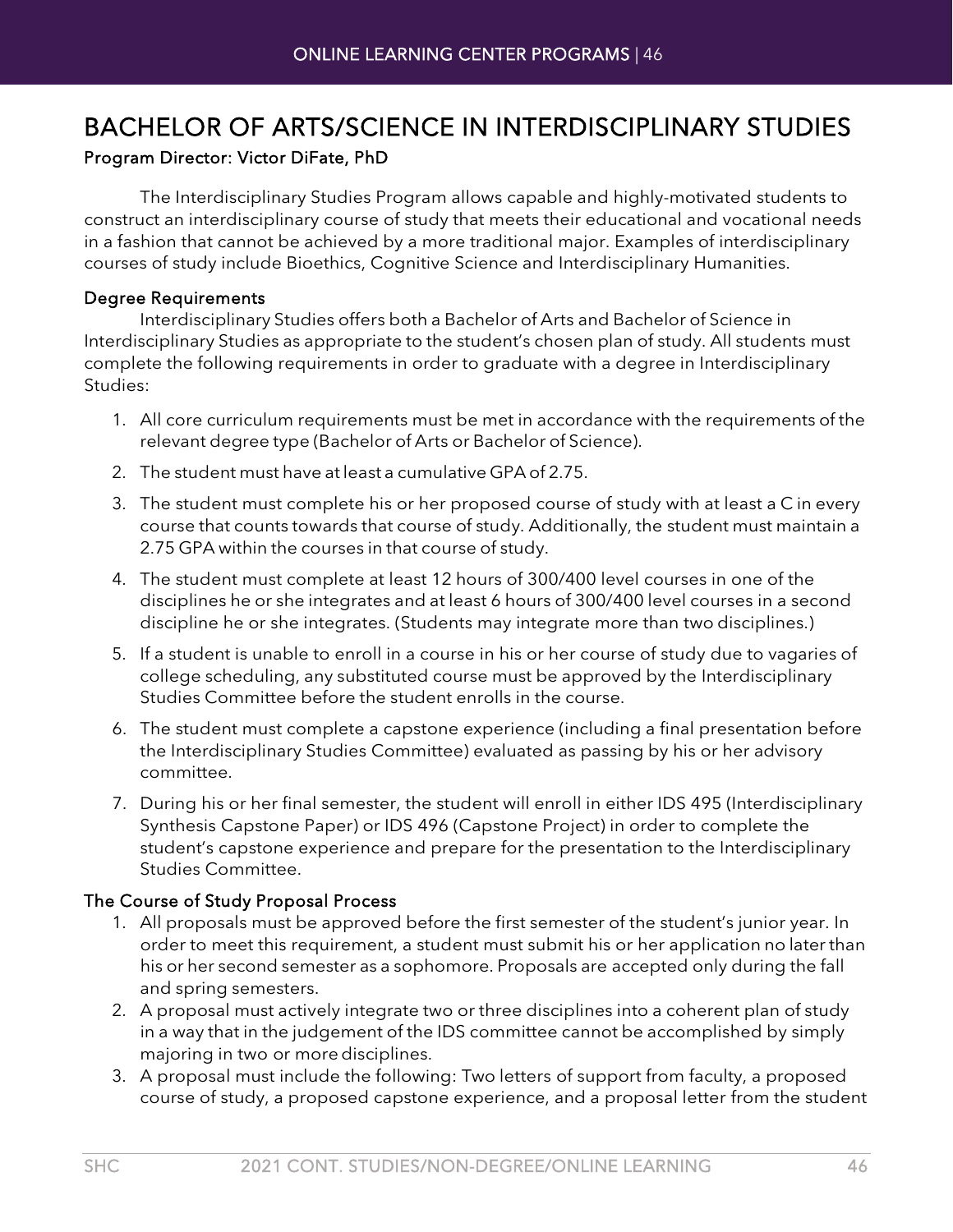# BACHELOR OF ARTS/SCIENCE IN INTERDISCIPLINARY STUDIES

**Program Director: Victor DiFate, PhD**

The Interdisciplinary Studies Program allows capable and highly-motivated students to construct an interdisciplinary course of study that meets their educational and vocational needs in a fashion that cannot be achieved by a more traditional major. Examples of interdisciplinary courses of study include Bioethics, Cognitive Science and Interdisciplinary Humanities.

### Degree Requirements

Interdisciplinary Studies offers both a Bachelor of Arts and Bachelor of Science in Interdisciplinary Studies as appropriate to the student's chosen plan of study. All students must complete the following requirements in order to graduate with a degree in Interdisciplinary Studies:

1. All core curriculum requirements must be met in accordance with the requirements of the relevant degree type (Bachelor of Arts or Bachelor of Science).
2. The student must have at least a cumulative GPA of 2.75.
3. The student must complete his or her proposed course of study with at least a C in every course that counts towards that course of study. Additionally, the student must maintain a 2.75 GPA within the courses in that course of study.
4. The student must complete at least 12 hours of 300/400 level courses in one of the disciplines he or she integrates and at least 6 hours of 300/400 level courses in a second discipline he or she integrates. (Students may integrate more than two disciplines.)
5. If a student is unable to enroll in a course in his or her course of study due to vagaries of college scheduling, any substituted course must be approved by the Interdisciplinary Studies Committee before the student enrolls in the course.
6. The student must complete a capstone experience (including a final presentation before the Interdisciplinary Studies Committee) evaluated as passing by his or her advisory committee.
7. During his or her final semester, the student will enroll in either IDS 495 (Interdisciplinary Synthesis Capstone Paper) or IDS 496 (Capstone Project) in order to complete the student's capstone experience and prepare for the presentation to the Interdisciplinary Studies Committee.

### The Course of Study Proposal Process

1. All proposals must be approved before the first semester of the student's junior year. In order to meet this requirement, a student must submit his or her application no later than his or her second semester as a sophomore. Proposals are accepted only during the fall and spring semesters.
2. A proposal must actively integrate two or three disciplines into a coherent plan of study in a way that in the judgement of the IDS committee cannot be accomplished by simply majoring in two or more disciplines.
3. A proposal must include the following: Two letters of support from faculty, a proposed course of study, a proposed capstone experience, and a proposal letter from the student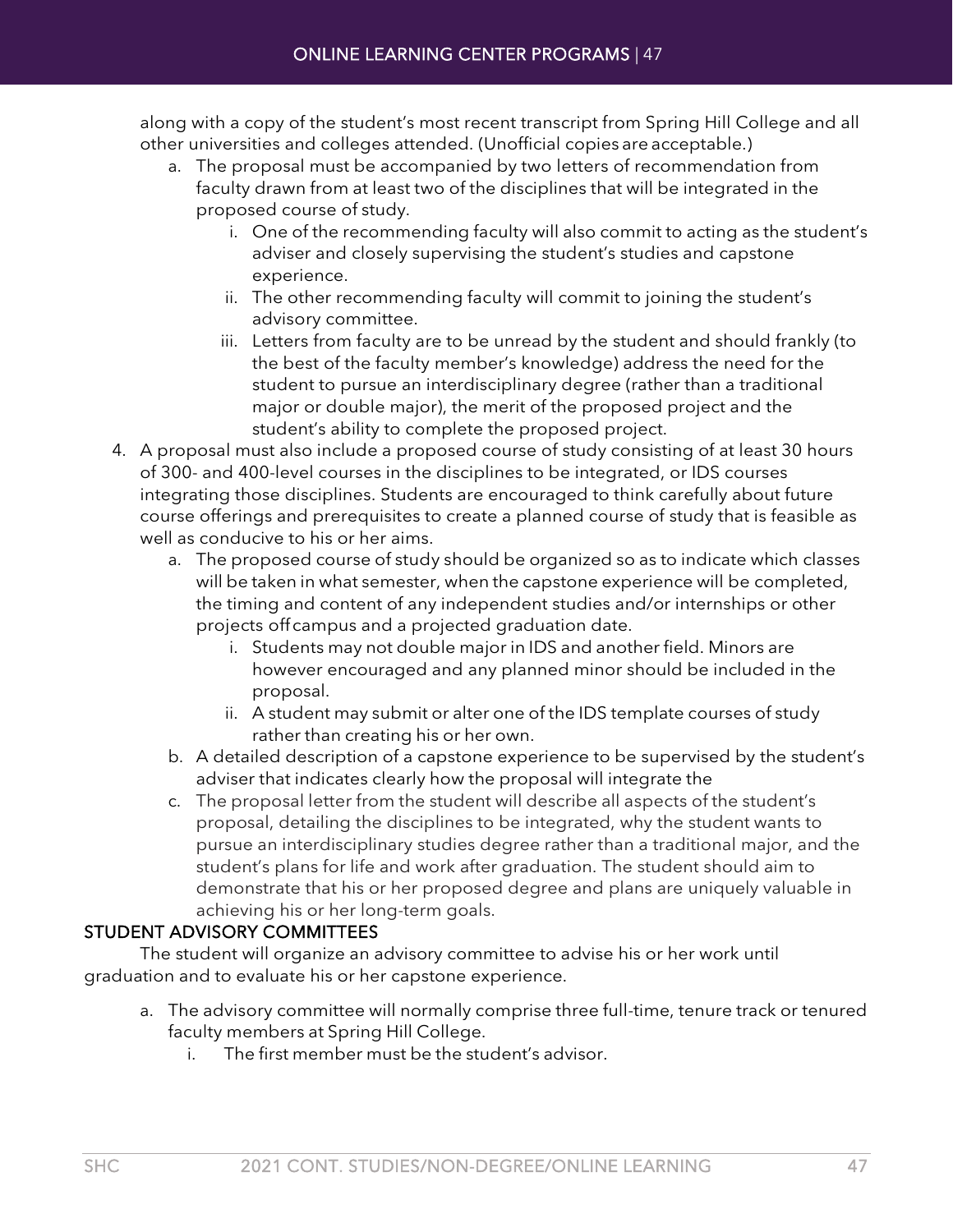along with a copy of the student's most recent transcript from Spring Hill College and all other universities and colleges attended. (Unofficial copies are acceptable.)

   a. The proposal must be accompanied by two letters of recommendation from faculty drawn from at least two of the disciplines that will be integrated in the proposed course of study.
      i. One of the recommending faculty will also commit to acting as the student's adviser and closely supervising the student's studies and capstone experience.
      ii. The other recommending faculty will commit to joining the student's advisory committee.
      iii. Letters from faculty are to be unread by the student and should frankly (to the best of the faculty member's knowledge) address the need for the student to pursue an interdisciplinary degree (rather than a traditional major or double major), the merit of the proposed project and the student's ability to complete the proposed project.

4. A proposal must also include a proposed course of study consisting of at least 30 hours of 300- and 400-level courses in the disciplines to be integrated, or IDS courses integrating those disciplines. Students are encouraged to think carefully about future course offerings and prerequisites to create a planned course of study that is feasible as well as conducive to his or her aims.
   a. The proposed course of study should be organized so as to indicate which classes will be taken in what semester, when the capstone experience will be completed, the timing and content of any independent studies and/or internships or other projects off campus and a projected graduation date.
      i. Students may not double major in IDS and another field. Minors are however encouraged and any planned minor should be included in the proposal.
      ii. A student may submit or alter one of the IDS template courses of study rather than creating his or her own.
   b. A detailed description of a capstone experience to be supervised by the student's adviser that indicates clearly how the proposal will integrate the
   c. The proposal letter from the student will describe all aspects of the student's proposal, detailing the disciplines to be integrated, why the student wants to pursue an interdisciplinary studies degree rather than a traditional major, and the student's plans for life and work after graduation. The student should aim to demonstrate that his or her proposed degree and plans are uniquely valuable in achieving his or her long-term goals.

## STUDENT ADVISORY COMMITTEES

The student will organize an advisory committee to advise his or her work until graduation and to evaluate his or her capstone experience.

   a. The advisory committee will normally comprise three full-time, tenure track or tenured faculty members at Spring Hill College.
      i. The first member must be the student's advisor.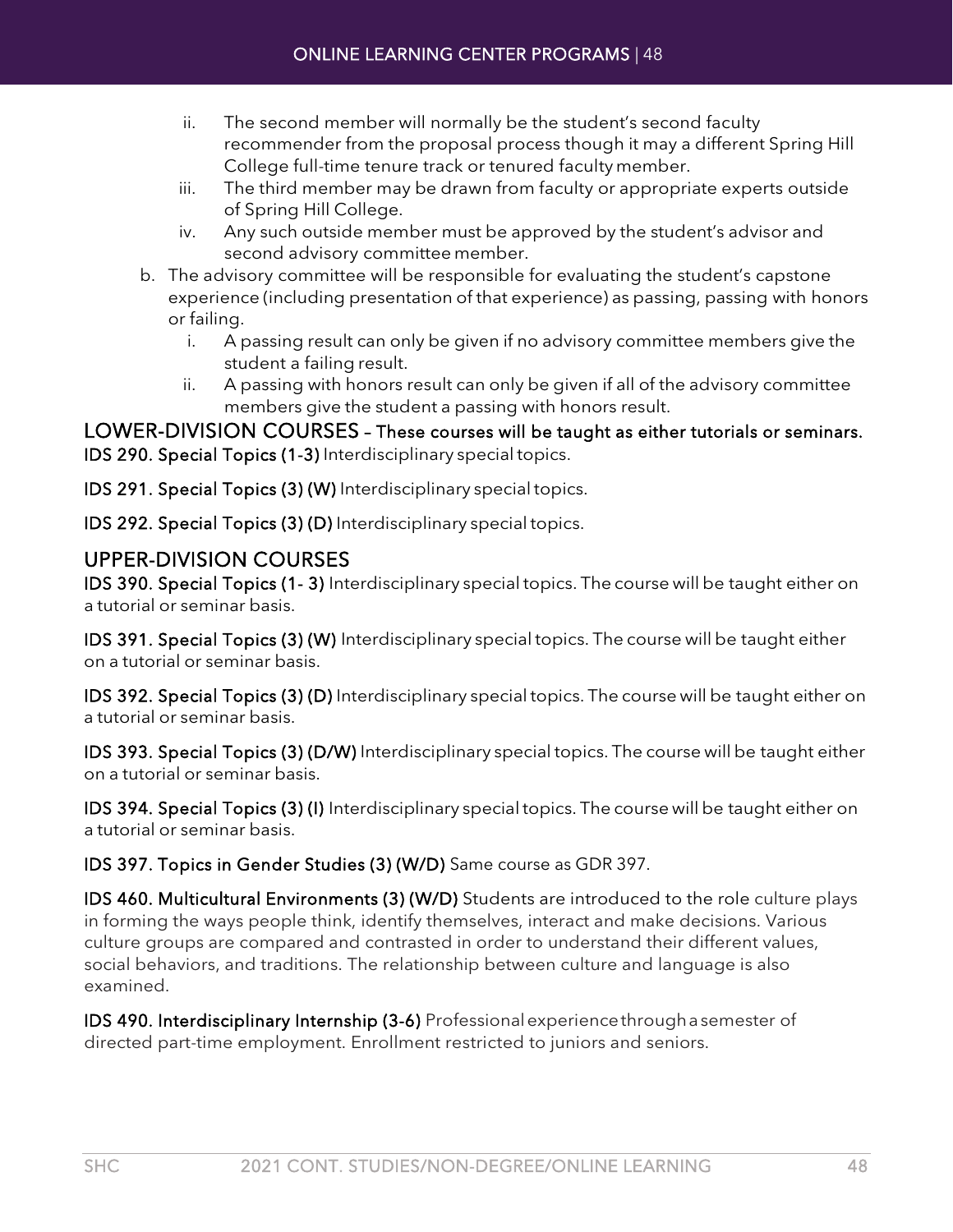ii. The second member will normally be the student's second faculty recommender from the proposal process though it may a different Spring Hill College full-time tenure track or tenured faculty member.
   iii. The third member may be drawn from faculty or appropriate experts outside of Spring Hill College.
   iv. Any such outside member must be approved by the student's advisor and second advisory committee member.

b. The advisory committee will be responsible for evaluating the student's capstone experience (including presentation of that experience) as passing, passing with honors or failing.
   i. A passing result can only be given if no advisory committee members give the student a failing result.
   ii. A passing with honors result can only be given if all of the advisory committee members give the student a passing with honors result.

## LOWER-DIVISION COURSES – These courses will be taught as either tutorials or seminars.

**IDS 290. Special Topics (1-3)** Interdisciplinary special topics.

**IDS 291. Special Topics (3) (W)** Interdisciplinary special topics.

**IDS 292. Special Topics (3) (D)** Interdisciplinary special topics.

## UPPER-DIVISION COURSES

**IDS 390. Special Topics (1- 3)** Interdisciplinary special topics. The course will be taught either on a tutorial or seminar basis.

**IDS 391. Special Topics (3) (W)** Interdisciplinary special topics. The course will be taught either on a tutorial or seminar basis.

**IDS 392. Special Topics (3) (D)** Interdisciplinary special topics. The course will be taught either on a tutorial or seminar basis.

**IDS 393. Special Topics (3) (D/W)** Interdisciplinary special topics. The course will be taught either on a tutorial or seminar basis.

**IDS 394. Special Topics (3) (I)** Interdisciplinary special topics. The course will be taught either on a tutorial or seminar basis.

**IDS 397. Topics in Gender Studies (3) (W/D)** Same course as GDR 397.

**IDS 460. Multicultural Environments (3) (W/D)** Students are introduced to the role culture plays in forming the ways people think, identify themselves, interact and make decisions. Various culture groups are compared and contrasted in order to understand their different values, social behaviors, and traditions. The relationship between culture and language is also examined.

**IDS 490. Interdisciplinary Internship (3-6)** Professional experience through a semester of directed part-time employment. Enrollment restricted to juniors and seniors.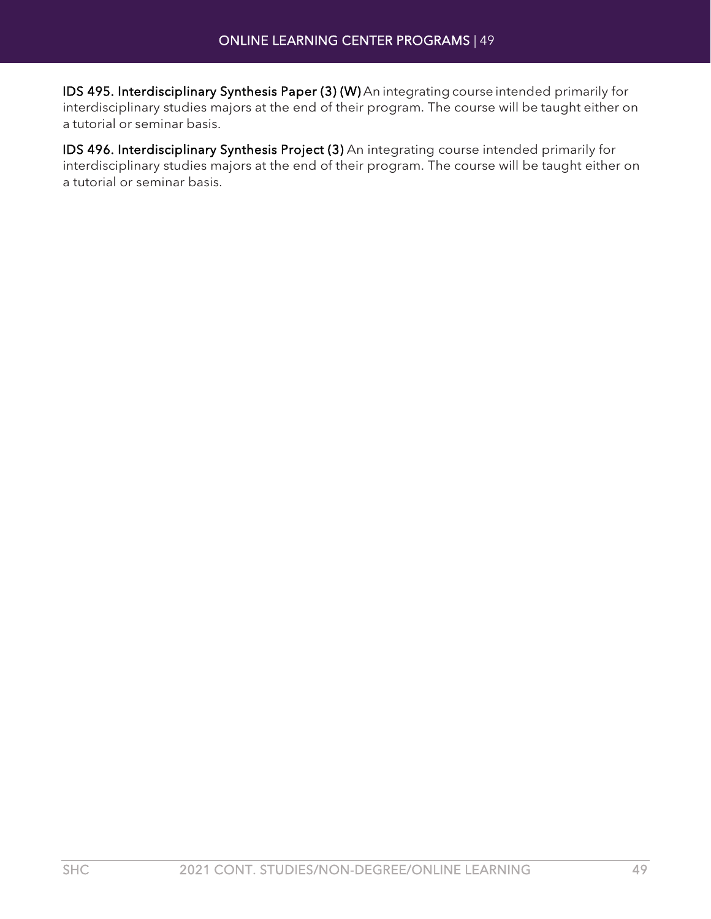**IDS 495. Interdisciplinary Synthesis Paper (3) (W)** An integrating course intended primarily for interdisciplinary studies majors at the end of their program. The course will be taught either on a tutorial or seminar basis.

**IDS 496. Interdisciplinary Synthesis Project (3)** An integrating course intended primarily for interdisciplinary studies majors at the end of their program. The course will be taught either on a tutorial or seminar basis.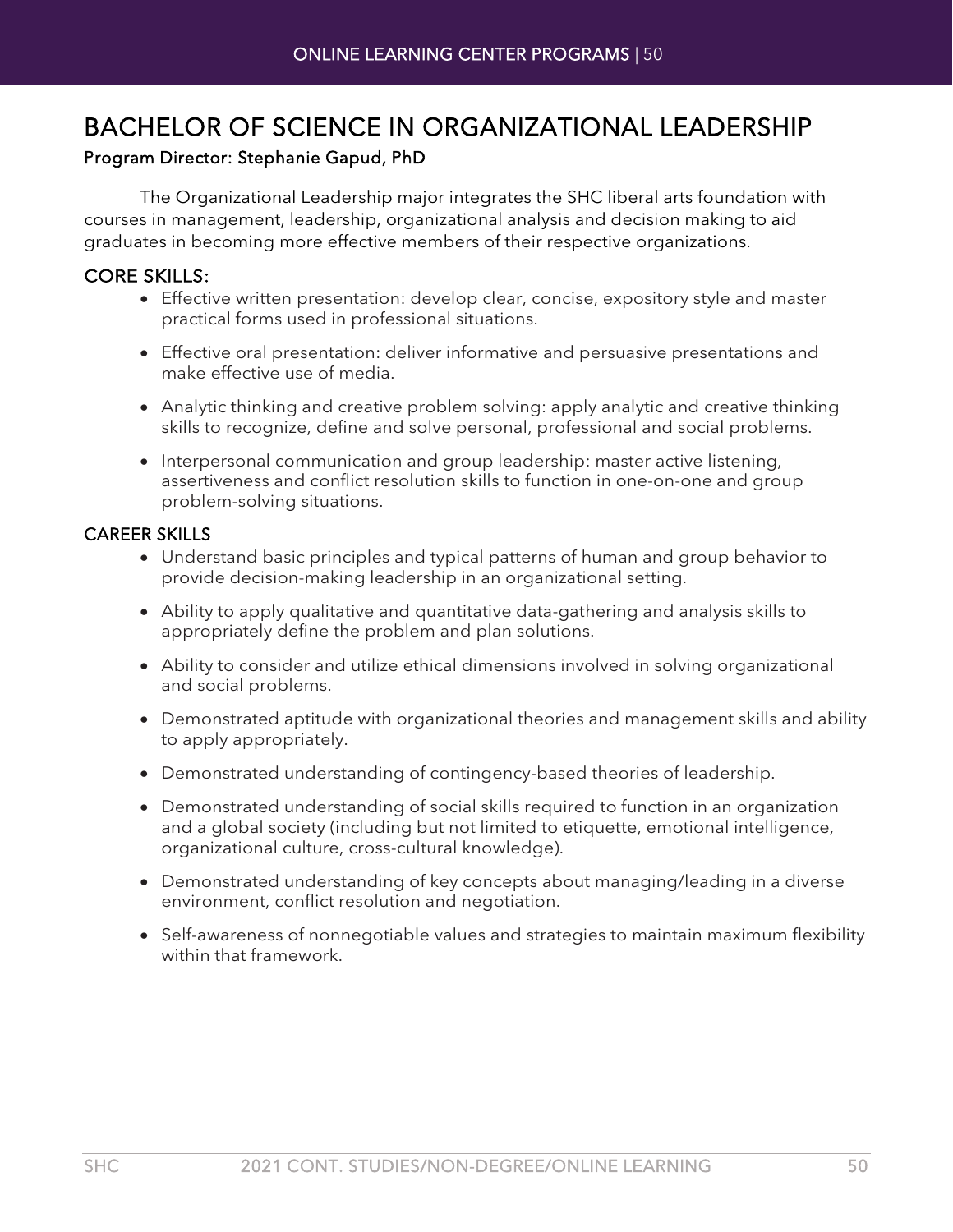# BACHELOR OF SCIENCE IN ORGANIZATIONAL LEADERSHIP

**Program Director: Stephanie Gapud, PhD**

The Organizational Leadership major integrates the SHC liberal arts foundation with courses in management, leadership, organizational analysis and decision making to aid graduates in becoming more effective members of their respective organizations.

## CORE SKILLS:

- Effective written presentation: develop clear, concise, expository style and master practical forms used in professional situations.
- Effective oral presentation: deliver informative and persuasive presentations and make effective use of media.
- Analytic thinking and creative problem solving: apply analytic and creative thinking skills to recognize, define and solve personal, professional and social problems.
- Interpersonal communication and group leadership: master active listening, assertiveness and conflict resolution skills to function in one-on-one and group problem-solving situations.

## CAREER SKILLS

- Understand basic principles and typical patterns of human and group behavior to provide decision-making leadership in an organizational setting.
- Ability to apply qualitative and quantitative data-gathering and analysis skills to appropriately define the problem and plan solutions.
- Ability to consider and utilize ethical dimensions involved in solving organizational and social problems.
- Demonstrated aptitude with organizational theories and management skills and ability to apply appropriately.
- Demonstrated understanding of contingency-based theories of leadership.
- Demonstrated understanding of social skills required to function in an organization and a global society (including but not limited to etiquette, emotional intelligence, organizational culture, cross-cultural knowledge).
- Demonstrated understanding of key concepts about managing/leading in a diverse environment, conflict resolution and negotiation.
- Self-awareness of nonnegotiable values and strategies to maintain maximum flexibility within that framework.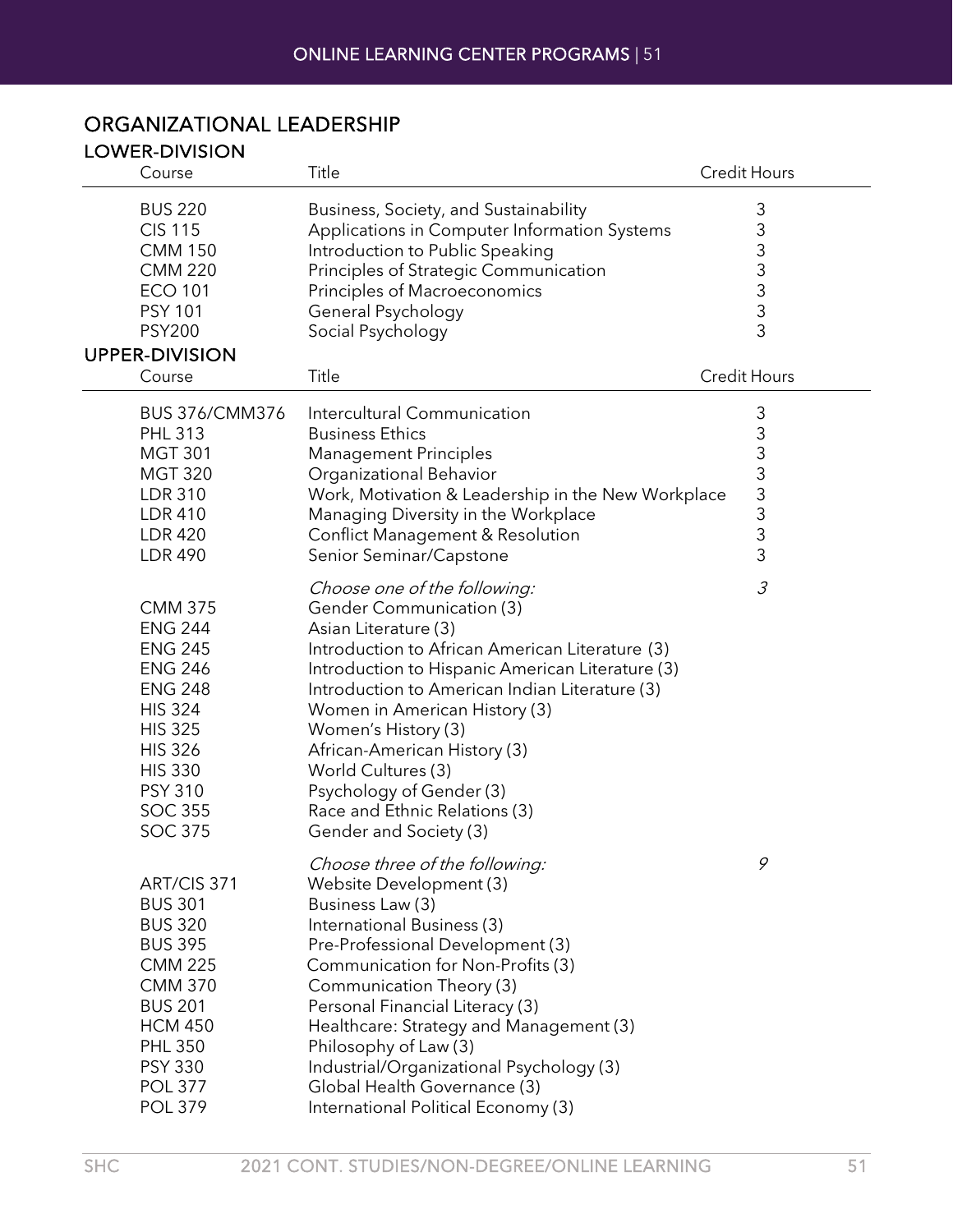## ORGANIZATIONAL LEADERSHIP

### LOWER-DIVISION

| Course | Title | Credit Hours |
|---|---|---|
| BUS 220 | Business, Society, and Sustainability | 3 |
| CIS 115 | Applications in Computer Information Systems | 3 |
| CMM 150 | Introduction to Public Speaking | 3 |
| CMM 220 | Principles of Strategic Communication | 3 |
| ECO 101 | Principles of Macroeconomics | 3 |
| PSY 101 | General Psychology | 3 |
| PSY200 | Social Psychology | 3 |

### UPPER-DIVISION

| Course | Title | Credit Hours |
|---|---|---|
| BUS 376/CMM376 | Intercultural Communication | 3 |
| PHL 313 | Business Ethics | 3 |
| MGT 301 | Management Principles | 3 |
| MGT 320 | Organizational Behavior | 3 |
| LDR 310 | Work, Motivation & Leadership in the New Workplace | 3 |
| LDR 410 | Managing Diversity in the Workplace | 3 |
| LDR 420 | Conflict Management & Resolution | 3 |
| LDR 490 | Senior Seminar/Capstone | 3 |
| | *Choose one of the following:* | *3* |
| CMM 375 | Gender Communication (3) | |
| ENG 244 | Asian Literature (3) | |
| ENG 245 | Introduction to African American Literature (3) | |
| ENG 246 | Introduction to Hispanic American Literature (3) | |
| ENG 248 | Introduction to American Indian Literature (3) | |
| HIS 324 | Women in American History (3) | |
| HIS 325 | Women's History (3) | |
| HIS 326 | African-American History (3) | |
| HIS 330 | World Cultures (3) | |
| PSY 310 | Psychology of Gender (3) | |
| SOC 355 | Race and Ethnic Relations (3) | |
| SOC 375 | Gender and Society (3) | |
| | *Choose three of the following:* | *9* |
| ART/CIS 371 | Website Development (3) | |
| BUS 301 | Business Law (3) | |
| BUS 320 | International Business (3) | |
| BUS 395 | Pre-Professional Development (3) | |
| CMM 225 | Communication for Non-Profits (3) | |
| CMM 370 | Communication Theory (3) | |
| BUS 201 | Personal Financial Literacy (3) | |
| HCM 450 | Healthcare: Strategy and Management (3) | |
| PHL 350 | Philosophy of Law (3) | |
| PSY 330 | Industrial/Organizational Psychology (3) | |
| POL 377 | Global Health Governance (3) | |
| POL 379 | International Political Economy (3) | |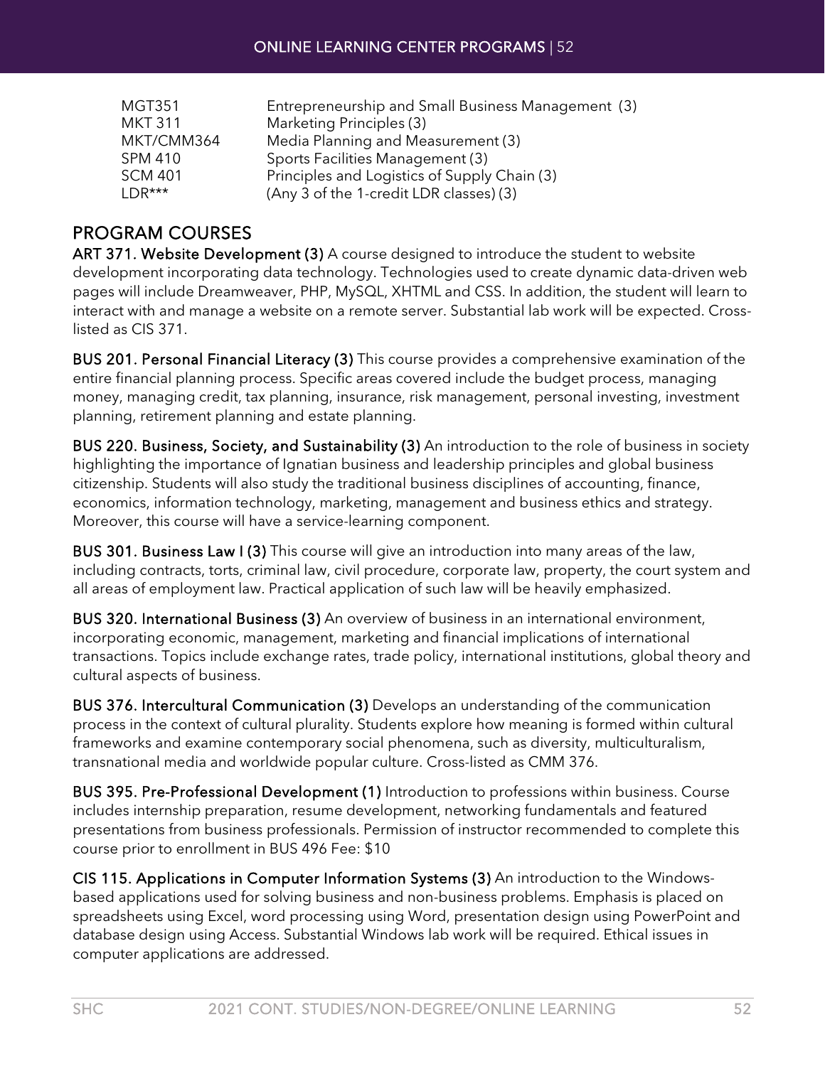| | |
|---|---|
| MGT351 | Entrepreneurship and Small Business Management (3) |
| MKT 311 | Marketing Principles (3) |
| MKT/CMM364 | Media Planning and Measurement (3) |
| SPM 410 | Sports Facilities Management (3) |
| SCM 401 | Principles and Logistics of Supply Chain (3) |
| LDR*** | (Any 3 of the 1-credit LDR classes) (3) |

## PROGRAM COURSES

**ART 371. Website Development (3)** A course designed to introduce the student to website development incorporating data technology. Technologies used to create dynamic data-driven web pages will include Dreamweaver, PHP, MySQL, XHTML and CSS. In addition, the student will learn to interact with and manage a website on a remote server. Substantial lab work will be expected. Cross-listed as CIS 371.

**BUS 201. Personal Financial Literacy (3)** This course provides a comprehensive examination of the entire financial planning process. Specific areas covered include the budget process, managing money, managing credit, tax planning, insurance, risk management, personal investing, investment planning, retirement planning and estate planning.

**BUS 220. Business, Society, and Sustainability (3)** An introduction to the role of business in society highlighting the importance of Ignatian business and leadership principles and global business citizenship. Students will also study the traditional business disciplines of accounting, finance, economics, information technology, marketing, management and business ethics and strategy. Moreover, this course will have a service-learning component.

**BUS 301. Business Law I (3)** This course will give an introduction into many areas of the law, including contracts, torts, criminal law, civil procedure, corporate law, property, the court system and all areas of employment law. Practical application of such law will be heavily emphasized.

**BUS 320. International Business (3)** An overview of business in an international environment, incorporating economic, management, marketing and financial implications of international transactions. Topics include exchange rates, trade policy, international institutions, global theory and cultural aspects of business.

**BUS 376. Intercultural Communication (3)** Develops an understanding of the communication process in the context of cultural plurality. Students explore how meaning is formed within cultural frameworks and examine contemporary social phenomena, such as diversity, multiculturalism, transnational media and worldwide popular culture. Cross-listed as CMM 376.

**BUS 395. Pre-Professional Development (1)** Introduction to professions within business. Course includes internship preparation, resume development, networking fundamentals and featured presentations from business professionals. Permission of instructor recommended to complete this course prior to enrollment in BUS 496 Fee: $10

**CIS 115. Applications in Computer Information Systems (3)** An introduction to the Windows-based applications used for solving business and non-business problems. Emphasis is placed on spreadsheets using Excel, word processing using Word, presentation design using PowerPoint and database design using Access. Substantial Windows lab work will be required. Ethical issues in computer applications are addressed.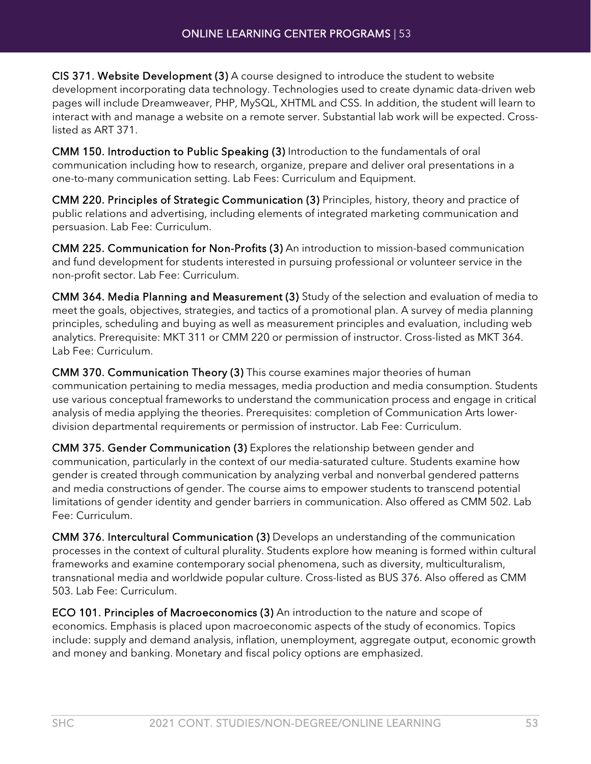**CIS 371. Website Development (3)** A course designed to introduce the student to website development incorporating data technology. Technologies used to create dynamic data-driven web pages will include Dreamweaver, PHP, MySQL, XHTML and CSS. In addition, the student will learn to interact with and manage a website on a remote server. Substantial lab work will be expected. Cross-listed as ART 371.

**CMM 150. Introduction to Public Speaking (3)** Introduction to the fundamentals of oral communication including how to research, organize, prepare and deliver oral presentations in a one-to-many communication setting. Lab Fees: Curriculum and Equipment.

**CMM 220. Principles of Strategic Communication (3)** Principles, history, theory and practice of public relations and advertising, including elements of integrated marketing communication and persuasion. Lab Fee: Curriculum.

**CMM 225. Communication for Non-Profits (3)** An introduction to mission-based communication and fund development for students interested in pursuing professional or volunteer service in the non-profit sector. Lab Fee: Curriculum.

**CMM 364. Media Planning and Measurement (3)** Study of the selection and evaluation of media to meet the goals, objectives, strategies, and tactics of a promotional plan. A survey of media planning principles, scheduling and buying as well as measurement principles and evaluation, including web analytics. Prerequisite: MKT 311 or CMM 220 or permission of instructor. Cross-listed as MKT 364. Lab Fee: Curriculum.

**CMM 370. Communication Theory (3)** This course examines major theories of human communication pertaining to media messages, media production and media consumption. Students use various conceptual frameworks to understand the communication process and engage in critical analysis of media applying the theories. Prerequisites: completion of Communication Arts lower-division departmental requirements or permission of instructor. Lab Fee: Curriculum.

**CMM 375. Gender Communication (3)** Explores the relationship between gender and communication, particularly in the context of our media-saturated culture. Students examine how gender is created through communication by analyzing verbal and nonverbal gendered patterns and media constructions of gender. The course aims to empower students to transcend potential limitations of gender identity and gender barriers in communication. Also offered as CMM 502. Lab Fee: Curriculum.

**CMM 376. Intercultural Communication (3)** Develops an understanding of the communication processes in the context of cultural plurality. Students explore how meaning is formed within cultural frameworks and examine contemporary social phenomena, such as diversity, multiculturalism, transnational media and worldwide popular culture. Cross-listed as BUS 376. Also offered as CMM 503. Lab Fee: Curriculum.

**ECO 101. Principles of Macroeconomics (3)** An introduction to the nature and scope of economics. Emphasis is placed upon macroeconomic aspects of the study of economics. Topics include: supply and demand analysis, inflation, unemployment, aggregate output, economic growth and money and banking. Monetary and fiscal policy options are emphasized.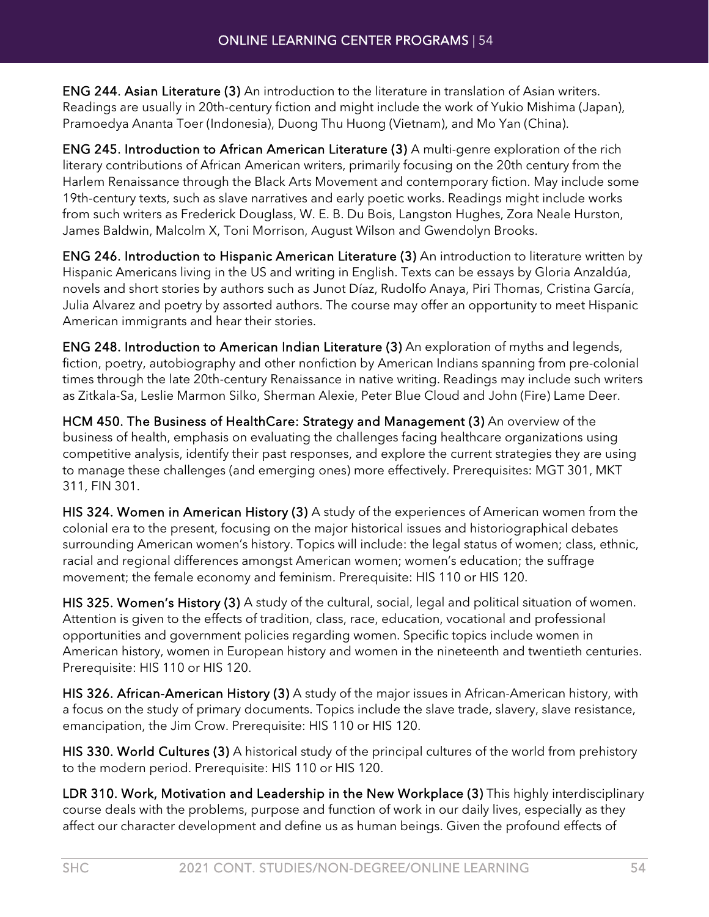**ENG 244. Asian Literature (3)** An introduction to the literature in translation of Asian writers. Readings are usually in 20th-century fiction and might include the work of Yukio Mishima (Japan), Pramoedya Ananta Toer (Indonesia), Duong Thu Huong (Vietnam), and Mo Yan (China).

**ENG 245. Introduction to African American Literature (3)** A multi-genre exploration of the rich literary contributions of African American writers, primarily focusing on the 20th century from the Harlem Renaissance through the Black Arts Movement and contemporary fiction. May include some 19th-century texts, such as slave narratives and early poetic works. Readings might include works from such writers as Frederick Douglass, W. E. B. Du Bois, Langston Hughes, Zora Neale Hurston, James Baldwin, Malcolm X, Toni Morrison, August Wilson and Gwendolyn Brooks.

**ENG 246. Introduction to Hispanic American Literature (3)** An introduction to literature written by Hispanic Americans living in the US and writing in English. Texts can be essays by Gloria Anzaldúa, novels and short stories by authors such as Junot Díaz, Rudolfo Anaya, Piri Thomas, Cristina García, Julia Alvarez and poetry by assorted authors. The course may offer an opportunity to meet Hispanic American immigrants and hear their stories.

**ENG 248. Introduction to American Indian Literature (3)** An exploration of myths and legends, fiction, poetry, autobiography and other nonfiction by American Indians spanning from pre-colonial times through the late 20th-century Renaissance in native writing. Readings may include such writers as Zitkala-Sa, Leslie Marmon Silko, Sherman Alexie, Peter Blue Cloud and John (Fire) Lame Deer.

**HCM 450. The Business of HealthCare: Strategy and Management (3)** An overview of the business of health, emphasis on evaluating the challenges facing healthcare organizations using competitive analysis, identify their past responses, and explore the current strategies they are using to manage these challenges (and emerging ones) more effectively. Prerequisites: MGT 301, MKT 311, FIN 301.

**HIS 324. Women in American History (3)** A study of the experiences of American women from the colonial era to the present, focusing on the major historical issues and historiographical debates surrounding American women's history. Topics will include: the legal status of women; class, ethnic, racial and regional differences amongst American women; women's education; the suffrage movement; the female economy and feminism. Prerequisite: HIS 110 or HIS 120.

**HIS 325. Women's History (3)** A study of the cultural, social, legal and political situation of women. Attention is given to the effects of tradition, class, race, education, vocational and professional opportunities and government policies regarding women. Specific topics include women in American history, women in European history and women in the nineteenth and twentieth centuries. Prerequisite: HIS 110 or HIS 120.

**HIS 326. African-American History (3)** A study of the major issues in African-American history, with a focus on the study of primary documents. Topics include the slave trade, slavery, slave resistance, emancipation, the Jim Crow. Prerequisite: HIS 110 or HIS 120.

**HIS 330. World Cultures (3)** A historical study of the principal cultures of the world from prehistory to the modern period. Prerequisite: HIS 110 or HIS 120.

**LDR 310. Work, Motivation and Leadership in the New Workplace (3)** This highly interdisciplinary course deals with the problems, purpose and function of work in our daily lives, especially as they affect our character development and define us as human beings. Given the profound effects of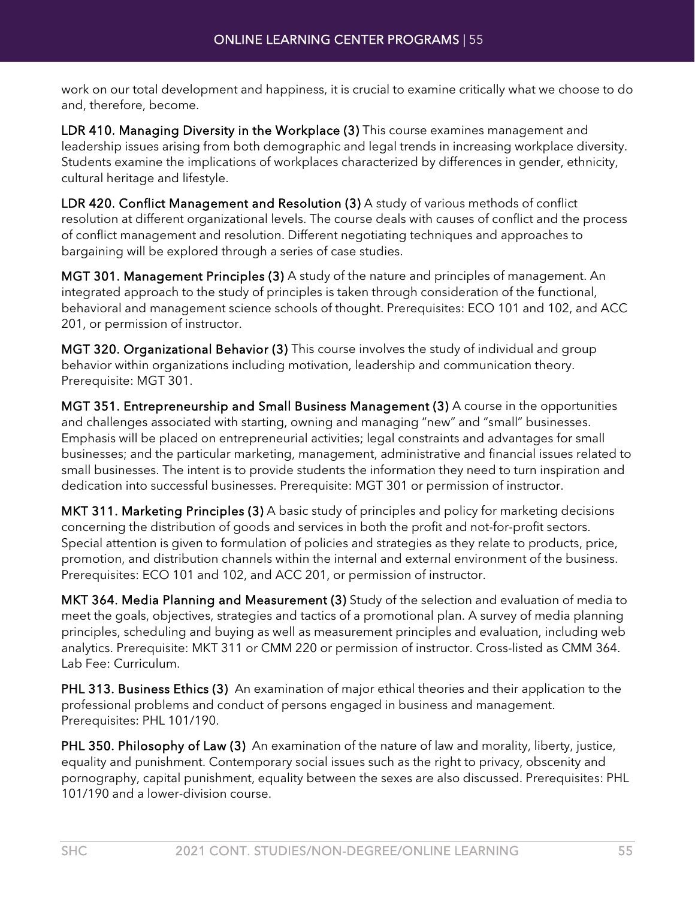work on our total development and happiness, it is crucial to examine critically what we choose to do and, therefore, become.

**LDR 410. Managing Diversity in the Workplace (3)** This course examines management and leadership issues arising from both demographic and legal trends in increasing workplace diversity. Students examine the implications of workplaces characterized by differences in gender, ethnicity, cultural heritage and lifestyle.

**LDR 420. Conflict Management and Resolution (3)** A study of various methods of conflict resolution at different organizational levels. The course deals with causes of conflict and the process of conflict management and resolution. Different negotiating techniques and approaches to bargaining will be explored through a series of case studies.

**MGT 301. Management Principles (3)** A study of the nature and principles of management. An integrated approach to the study of principles is taken through consideration of the functional, behavioral and management science schools of thought. Prerequisites: ECO 101 and 102, and ACC 201, or permission of instructor.

**MGT 320. Organizational Behavior (3)** This course involves the study of individual and group behavior within organizations including motivation, leadership and communication theory. Prerequisite: MGT 301.

**MGT 351. Entrepreneurship and Small Business Management (3)** A course in the opportunities and challenges associated with starting, owning and managing "new" and "small" businesses. Emphasis will be placed on entrepreneurial activities; legal constraints and advantages for small businesses; and the particular marketing, management, administrative and financial issues related to small businesses. The intent is to provide students the information they need to turn inspiration and dedication into successful businesses. Prerequisite: MGT 301 or permission of instructor.

**MKT 311. Marketing Principles (3)** A basic study of principles and policy for marketing decisions concerning the distribution of goods and services in both the profit and not-for-profit sectors. Special attention is given to formulation of policies and strategies as they relate to products, price, promotion, and distribution channels within the internal and external environment of the business. Prerequisites: ECO 101 and 102, and ACC 201, or permission of instructor.

**MKT 364. Media Planning and Measurement (3)** Study of the selection and evaluation of media to meet the goals, objectives, strategies and tactics of a promotional plan. A survey of media planning principles, scheduling and buying as well as measurement principles and evaluation, including web analytics. Prerequisite: MKT 311 or CMM 220 or permission of instructor. Cross-listed as CMM 364. Lab Fee: Curriculum.

**PHL 313. Business Ethics (3)** An examination of major ethical theories and their application to the professional problems and conduct of persons engaged in business and management. Prerequisites: PHL 101/190.

**PHL 350. Philosophy of Law (3)** An examination of the nature of law and morality, liberty, justice, equality and punishment. Contemporary social issues such as the right to privacy, obscenity and pornography, capital punishment, equality between the sexes are also discussed. Prerequisites: PHL 101/190 and a lower-division course.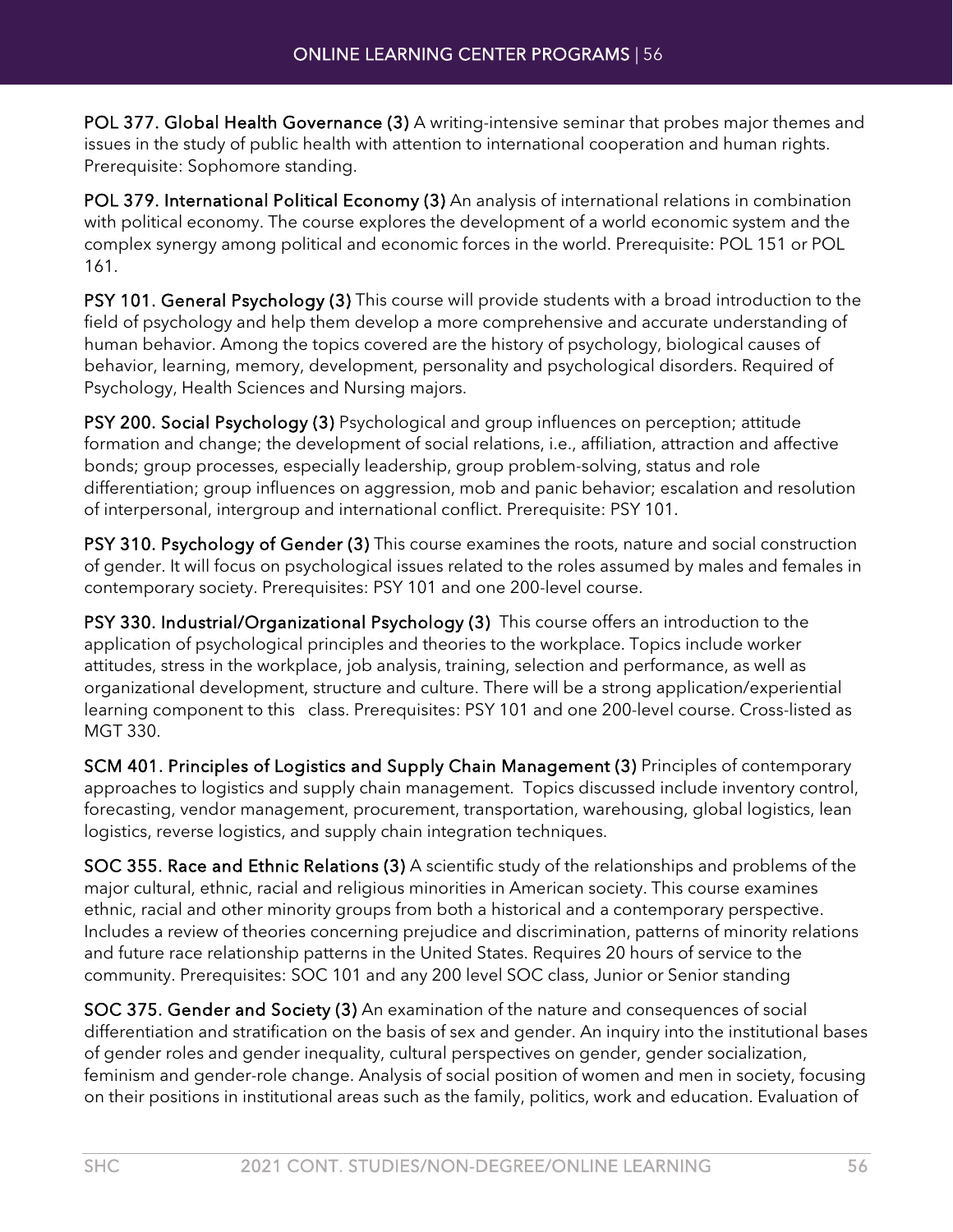**POL 377. Global Health Governance (3)** A writing-intensive seminar that probes major themes and issues in the study of public health with attention to international cooperation and human rights. Prerequisite: Sophomore standing.

**POL 379. International Political Economy (3)** An analysis of international relations in combination with political economy. The course explores the development of a world economic system and the complex synergy among political and economic forces in the world. Prerequisite: POL 151 or POL 161.

**PSY 101. General Psychology (3)** This course will provide students with a broad introduction to the field of psychology and help them develop a more comprehensive and accurate understanding of human behavior. Among the topics covered are the history of psychology, biological causes of behavior, learning, memory, development, personality and psychological disorders. Required of Psychology, Health Sciences and Nursing majors.

**PSY 200. Social Psychology (3)** Psychological and group influences on perception; attitude formation and change; the development of social relations, i.e., affiliation, attraction and affective bonds; group processes, especially leadership, group problem-solving, status and role differentiation; group influences on aggression, mob and panic behavior; escalation and resolution of interpersonal, intergroup and international conflict. Prerequisite: PSY 101.

**PSY 310. Psychology of Gender (3)** This course examines the roots, nature and social construction of gender. It will focus on psychological issues related to the roles assumed by males and females in contemporary society. Prerequisites: PSY 101 and one 200-level course.

**PSY 330. Industrial/Organizational Psychology (3)** This course offers an introduction to the application of psychological principles and theories to the workplace. Topics include worker attitudes, stress in the workplace, job analysis, training, selection and performance, as well as organizational development, structure and culture. There will be a strong application/experiential learning component to this class. Prerequisites: PSY 101 and one 200-level course. Cross-listed as MGT 330.

**SCM 401. Principles of Logistics and Supply Chain Management (3)** Principles of contemporary approaches to logistics and supply chain management. Topics discussed include inventory control, forecasting, vendor management, procurement, transportation, warehousing, global logistics, lean logistics, reverse logistics, and supply chain integration techniques.

**SOC 355. Race and Ethnic Relations (3)** A scientific study of the relationships and problems of the major cultural, ethnic, racial and religious minorities in American society. This course examines ethnic, racial and other minority groups from both a historical and a contemporary perspective. Includes a review of theories concerning prejudice and discrimination, patterns of minority relations and future race relationship patterns in the United States. Requires 20 hours of service to the community. Prerequisites: SOC 101 and any 200 level SOC class, Junior or Senior standing

**SOC 375. Gender and Society (3)** An examination of the nature and consequences of social differentiation and stratification on the basis of sex and gender. An inquiry into the institutional bases of gender roles and gender inequality, cultural perspectives on gender, gender socialization, feminism and gender-role change. Analysis of social position of women and men in society, focusing on their positions in institutional areas such as the family, politics, work and education. Evaluation of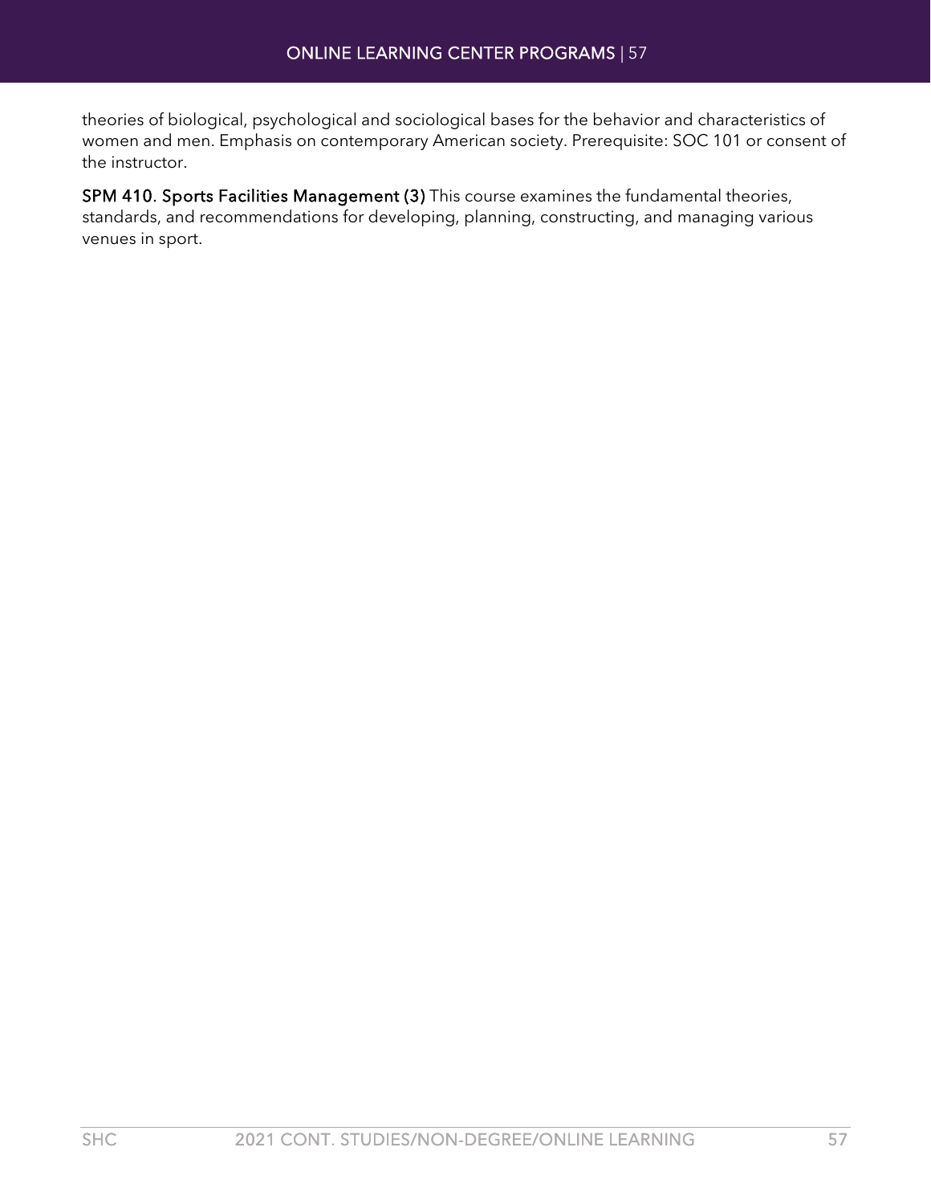theories of biological, psychological and sociological bases for the behavior and characteristics of women and men. Emphasis on contemporary American society. Prerequisite: SOC 101 or consent of the instructor.

**SPM 410. Sports Facilities Management (3)** This course examines the fundamental theories, standards, and recommendations for developing, planning, constructing, and managing various venues in sport.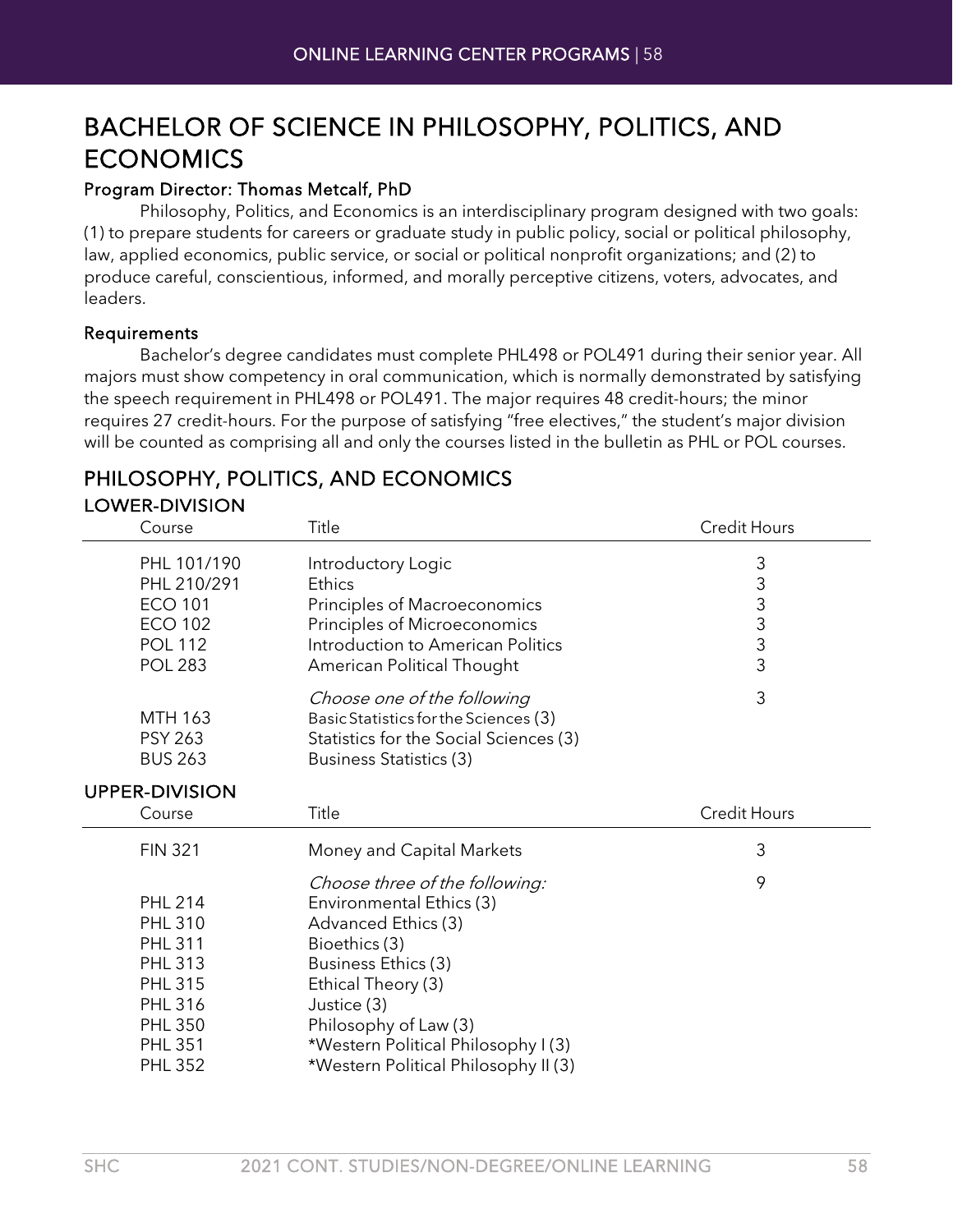# BACHELOR OF SCIENCE IN PHILOSOPHY, POLITICS, AND ECONOMICS

**Program Director: Thomas Metcalf, PhD**

Philosophy, Politics, and Economics is an interdisciplinary program designed with two goals: (1) to prepare students for careers or graduate study in public policy, social or political philosophy, law, applied economics, public service, or social or political nonprofit organizations; and (2) to produce careful, conscientious, informed, and morally perceptive citizens, voters, advocates, and leaders.

**Requirements**

Bachelor's degree candidates must complete PHL498 or POL491 during their senior year. All majors must show competency in oral communication, which is normally demonstrated by satisfying the speech requirement in PHL498 or POL491. The major requires 48 credit-hours; the minor requires 27 credit-hours. For the purpose of satisfying "free electives," the student's major division will be counted as comprising all and only the courses listed in the bulletin as PHL or POL courses.

## PHILOSOPHY, POLITICS, AND ECONOMICS

### LOWER-DIVISION

| Course | Title | Credit Hours |
|---|---|---|
| PHL 101/190 | Introductory Logic | 3 |
| PHL 210/291 | Ethics | 3 |
| ECO 101 | Principles of Macroeconomics | 3 |
| ECO 102 | Principles of Microeconomics | 3 |
| POL 112 | Introduction to American Politics | 3 |
| POL 283 | American Political Thought | 3 |
| | *Choose one of the following* | 3 |
| MTH 163 | Basic Statistics for the Sciences (3) | |
| PSY 263 | Statistics for the Social Sciences (3) | |
| BUS 263 | Business Statistics (3) | |

### UPPER-DIVISION

| Course | Title | Credit Hours |
|---|---|---|
| FIN 321 | Money and Capital Markets | 3 |
| | *Choose three of the following:* | 9 |
| PHL 214 | Environmental Ethics (3) | |
| PHL 310 | Advanced Ethics (3) | |
| PHL 311 | Bioethics (3) | |
| PHL 313 | Business Ethics (3) | |
| PHL 315 | Ethical Theory (3) | |
| PHL 316 | Justice (3) | |
| PHL 350 | Philosophy of Law (3) | |
| PHL 351 | *Western Political Philosophy I (3) | |
| PHL 352 | *Western Political Philosophy II (3) | |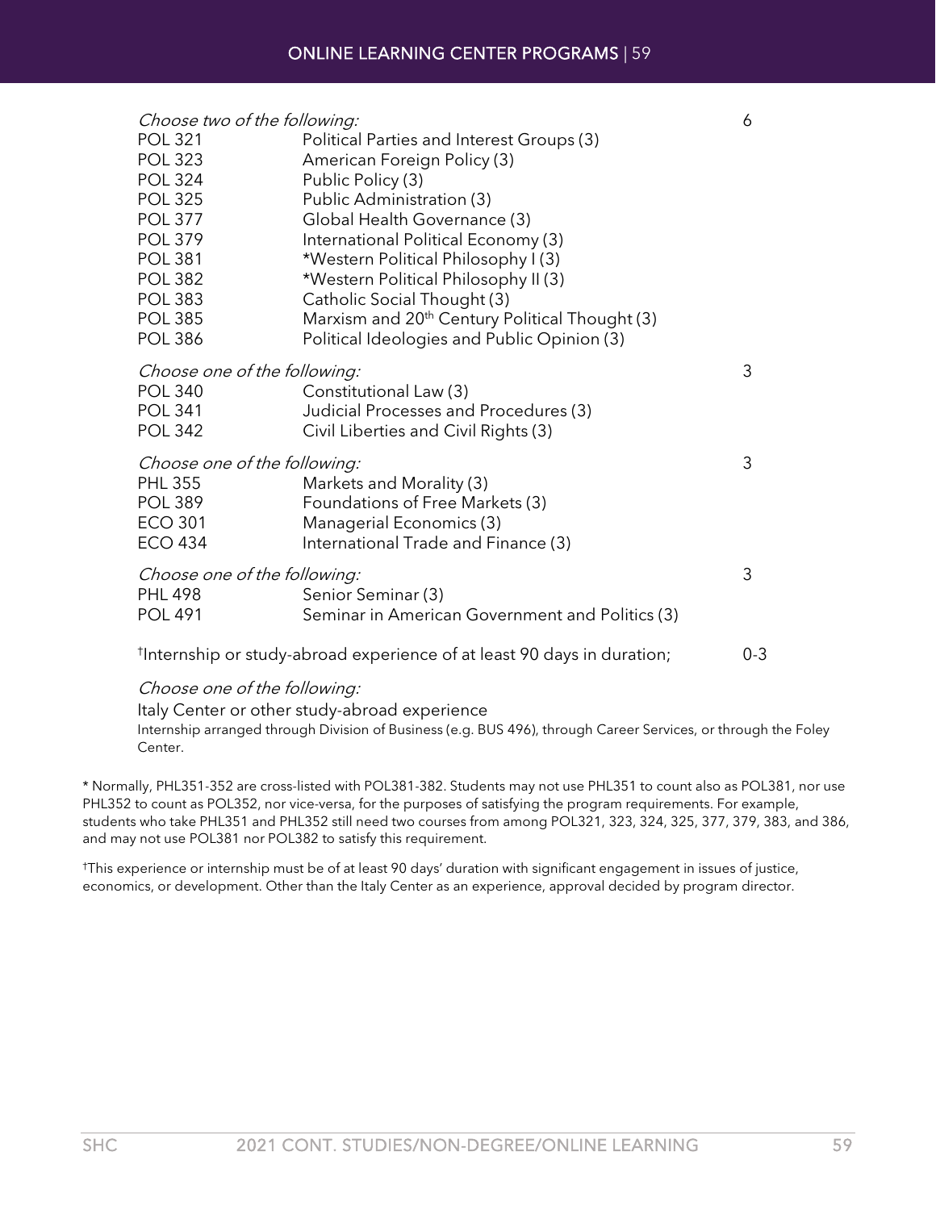| | | |
|---|---|---|
| *Choose two of the following:* | | 6 |
| POL 321 | Political Parties and Interest Groups (3) | |
| POL 323 | American Foreign Policy (3) | |
| POL 324 | Public Policy (3) | |
| POL 325 | Public Administration (3) | |
| POL 377 | Global Health Governance (3) | |
| POL 379 | International Political Economy (3) | |
| POL 381 | *Western Political Philosophy I (3) | |
| POL 382 | *Western Political Philosophy II (3) | |
| POL 383 | Catholic Social Thought (3) | |
| POL 385 | Marxism and 20th Century Political Thought (3) | |
| POL 386 | Political Ideologies and Public Opinion (3) | |
| *Choose one of the following:* | | 3 |
| POL 340 | Constitutional Law (3) | |
| POL 341 | Judicial Processes and Procedures (3) | |
| POL 342 | Civil Liberties and Civil Rights (3) | |
| *Choose one of the following:* | | 3 |
| PHL 355 | Markets and Morality (3) | |
| POL 389 | Foundations of Free Markets (3) | |
| ECO 301 | Managerial Economics (3) | |
| ECO 434 | International Trade and Finance (3) | |
| *Choose one of the following:* | | 3 |
| PHL 498 | Senior Seminar (3) | |
| POL 491 | Seminar in American Government and Politics (3) | |
| †Internship or study-abroad experience of at least 90 days in duration; | | 0-3 |

*Choose one of the following:*

Italy Center or other study-abroad experience

Internship arranged through Division of Business (e.g. BUS 496), through Career Services, or through the Foley Center.

* Normally, PHL351-352 are cross-listed with POL381-382. Students may not use PHL351 to count also as POL381, nor use PHL352 to count as POL352, nor vice-versa, for the purposes of satisfying the program requirements. For example, students who take PHL351 and PHL352 still need two courses from among POL321, 323, 324, 325, 377, 379, 383, and 386, and may not use POL381 nor POL382 to satisfy this requirement.

†This experience or internship must be of at least 90 days' duration with significant engagement in issues of justice, economics, or development. Other than the Italy Center as an experience, approval decided by program director.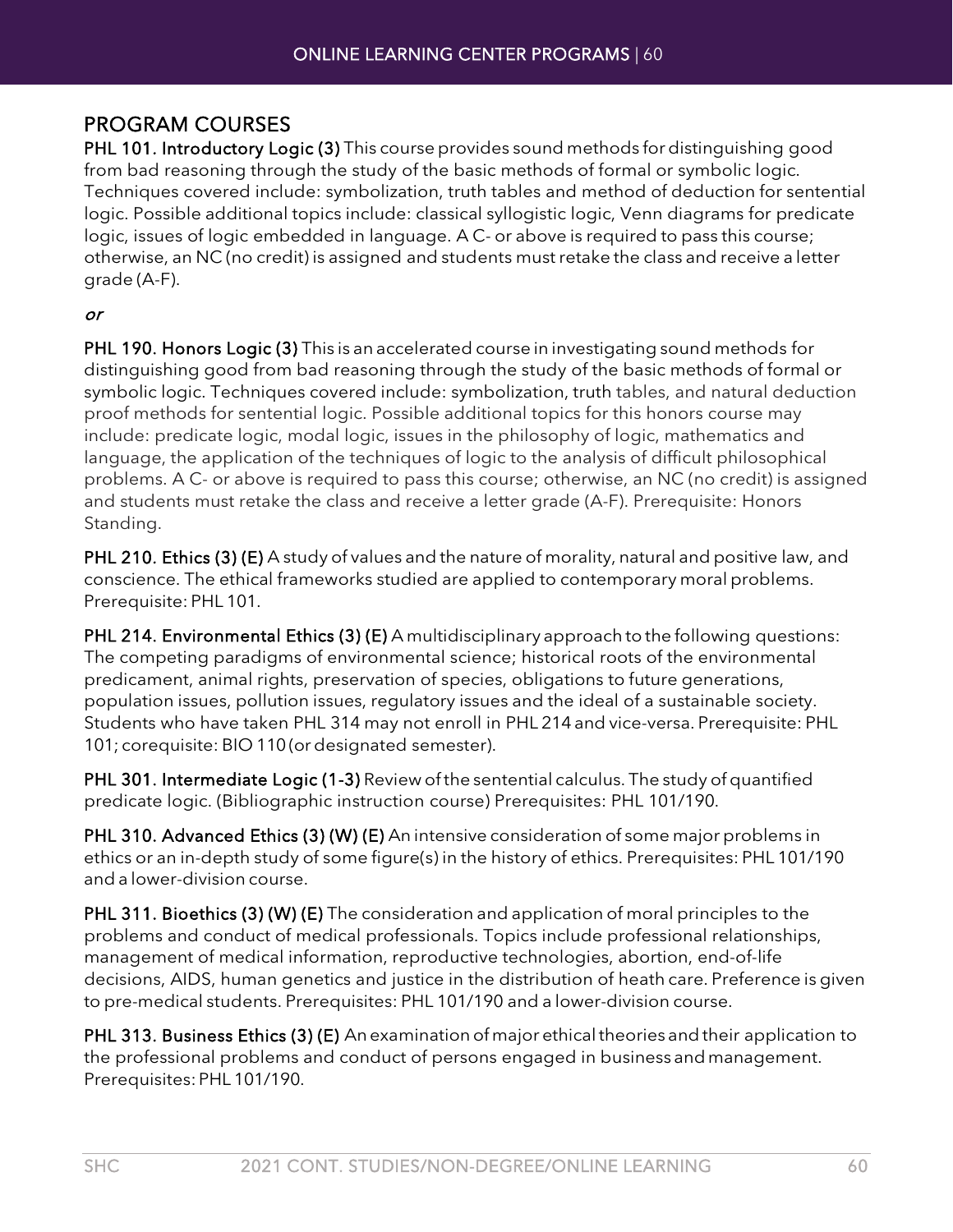## PROGRAM COURSES

**PHL 101. Introductory Logic (3)** This course provides sound methods for distinguishing good from bad reasoning through the study of the basic methods of formal or symbolic logic. Techniques covered include: symbolization, truth tables and method of deduction for sentential logic. Possible additional topics include: classical syllogistic logic, Venn diagrams for predicate logic, issues of logic embedded in language. A C- or above is required to pass this course; otherwise, an NC (no credit) is assigned and students must retake the class and receive a letter grade (A-F).

*or*

**PHL 190. Honors Logic (3)** This is an accelerated course in investigating sound methods for distinguishing good from bad reasoning through the study of the basic methods of formal or symbolic logic. Techniques covered include: symbolization, truth tables, and natural deduction proof methods for sentential logic. Possible additional topics for this honors course may include: predicate logic, modal logic, issues in the philosophy of logic, mathematics and language, the application of the techniques of logic to the analysis of difficult philosophical problems. A C- or above is required to pass this course; otherwise, an NC (no credit) is assigned and students must retake the class and receive a letter grade (A-F). Prerequisite: Honors Standing.

**PHL 210. Ethics (3) (E)** A study of values and the nature of morality, natural and positive law, and conscience. The ethical frameworks studied are applied to contemporary moral problems. Prerequisite: PHL 101.

**PHL 214. Environmental Ethics (3) (E)** A multidisciplinary approach to the following questions: The competing paradigms of environmental science; historical roots of the environmental predicament, animal rights, preservation of species, obligations to future generations, population issues, pollution issues, regulatory issues and the ideal of a sustainable society. Students who have taken PHL 314 may not enroll in PHL 214 and vice-versa. Prerequisite: PHL 101; corequisite: BIO 110 (or designated semester).

**PHL 301. Intermediate Logic (1-3)** Review of the sentential calculus. The study of quantified predicate logic. (Bibliographic instruction course) Prerequisites: PHL 101/190.

**PHL 310. Advanced Ethics (3) (W) (E)** An intensive consideration of some major problems in ethics or an in-depth study of some figure(s) in the history of ethics. Prerequisites: PHL 101/190 and a lower-division course.

**PHL 311. Bioethics (3) (W) (E)** The consideration and application of moral principles to the problems and conduct of medical professionals. Topics include professional relationships, management of medical information, reproductive technologies, abortion, end-of-life decisions, AIDS, human genetics and justice in the distribution of heath care. Preference is given to pre-medical students. Prerequisites: PHL 101/190 and a lower-division course.

**PHL 313. Business Ethics (3) (E)** An examination of major ethical theories and their application to the professional problems and conduct of persons engaged in business and management. Prerequisites: PHL 101/190.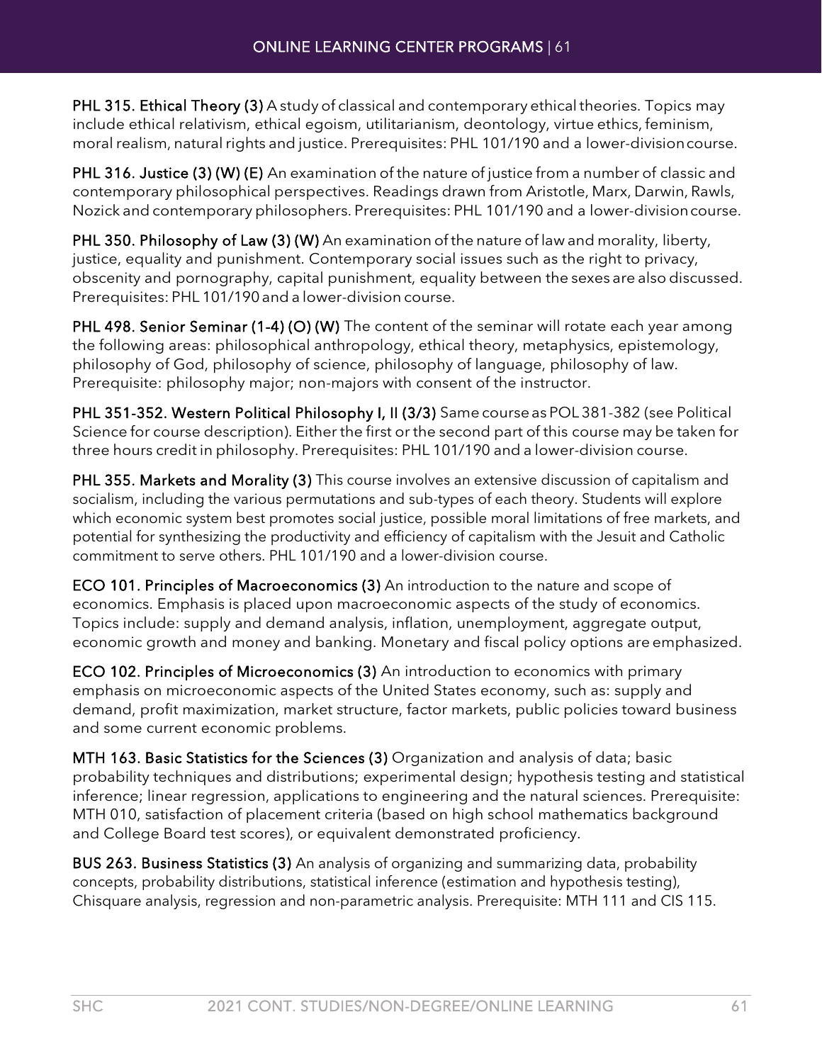**PHL 315. Ethical Theory (3)** A study of classical and contemporary ethical theories. Topics may include ethical relativism, ethical egoism, utilitarianism, deontology, virtue ethics, feminism, moral realism, natural rights and justice. Prerequisites: PHL 101/190 and a lower-division course.

**PHL 316. Justice (3) (W) (E)** An examination of the nature of justice from a number of classic and contemporary philosophical perspectives. Readings drawn from Aristotle, Marx, Darwin, Rawls, Nozick and contemporary philosophers. Prerequisites: PHL 101/190 and a lower-division course.

**PHL 350. Philosophy of Law (3) (W)** An examination of the nature of law and morality, liberty, justice, equality and punishment. Contemporary social issues such as the right to privacy, obscenity and pornography, capital punishment, equality between the sexes are also discussed. Prerequisites: PHL 101/190 and a lower-division course.

**PHL 498. Senior Seminar (1-4) (O) (W)** The content of the seminar will rotate each year among the following areas: philosophical anthropology, ethical theory, metaphysics, epistemology, philosophy of God, philosophy of science, philosophy of language, philosophy of law. Prerequisite: philosophy major; non-majors with consent of the instructor.

**PHL 351-352. Western Political Philosophy I, II (3/3)** Same course as POL 381-382 (see Political Science for course description). Either the first or the second part of this course may be taken for three hours credit in philosophy. Prerequisites: PHL 101/190 and a lower-division course.

**PHL 355. Markets and Morality (3)** This course involves an extensive discussion of capitalism and socialism, including the various permutations and sub-types of each theory. Students will explore which economic system best promotes social justice, possible moral limitations of free markets, and potential for synthesizing the productivity and efficiency of capitalism with the Jesuit and Catholic commitment to serve others. PHL 101/190 and a lower-division course.

**ECO 101. Principles of Macroeconomics (3)** An introduction to the nature and scope of economics. Emphasis is placed upon macroeconomic aspects of the study of economics. Topics include: supply and demand analysis, inflation, unemployment, aggregate output, economic growth and money and banking. Monetary and fiscal policy options are emphasized.

**ECO 102. Principles of Microeconomics (3)** An introduction to economics with primary emphasis on microeconomic aspects of the United States economy, such as: supply and demand, profit maximization, market structure, factor markets, public policies toward business and some current economic problems.

**MTH 163. Basic Statistics for the Sciences (3)** Organization and analysis of data; basic probability techniques and distributions; experimental design; hypothesis testing and statistical inference; linear regression, applications to engineering and the natural sciences. Prerequisite: MTH 010, satisfaction of placement criteria (based on high school mathematics background and College Board test scores), or equivalent demonstrated proficiency.

**BUS 263. Business Statistics (3)** An analysis of organizing and summarizing data, probability concepts, probability distributions, statistical inference (estimation and hypothesis testing), Chisquare analysis, regression and non-parametric analysis. Prerequisite: MTH 111 and CIS 115.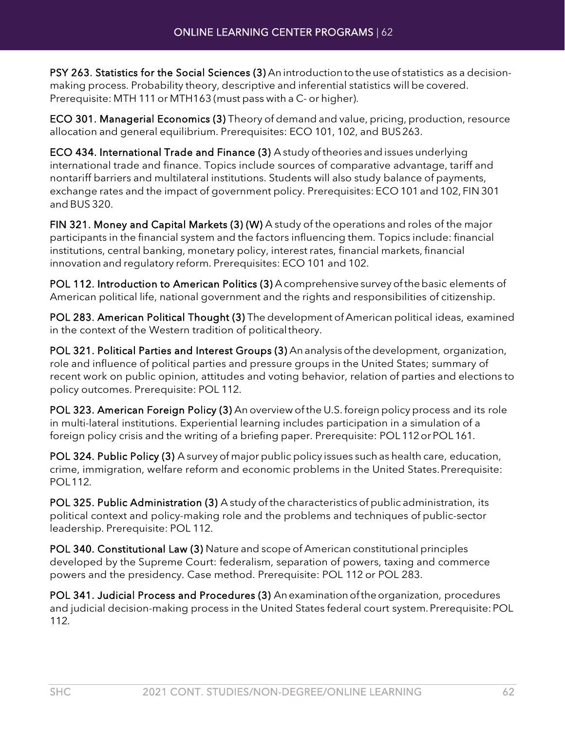**PSY 263. Statistics for the Social Sciences (3)** An introduction to the use of statistics as a decision-making process. Probability theory, descriptive and inferential statistics will be covered. Prerequisite: MTH 111 or MTH163 (must pass with a C- or higher).

**ECO 301. Managerial Economics (3)** Theory of demand and value, pricing, production, resource allocation and general equilibrium. Prerequisites: ECO 101, 102, and BUS 263.

**ECO 434. International Trade and Finance (3)** A study of theories and issues underlying international trade and finance. Topics include sources of comparative advantage, tariff and nontariff barriers and multilateral institutions. Students will also study balance of payments, exchange rates and the impact of government policy. Prerequisites: ECO 101 and 102, FIN 301 and BUS 320.

**FIN 321. Money and Capital Markets (3) (W)** A study of the operations and roles of the major participants in the financial system and the factors influencing them. Topics include: financial institutions, central banking, monetary policy, interest rates, financial markets, financial innovation and regulatory reform. Prerequisites: ECO 101 and 102.

**POL 112. Introduction to American Politics (3)** A comprehensive survey of the basic elements of American political life, national government and the rights and responsibilities of citizenship.

**POL 283. American Political Thought (3)** The development of American political ideas, examined in the context of the Western tradition of political theory.

**POL 321. Political Parties and Interest Groups (3)** An analysis of the development, organization, role and influence of political parties and pressure groups in the United States; summary of recent work on public opinion, attitudes and voting behavior, relation of parties and elections to policy outcomes. Prerequisite: POL 112.

**POL 323. American Foreign Policy (3)** An overview of the U.S. foreign policy process and its role in multi-lateral institutions. Experiential learning includes participation in a simulation of a foreign policy crisis and the writing of a briefing paper. Prerequisite: POL 112 or POL 161.

**POL 324. Public Policy (3)** A survey of major public policy issues such as health care, education, crime, immigration, welfare reform and economic problems in the United States. Prerequisite: POL 112.

**POL 325. Public Administration (3)** A study of the characteristics of public administration, its political context and policy-making role and the problems and techniques of public-sector leadership. Prerequisite: POL 112.

**POL 340. Constitutional Law (3)** Nature and scope of American constitutional principles developed by the Supreme Court: federalism, separation of powers, taxing and commerce powers and the presidency. Case method. Prerequisite: POL 112 or POL 283.

**POL 341. Judicial Process and Procedures (3)** An examination of the organization, procedures and judicial decision-making process in the United States federal court system. Prerequisite: POL 112.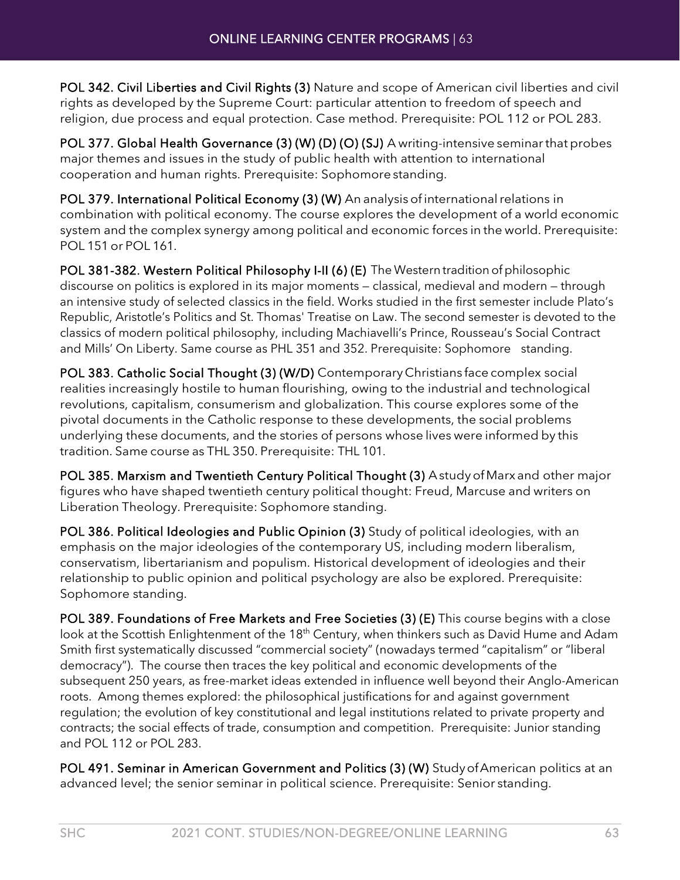**POL 342. Civil Liberties and Civil Rights (3)** Nature and scope of American civil liberties and civil rights as developed by the Supreme Court: particular attention to freedom of speech and religion, due process and equal protection. Case method. Prerequisite: POL 112 or POL 283.

**POL 377. Global Health Governance (3) (W) (D) (O) (SJ)** A writing-intensive seminar that probes major themes and issues in the study of public health with attention to international cooperation and human rights. Prerequisite: Sophomore standing.

**POL 379. International Political Economy (3) (W)** An analysis of international relations in combination with political economy. The course explores the development of a world economic system and the complex synergy among political and economic forces in the world. Prerequisite: POL 151 or POL 161.

**POL 381-382. Western Political Philosophy I-II (6) (E)** The Western tradition of philosophic discourse on politics is explored in its major moments — classical, medieval and modern — through an intensive study of selected classics in the field. Works studied in the first semester include Plato's Republic, Aristotle's Politics and St. Thomas' Treatise on Law. The second semester is devoted to the classics of modern political philosophy, including Machiavelli's Prince, Rousseau's Social Contract and Mills' On Liberty. Same course as PHL 351 and 352. Prerequisite: Sophomore standing.

**POL 383. Catholic Social Thought (3) (W/D)** Contemporary Christians face complex social realities increasingly hostile to human flourishing, owing to the industrial and technological revolutions, capitalism, consumerism and globalization. This course explores some of the pivotal documents in the Catholic response to these developments, the social problems underlying these documents, and the stories of persons whose lives were informed by this tradition. Same course as THL 350. Prerequisite: THL 101.

**POL 385. Marxism and Twentieth Century Political Thought (3)** A study of Marx and other major figures who have shaped twentieth century political thought: Freud, Marcuse and writers on Liberation Theology. Prerequisite: Sophomore standing.

**POL 386. Political Ideologies and Public Opinion (3)** Study of political ideologies, with an emphasis on the major ideologies of the contemporary US, including modern liberalism, conservatism, libertarianism and populism. Historical development of ideologies and their relationship to public opinion and political psychology are also be explored. Prerequisite: Sophomore standing.

**POL 389. Foundations of Free Markets and Free Societies (3) (E)** This course begins with a close look at the Scottish Enlightenment of the 18th Century, when thinkers such as David Hume and Adam Smith first systematically discussed "commercial society" (nowadays termed "capitalism" or "liberal democracy"). The course then traces the key political and economic developments of the subsequent 250 years, as free-market ideas extended in influence well beyond their Anglo-American roots. Among themes explored: the philosophical justifications for and against government regulation; the evolution of key constitutional and legal institutions related to private property and contracts; the social effects of trade, consumption and competition. Prerequisite: Junior standing and POL 112 or POL 283.

**POL 491. Seminar in American Government and Politics (3) (W)** Study of American politics at an advanced level; the senior seminar in political science. Prerequisite: Senior standing.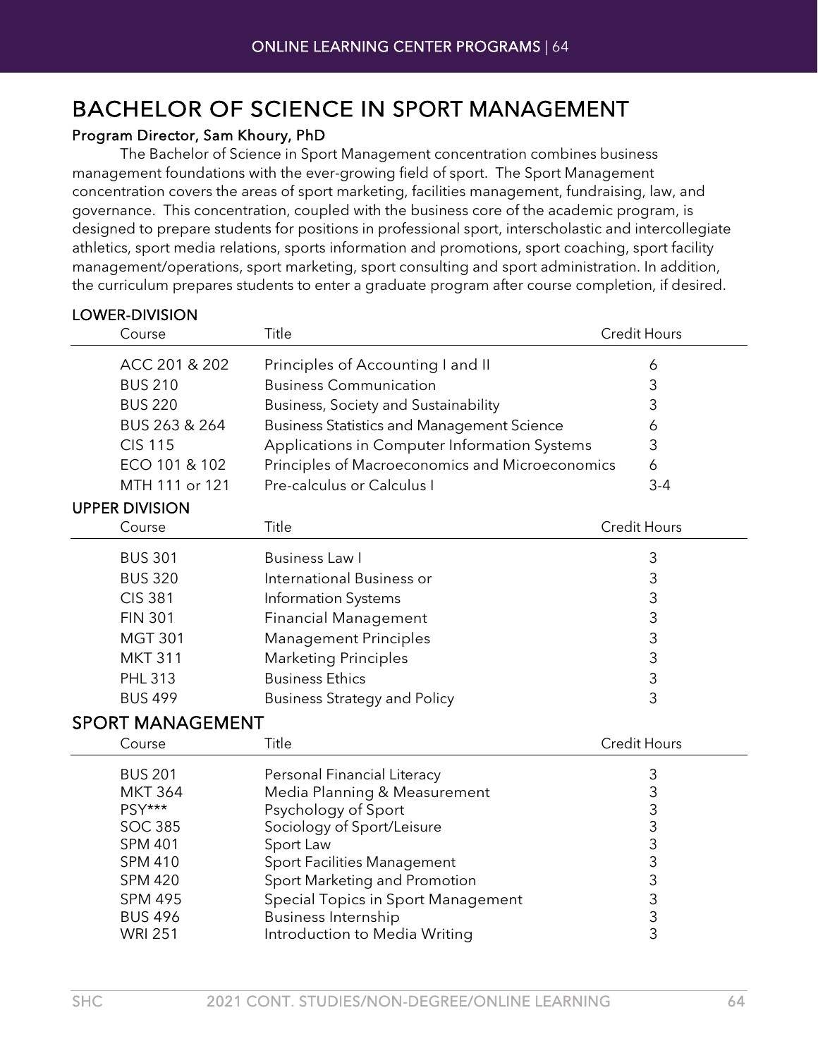# BACHELOR OF SCIENCE IN SPORT MANAGEMENT

**Program Director, Sam Khoury, PhD**

The Bachelor of Science in Sport Management concentration combines business management foundations with the ever-growing field of sport. The Sport Management concentration covers the areas of sport marketing, facilities management, fundraising, law, and governance. This concentration, coupled with the business core of the academic program, is designed to prepare students for positions in professional sport, interscholastic and intercollegiate athletics, sport media relations, sports information and promotions, sport coaching, sport facility management/operations, sport marketing, sport consulting and sport administration. In addition, the curriculum prepares students to enter a graduate program after course completion, if desired.

## LOWER-DIVISION

| Course | Title | Credit Hours |
|---|---|---|
| ACC 201 & 202 | Principles of Accounting I and II | 6 |
| BUS 210 | Business Communication | 3 |
| BUS 220 | Business, Society and Sustainability | 3 |
| BUS 263 & 264 | Business Statistics and Management Science | 6 |
| CIS 115 | Applications in Computer Information Systems | 3 |
| ECO 101 & 102 | Principles of Macroeconomics and Microeconomics | 6 |
| MTH 111 or 121 | Pre-calculus or Calculus I | 3-4 |

## UPPER DIVISION

| Course | Title | Credit Hours |
|---|---|---|
| BUS 301 | Business Law I | 3 |
| BUS 320 | International Business or | 3 |
| CIS 381 | Information Systems | 3 |
| FIN 301 | Financial Management | 3 |
| MGT 301 | Management Principles | 3 |
| MKT 311 | Marketing Principles | 3 |
| PHL 313 | Business Ethics | 3 |
| BUS 499 | Business Strategy and Policy | 3 |

## SPORT MANAGEMENT

| Course | Title | Credit Hours |
|---|---|---|
| BUS 201 | Personal Financial Literacy | 3 |
| MKT 364 | Media Planning & Measurement | 3 |
| PSY*** | Psychology of Sport | 3 |
| SOC 385 | Sociology of Sport/Leisure | 3 |
| SPM 401 | Sport Law | 3 |
| SPM 410 | Sport Facilities Management | 3 |
| SPM 420 | Sport Marketing and Promotion | 3 |
| SPM 495 | Special Topics in Sport Management | 3 |
| BUS 496 | Business Internship | 3 |
| WRI 251 | Introduction to Media Writing | 3 |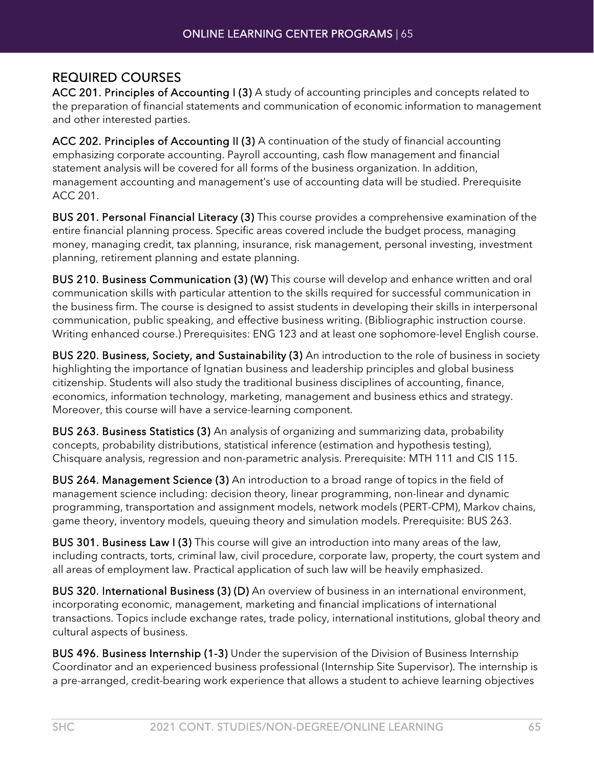## REQUIRED COURSES

**ACC 201. Principles of Accounting I (3)** A study of accounting principles and concepts related to the preparation of financial statements and communication of economic information to management and other interested parties.

**ACC 202. Principles of Accounting II (3)** A continuation of the study of financial accounting emphasizing corporate accounting. Payroll accounting, cash flow management and financial statement analysis will be covered for all forms of the business organization. In addition, management accounting and management's use of accounting data will be studied. Prerequisite ACC 201.

**BUS 201. Personal Financial Literacy (3)** This course provides a comprehensive examination of the entire financial planning process. Specific areas covered include the budget process, managing money, managing credit, tax planning, insurance, risk management, personal investing, investment planning, retirement planning and estate planning.

**BUS 210. Business Communication (3) (W)** This course will develop and enhance written and oral communication skills with particular attention to the skills required for successful communication in the business firm. The course is designed to assist students in developing their skills in interpersonal communication, public speaking, and effective business writing. (Bibliographic instruction course. Writing enhanced course.) Prerequisites: ENG 123 and at least one sophomore-level English course.

**BUS 220. Business, Society, and Sustainability (3)** An introduction to the role of business in society highlighting the importance of Ignatian business and leadership principles and global business citizenship. Students will also study the traditional business disciplines of accounting, finance, economics, information technology, marketing, management and business ethics and strategy. Moreover, this course will have a service-learning component.

**BUS 263. Business Statistics (3)** An analysis of organizing and summarizing data, probability concepts, probability distributions, statistical inference (estimation and hypothesis testing), Chisquare analysis, regression and non-parametric analysis. Prerequisite: MTH 111 and CIS 115.

**BUS 264. Management Science (3)** An introduction to a broad range of topics in the field of management science including: decision theory, linear programming, non-linear and dynamic programming, transportation and assignment models, network models (PERT-CPM), Markov chains, game theory, inventory models, queuing theory and simulation models. Prerequisite: BUS 263.

**BUS 301. Business Law I (3)** This course will give an introduction into many areas of the law, including contracts, torts, criminal law, civil procedure, corporate law, property, the court system and all areas of employment law. Practical application of such law will be heavily emphasized.

**BUS 320. International Business (3) (D)** An overview of business in an international environment, incorporating economic, management, marketing and financial implications of international transactions. Topics include exchange rates, trade policy, international institutions, global theory and cultural aspects of business.

**BUS 496. Business Internship (1-3)** Under the supervision of the Division of Business Internship Coordinator and an experienced business professional (Internship Site Supervisor). The internship is a pre-arranged, credit-bearing work experience that allows a student to achieve learning objectives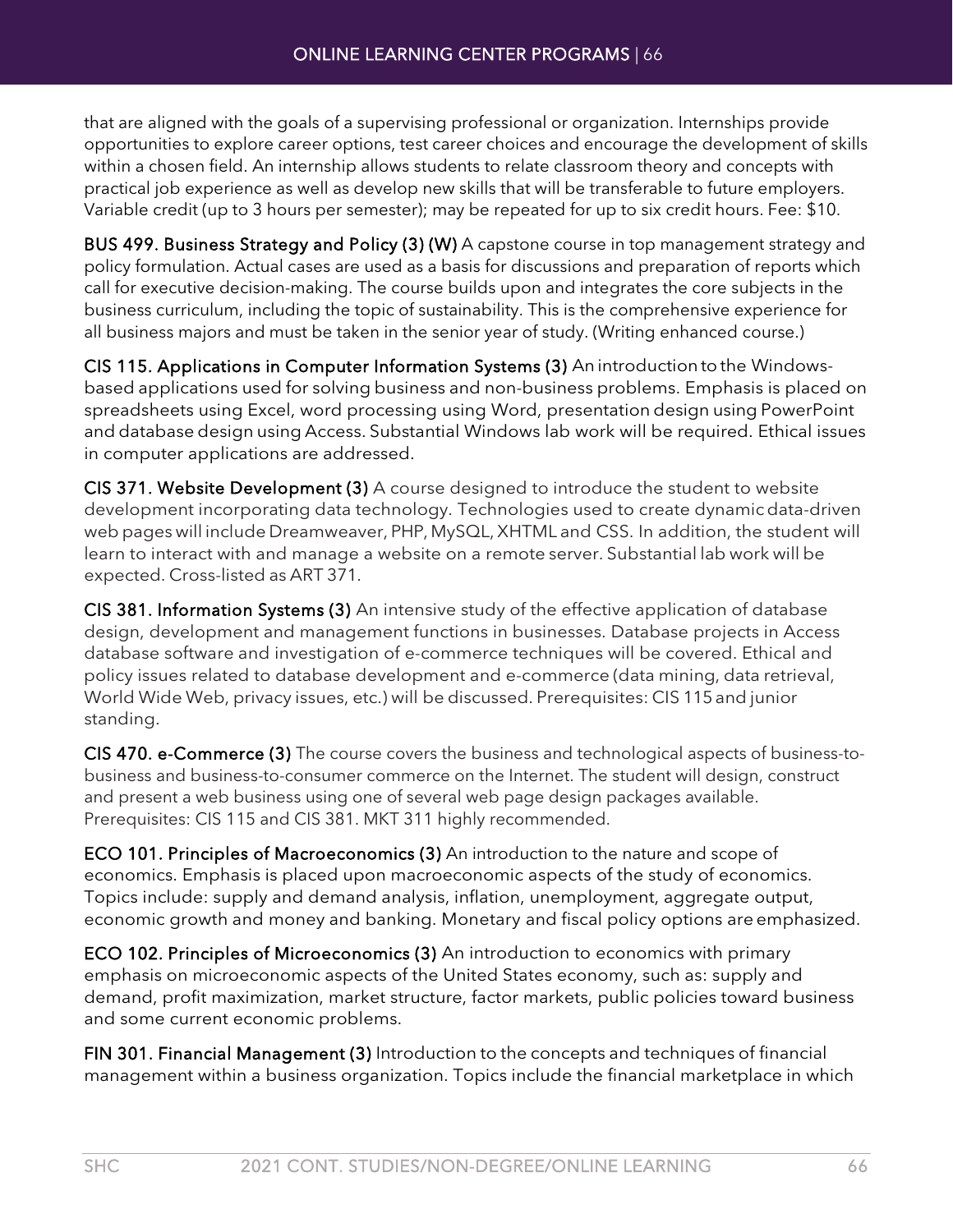that are aligned with the goals of a supervising professional or organization. Internships provide opportunities to explore career options, test career choices and encourage the development of skills within a chosen field. An internship allows students to relate classroom theory and concepts with practical job experience as well as develop new skills that will be transferable to future employers. Variable credit (up to 3 hours per semester); may be repeated for up to six credit hours. Fee: $10.

**BUS 499. Business Strategy and Policy (3) (W)** A capstone course in top management strategy and policy formulation. Actual cases are used as a basis for discussions and preparation of reports which call for executive decision-making. The course builds upon and integrates the core subjects in the business curriculum, including the topic of sustainability. This is the comprehensive experience for all business majors and must be taken in the senior year of study. (Writing enhanced course.)

**CIS 115. Applications in Computer Information Systems (3)** An introduction to the Windows-based applications used for solving business and non-business problems. Emphasis is placed on spreadsheets using Excel, word processing using Word, presentation design using PowerPoint and database design using Access. Substantial Windows lab work will be required. Ethical issues in computer applications are addressed.

**CIS 371. Website Development (3)** A course designed to introduce the student to website development incorporating data technology. Technologies used to create dynamic data-driven web pages will include Dreamweaver, PHP, MySQL, XHTML and CSS. In addition, the student will learn to interact with and manage a website on a remote server. Substantial lab work will be expected. Cross-listed as ART 371.

**CIS 381. Information Systems (3)** An intensive study of the effective application of database design, development and management functions in businesses. Database projects in Access database software and investigation of e-commerce techniques will be covered. Ethical and policy issues related to database development and e-commerce (data mining, data retrieval, World Wide Web, privacy issues, etc.) will be discussed. Prerequisites: CIS 115 and junior standing.

**CIS 470. e-Commerce (3)** The course covers the business and technological aspects of business-to-business and business-to-consumer commerce on the Internet. The student will design, construct and present a web business using one of several web page design packages available. Prerequisites: CIS 115 and CIS 381. MKT 311 highly recommended.

**ECO 101. Principles of Macroeconomics (3)** An introduction to the nature and scope of economics. Emphasis is placed upon macroeconomic aspects of the study of economics. Topics include: supply and demand analysis, inflation, unemployment, aggregate output, economic growth and money and banking. Monetary and fiscal policy options are emphasized.

**ECO 102. Principles of Microeconomics (3)** An introduction to economics with primary emphasis on microeconomic aspects of the United States economy, such as: supply and demand, profit maximization, market structure, factor markets, public policies toward business and some current economic problems.

**FIN 301. Financial Management (3)** Introduction to the concepts and techniques of financial management within a business organization. Topics include the financial marketplace in which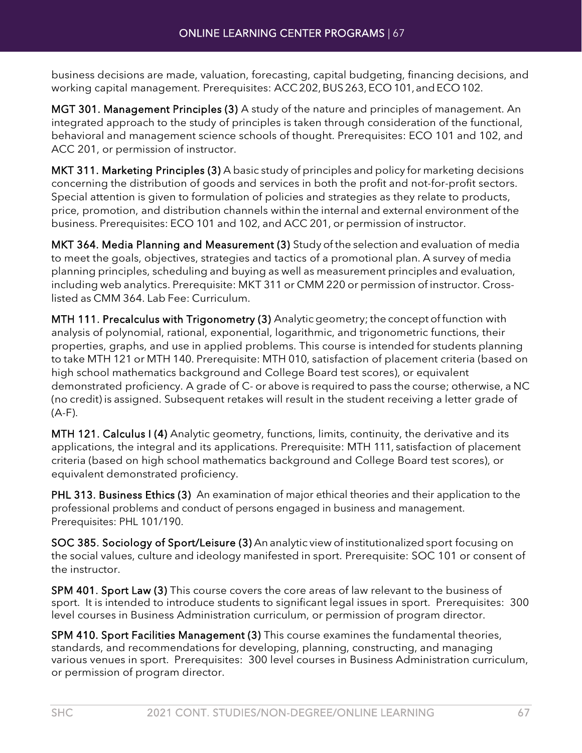business decisions are made, valuation, forecasting, capital budgeting, financing decisions, and working capital management. Prerequisites: ACC 202, BUS 263, ECO 101, and ECO 102.

**MGT 301. Management Principles (3)** A study of the nature and principles of management. An integrated approach to the study of principles is taken through consideration of the functional, behavioral and management science schools of thought. Prerequisites: ECO 101 and 102, and ACC 201, or permission of instructor.

**MKT 311. Marketing Principles (3)** A basic study of principles and policy for marketing decisions concerning the distribution of goods and services in both the profit and not-for-profit sectors. Special attention is given to formulation of policies and strategies as they relate to products, price, promotion, and distribution channels within the internal and external environment of the business. Prerequisites: ECO 101 and 102, and ACC 201, or permission of instructor.

**MKT 364. Media Planning and Measurement (3)** Study of the selection and evaluation of media to meet the goals, objectives, strategies and tactics of a promotional plan. A survey of media planning principles, scheduling and buying as well as measurement principles and evaluation, including web analytics. Prerequisite: MKT 311 or CMM 220 or permission of instructor. Cross-listed as CMM 364. Lab Fee: Curriculum.

**MTH 111. Precalculus with Trigonometry (3)** Analytic geometry; the concept of function with analysis of polynomial, rational, exponential, logarithmic, and trigonometric functions, their properties, graphs, and use in applied problems. This course is intended for students planning to take MTH 121 or MTH 140. Prerequisite: MTH 010, satisfaction of placement criteria (based on high school mathematics background and College Board test scores), or equivalent demonstrated proficiency. A grade of C- or above is required to pass the course; otherwise, a NC (no credit) is assigned. Subsequent retakes will result in the student receiving a letter grade of (A-F).

**MTH 121. Calculus I (4)** Analytic geometry, functions, limits, continuity, the derivative and its applications, the integral and its applications. Prerequisite: MTH 111, satisfaction of placement criteria (based on high school mathematics background and College Board test scores), or equivalent demonstrated proficiency.

**PHL 313. Business Ethics (3)** An examination of major ethical theories and their application to the professional problems and conduct of persons engaged in business and management. Prerequisites: PHL 101/190.

**SOC 385. Sociology of Sport/Leisure (3)** An analytic view of institutionalized sport focusing on the social values, culture and ideology manifested in sport. Prerequisite: SOC 101 or consent of the instructor.

**SPM 401. Sport Law (3)** This course covers the core areas of law relevant to the business of sport. It is intended to introduce students to significant legal issues in sport. Prerequisites: 300 level courses in Business Administration curriculum, or permission of program director.

**SPM 410. Sport Facilities Management (3)** This course examines the fundamental theories, standards, and recommendations for developing, planning, constructing, and managing various venues in sport. Prerequisites: 300 level courses in Business Administration curriculum, or permission of program director.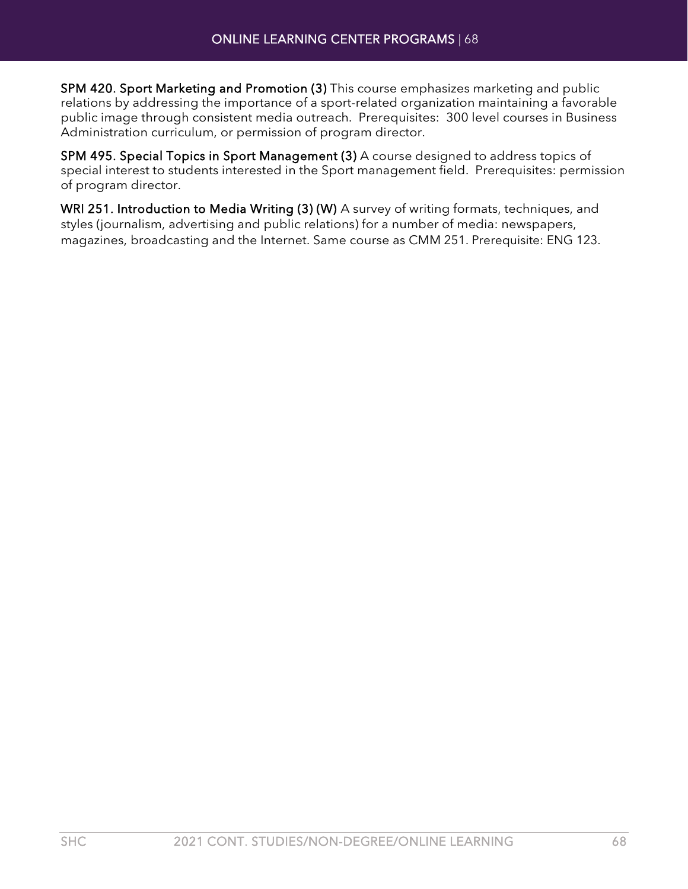**SPM 420. Sport Marketing and Promotion (3)** This course emphasizes marketing and public relations by addressing the importance of a sport-related organization maintaining a favorable public image through consistent media outreach. Prerequisites: 300 level courses in Business Administration curriculum, or permission of program director.

**SPM 495. Special Topics in Sport Management (3)** A course designed to address topics of special interest to students interested in the Sport management field. Prerequisites: permission of program director.

**WRI 251. Introduction to Media Writing (3) (W)** A survey of writing formats, techniques, and styles (journalism, advertising and public relations) for a number of media: newspapers, magazines, broadcasting and the Internet. Same course as CMM 251. Prerequisite: ENG 123.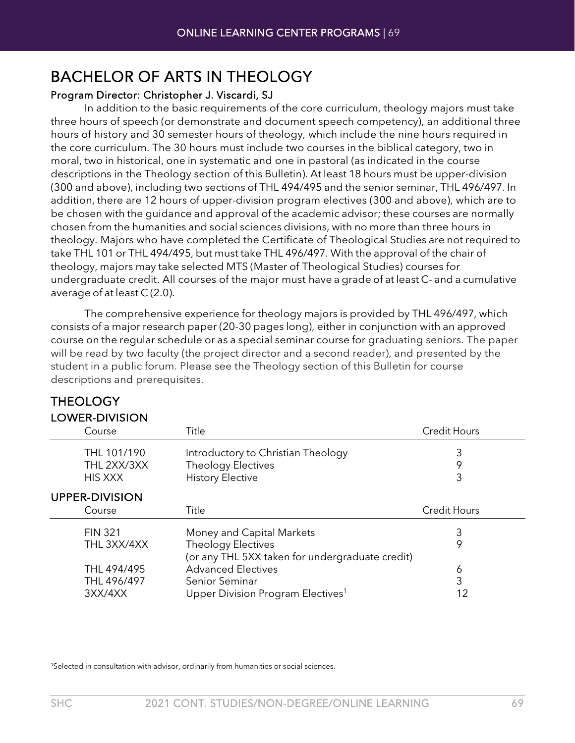# BACHELOR OF ARTS IN THEOLOGY

#### Program Director: Christopher J. Viscardi, SJ

In addition to the basic requirements of the core curriculum, theology majors must take three hours of speech (or demonstrate and document speech competency), an additional three hours of history and 30 semester hours of theology, which include the nine hours required in the core curriculum. The 30 hours must include two courses in the biblical category, two in moral, two in historical, one in systematic and one in pastoral (as indicated in the course descriptions in the Theology section of this Bulletin). At least 18 hours must be upper-division (300 and above), including two sections of THL 494/495 and the senior seminar, THL 496/497. In addition, there are 12 hours of upper-division program electives (300 and above), which are to be chosen with the guidance and approval of the academic advisor; these courses are normally chosen from the humanities and social sciences divisions, with no more than three hours in theology. Majors who have completed the Certificate of Theological Studies are not required to take THL 101 or THL 494/495, but must take THL 496/497. With the approval of the chair of theology, majors may take selected MTS (Master of Theological Studies) courses for undergraduate credit. All courses of the major must have a grade of at least C- and a cumulative average of at least C (2.0).

The comprehensive experience for theology majors is provided by THL 496/497, which consists of a major research paper (20-30 pages long), either in conjunction with an approved course on the regular schedule or as a special seminar course for graduating seniors. The paper will be read by two faculty (the project director and a second reader), and presented by the student in a public forum. Please see the Theology section of this Bulletin for course descriptions and prerequisites.

## THEOLOGY

### LOWER-DIVISION

| Course | Title | Credit Hours |
|---|---|---|
| THL 101/190 | Introductory to Christian Theology | 3 |
| THL 2XX/3XX | Theology Electives | 9 |
| HIS XXX | History Elective | 3 |

### UPPER-DIVISION

| Course | Title | Credit Hours |
|---|---|---|
| FIN 321 | Money and Capital Markets | 3 |
| THL 3XX/4XX | Theology Electives (or any THL 5XX taken for undergraduate credit) | 9 |
| THL 494/495 | Advanced Electives | 6 |
| THL 496/497 | Senior Seminar | 3 |
| 3XX/4XX | Upper Division Program Electives[1] | 12 |

[1]Selected in consultation with advisor, ordinarily from humanities or social sciences.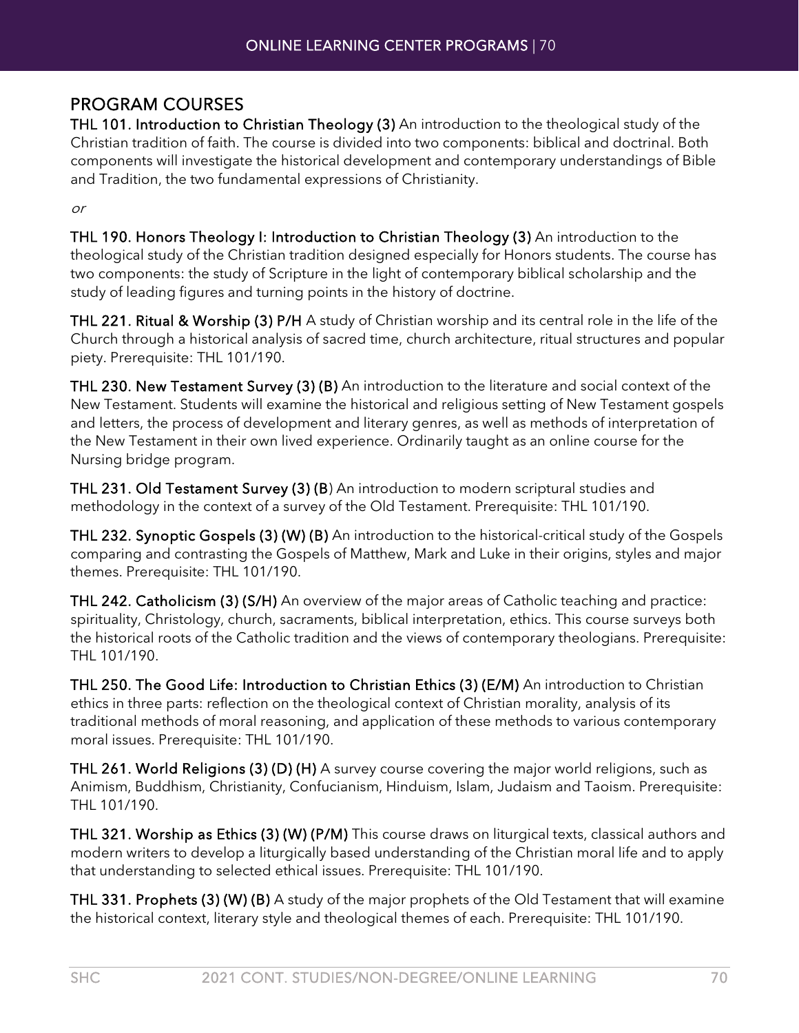## PROGRAM COURSES

**THL 101. Introduction to Christian Theology (3)** An introduction to the theological study of the Christian tradition of faith. The course is divided into two components: biblical and doctrinal. Both components will investigate the historical development and contemporary understandings of Bible and Tradition, the two fundamental expressions of Christianity.

*or*

**THL 190. Honors Theology I: Introduction to Christian Theology (3)** An introduction to the theological study of the Christian tradition designed especially for Honors students. The course has two components: the study of Scripture in the light of contemporary biblical scholarship and the study of leading figures and turning points in the history of doctrine.

**THL 221. Ritual & Worship (3) P/H** A study of Christian worship and its central role in the life of the Church through a historical analysis of sacred time, church architecture, ritual structures and popular piety. Prerequisite: THL 101/190.

**THL 230. New Testament Survey (3) (B)** An introduction to the literature and social context of the New Testament. Students will examine the historical and religious setting of New Testament gospels and letters, the process of development and literary genres, as well as methods of interpretation of the New Testament in their own lived experience. Ordinarily taught as an online course for the Nursing bridge program.

**THL 231. Old Testament Survey (3) (B)** An introduction to modern scriptural studies and methodology in the context of a survey of the Old Testament. Prerequisite: THL 101/190.

**THL 232. Synoptic Gospels (3) (W) (B)** An introduction to the historical-critical study of the Gospels comparing and contrasting the Gospels of Matthew, Mark and Luke in their origins, styles and major themes. Prerequisite: THL 101/190.

**THL 242. Catholicism (3) (S/H)** An overview of the major areas of Catholic teaching and practice: spirituality, Christology, church, sacraments, biblical interpretation, ethics. This course surveys both the historical roots of the Catholic tradition and the views of contemporary theologians. Prerequisite: THL 101/190.

**THL 250. The Good Life: Introduction to Christian Ethics (3) (E/M)** An introduction to Christian ethics in three parts: reflection on the theological context of Christian morality, analysis of its traditional methods of moral reasoning, and application of these methods to various contemporary moral issues. Prerequisite: THL 101/190.

**THL 261. World Religions (3) (D) (H)** A survey course covering the major world religions, such as Animism, Buddhism, Christianity, Confucianism, Hinduism, Islam, Judaism and Taoism. Prerequisite: THL 101/190.

**THL 321. Worship as Ethics (3) (W) (P/M)** This course draws on liturgical texts, classical authors and modern writers to develop a liturgically based understanding of the Christian moral life and to apply that understanding to selected ethical issues. Prerequisite: THL 101/190.

**THL 331. Prophets (3) (W) (B)** A study of the major prophets of the Old Testament that will examine the historical context, literary style and theological themes of each. Prerequisite: THL 101/190.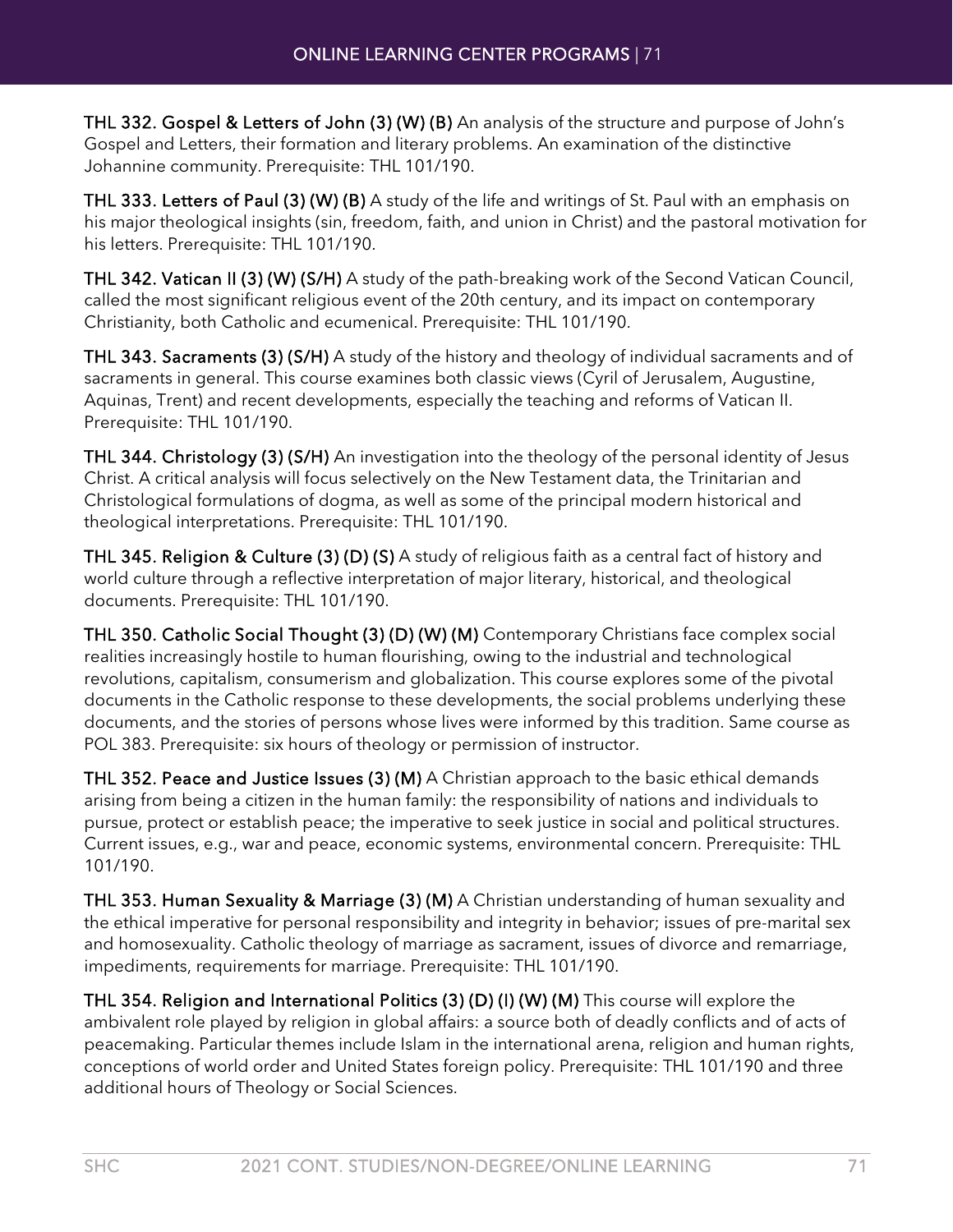**THL 332. Gospel & Letters of John (3) (W) (B)** An analysis of the structure and purpose of John's Gospel and Letters, their formation and literary problems. An examination of the distinctive Johannine community. Prerequisite: THL 101/190.

**THL 333. Letters of Paul (3) (W) (B)** A study of the life and writings of St. Paul with an emphasis on his major theological insights (sin, freedom, faith, and union in Christ) and the pastoral motivation for his letters. Prerequisite: THL 101/190.

**THL 342. Vatican II (3) (W) (S/H)** A study of the path-breaking work of the Second Vatican Council, called the most significant religious event of the 20th century, and its impact on contemporary Christianity, both Catholic and ecumenical. Prerequisite: THL 101/190.

**THL 343. Sacraments (3) (S/H)** A study of the history and theology of individual sacraments and of sacraments in general. This course examines both classic views (Cyril of Jerusalem, Augustine, Aquinas, Trent) and recent developments, especially the teaching and reforms of Vatican II. Prerequisite: THL 101/190.

**THL 344. Christology (3) (S/H)** An investigation into the theology of the personal identity of Jesus Christ. A critical analysis will focus selectively on the New Testament data, the Trinitarian and Christological formulations of dogma, as well as some of the principal modern historical and theological interpretations. Prerequisite: THL 101/190.

**THL 345. Religion & Culture (3) (D) (S)** A study of religious faith as a central fact of history and world culture through a reflective interpretation of major literary, historical, and theological documents. Prerequisite: THL 101/190.

**THL 350. Catholic Social Thought (3) (D) (W) (M)** Contemporary Christians face complex social realities increasingly hostile to human flourishing, owing to the industrial and technological revolutions, capitalism, consumerism and globalization. This course explores some of the pivotal documents in the Catholic response to these developments, the social problems underlying these documents, and the stories of persons whose lives were informed by this tradition. Same course as POL 383. Prerequisite: six hours of theology or permission of instructor.

**THL 352. Peace and Justice Issues (3) (M)** A Christian approach to the basic ethical demands arising from being a citizen in the human family: the responsibility of nations and individuals to pursue, protect or establish peace; the imperative to seek justice in social and political structures. Current issues, e.g., war and peace, economic systems, environmental concern. Prerequisite: THL 101/190.

**THL 353. Human Sexuality & Marriage (3) (M)** A Christian understanding of human sexuality and the ethical imperative for personal responsibility and integrity in behavior; issues of pre-marital sex and homosexuality. Catholic theology of marriage as sacrament, issues of divorce and remarriage, impediments, requirements for marriage. Prerequisite: THL 101/190.

**THL 354. Religion and International Politics (3) (D) (I) (W) (M)** This course will explore the ambivalent role played by religion in global affairs: a source both of deadly conflicts and of acts of peacemaking. Particular themes include Islam in the international arena, religion and human rights, conceptions of world order and United States foreign policy. Prerequisite: THL 101/190 and three additional hours of Theology or Social Sciences.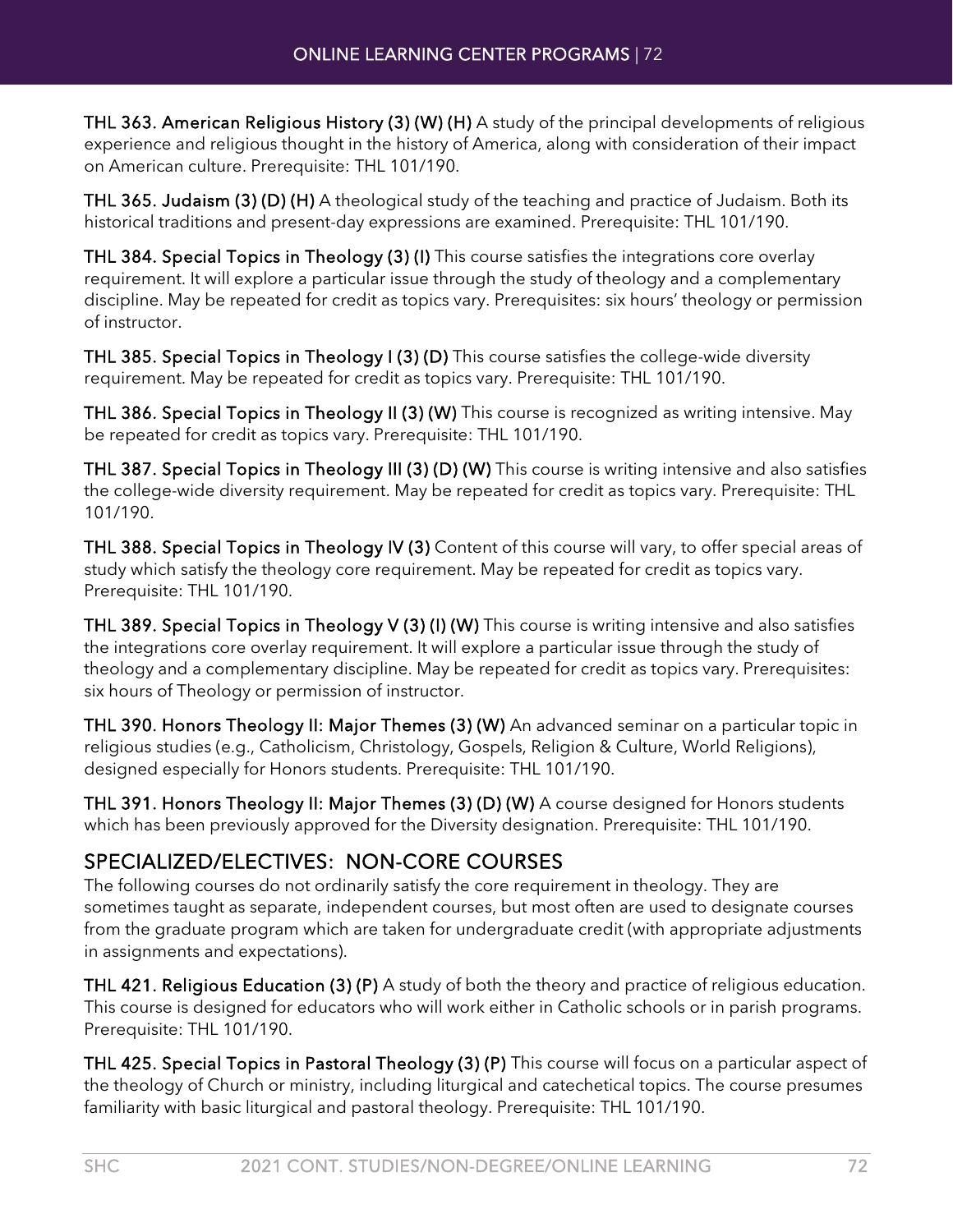**THL 363. American Religious History (3) (W) (H)** A study of the principal developments of religious experience and religious thought in the history of America, along with consideration of their impact on American culture. Prerequisite: THL 101/190.

**THL 365. Judaism (3) (D) (H)** A theological study of the teaching and practice of Judaism. Both its historical traditions and present-day expressions are examined. Prerequisite: THL 101/190.

**THL 384. Special Topics in Theology (3) (I)** This course satisfies the integrations core overlay requirement. It will explore a particular issue through the study of theology and a complementary discipline. May be repeated for credit as topics vary. Prerequisites: six hours' theology or permission of instructor.

**THL 385. Special Topics in Theology I (3) (D)** This course satisfies the college-wide diversity requirement. May be repeated for credit as topics vary. Prerequisite: THL 101/190.

**THL 386. Special Topics in Theology II (3) (W)** This course is recognized as writing intensive. May be repeated for credit as topics vary. Prerequisite: THL 101/190.

**THL 387. Special Topics in Theology III (3) (D) (W)** This course is writing intensive and also satisfies the college-wide diversity requirement. May be repeated for credit as topics vary. Prerequisite: THL 101/190.

**THL 388. Special Topics in Theology IV (3)** Content of this course will vary, to offer special areas of study which satisfy the theology core requirement. May be repeated for credit as topics vary. Prerequisite: THL 101/190.

**THL 389. Special Topics in Theology V (3) (I) (W)** This course is writing intensive and also satisfies the integrations core overlay requirement. It will explore a particular issue through the study of theology and a complementary discipline. May be repeated for credit as topics vary. Prerequisites: six hours of Theology or permission of instructor.

**THL 390. Honors Theology II: Major Themes (3) (W)** An advanced seminar on a particular topic in religious studies (e.g., Catholicism, Christology, Gospels, Religion & Culture, World Religions), designed especially for Honors students. Prerequisite: THL 101/190.

**THL 391. Honors Theology II: Major Themes (3) (D) (W)** A course designed for Honors students which has been previously approved for the Diversity designation. Prerequisite: THL 101/190.

## SPECIALIZED/ELECTIVES: NON-CORE COURSES

The following courses do not ordinarily satisfy the core requirement in theology. They are sometimes taught as separate, independent courses, but most often are used to designate courses from the graduate program which are taken for undergraduate credit (with appropriate adjustments in assignments and expectations).

**THL 421. Religious Education (3) (P)** A study of both the theory and practice of religious education. This course is designed for educators who will work either in Catholic schools or in parish programs. Prerequisite: THL 101/190.

**THL 425. Special Topics in Pastoral Theology (3) (P)** This course will focus on a particular aspect of the theology of Church or ministry, including liturgical and catechetical topics. The course presumes familiarity with basic liturgical and pastoral theology. Prerequisite: THL 101/190.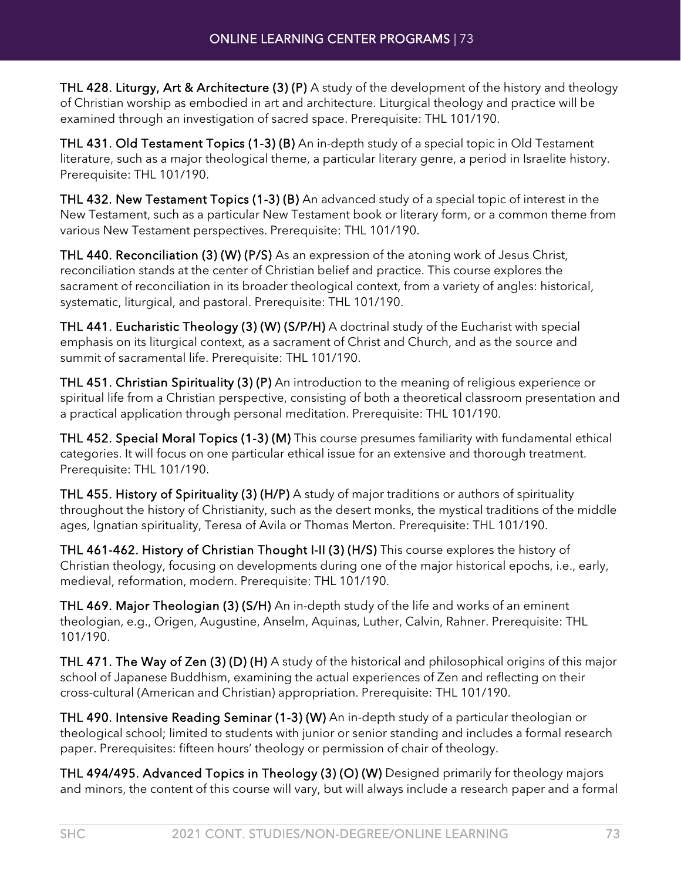**THL 428. Liturgy, Art & Architecture (3) (P)** A study of the development of the history and theology of Christian worship as embodied in art and architecture. Liturgical theology and practice will be examined through an investigation of sacred space. Prerequisite: THL 101/190.

**THL 431. Old Testament Topics (1-3) (B)** An in-depth study of a special topic in Old Testament literature, such as a major theological theme, a particular literary genre, a period in Israelite history. Prerequisite: THL 101/190.

**THL 432. New Testament Topics (1-3) (B)** An advanced study of a special topic of interest in the New Testament, such as a particular New Testament book or literary form, or a common theme from various New Testament perspectives. Prerequisite: THL 101/190.

**THL 440. Reconciliation (3) (W) (P/S)** As an expression of the atoning work of Jesus Christ, reconciliation stands at the center of Christian belief and practice. This course explores the sacrament of reconciliation in its broader theological context, from a variety of angles: historical, systematic, liturgical, and pastoral. Prerequisite: THL 101/190.

**THL 441. Eucharistic Theology (3) (W) (S/P/H)** A doctrinal study of the Eucharist with special emphasis on its liturgical context, as a sacrament of Christ and Church, and as the source and summit of sacramental life. Prerequisite: THL 101/190.

**THL 451. Christian Spirituality (3) (P)** An introduction to the meaning of religious experience or spiritual life from a Christian perspective, consisting of both a theoretical classroom presentation and a practical application through personal meditation. Prerequisite: THL 101/190.

**THL 452. Special Moral Topics (1-3) (M)** This course presumes familiarity with fundamental ethical categories. It will focus on one particular ethical issue for an extensive and thorough treatment. Prerequisite: THL 101/190.

**THL 455. History of Spirituality (3) (H/P)** A study of major traditions or authors of spirituality throughout the history of Christianity, such as the desert monks, the mystical traditions of the middle ages, Ignatian spirituality, Teresa of Avila or Thomas Merton. Prerequisite: THL 101/190.

**THL 461-462. History of Christian Thought I-II (3) (H/S)** This course explores the history of Christian theology, focusing on developments during one of the major historical epochs, i.e., early, medieval, reformation, modern. Prerequisite: THL 101/190.

**THL 469. Major Theologian (3) (S/H)** An in-depth study of the life and works of an eminent theologian, e.g., Origen, Augustine, Anselm, Aquinas, Luther, Calvin, Rahner. Prerequisite: THL 101/190.

**THL 471. The Way of Zen (3) (D) (H)** A study of the historical and philosophical origins of this major school of Japanese Buddhism, examining the actual experiences of Zen and reflecting on their cross-cultural (American and Christian) appropriation. Prerequisite: THL 101/190.

**THL 490. Intensive Reading Seminar (1-3) (W)** An in-depth study of a particular theologian or theological school; limited to students with junior or senior standing and includes a formal research paper. Prerequisites: fifteen hours' theology or permission of chair of theology.

**THL 494/495. Advanced Topics in Theology (3) (O) (W)** Designed primarily for theology majors and minors, the content of this course will vary, but will always include a research paper and a formal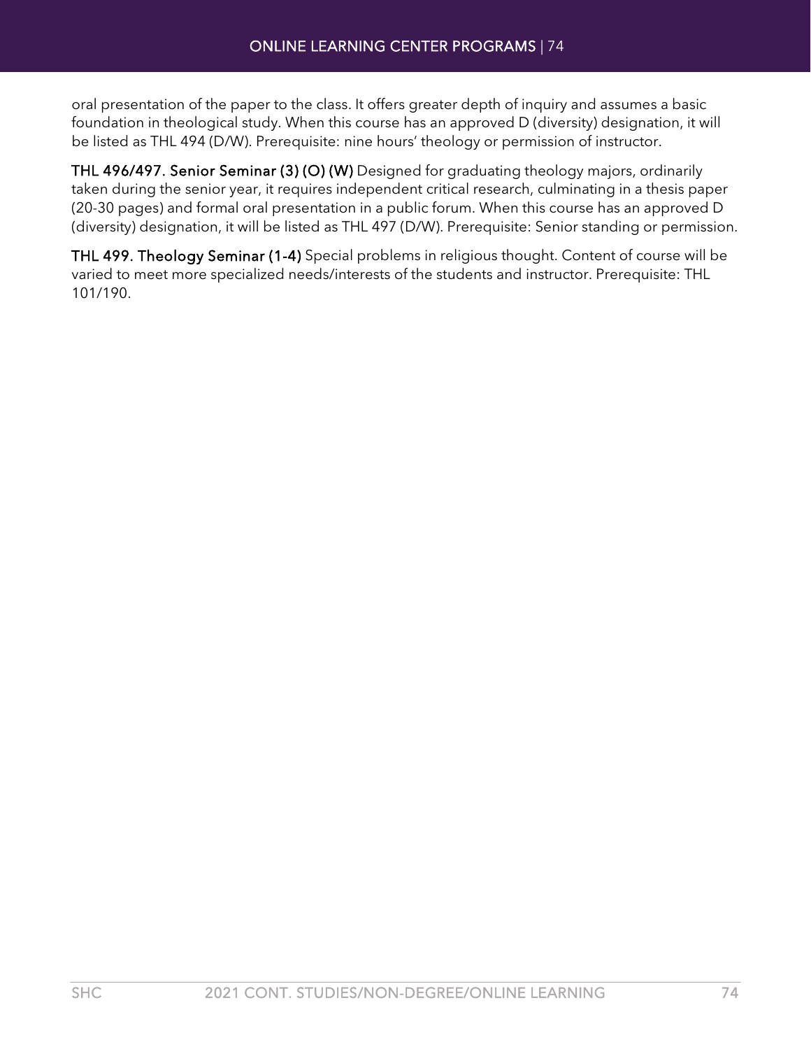oral presentation of the paper to the class. It offers greater depth of inquiry and assumes a basic foundation in theological study. When this course has an approved D (diversity) designation, it will be listed as THL 494 (D/W). Prerequisite: nine hours' theology or permission of instructor.

**THL 496/497. Senior Seminar (3) (O) (W)** Designed for graduating theology majors, ordinarily taken during the senior year, it requires independent critical research, culminating in a thesis paper (20-30 pages) and formal oral presentation in a public forum. When this course has an approved D (diversity) designation, it will be listed as THL 497 (D/W). Prerequisite: Senior standing or permission.

**THL 499. Theology Seminar (1-4)** Special problems in religious thought. Content of course will be varied to meet more specialized needs/interests of the students and instructor. Prerequisite: THL 101/190.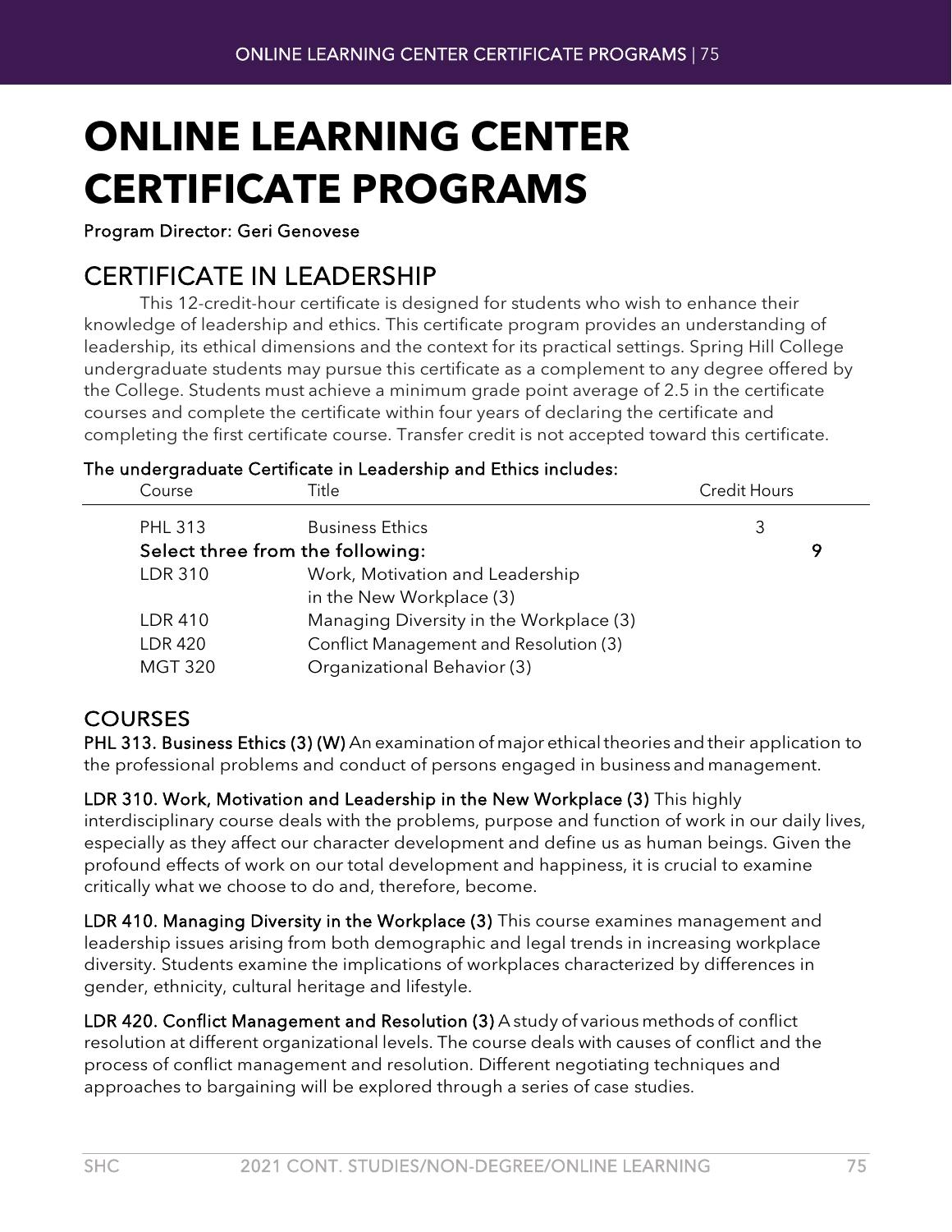# ONLINE LEARNING CENTER CERTIFICATE PROGRAMS

**Program Director: Geri Genovese**

## CERTIFICATE IN LEADERSHIP

This 12-credit-hour certificate is designed for students who wish to enhance their knowledge of leadership and ethics. This certificate program provides an understanding of leadership, its ethical dimensions and the context for its practical settings. Spring Hill College undergraduate students may pursue this certificate as a complement to any degree offered by the College. Students must achieve a minimum grade point average of 2.5 in the certificate courses and complete the certificate within four years of declaring the certificate and completing the first certificate course. Transfer credit is not accepted toward this certificate.

**The undergraduate Certificate in Leadership and Ethics includes:**

| Course | Title | Credit Hours |
|---|---|---|
| PHL 313 | Business Ethics | 3 |
| **Select three from the following:** | | **9** |
| LDR 310 | Work, Motivation and Leadership in the New Workplace (3) | |
| LDR 410 | Managing Diversity in the Workplace (3) | |
| LDR 420 | Conflict Management and Resolution (3) | |
| MGT 320 | Organizational Behavior (3) | |

## COURSES

**PHL 313. Business Ethics (3) (W)** An examination of major ethical theories and their application to the professional problems and conduct of persons engaged in business and management.

**LDR 310. Work, Motivation and Leadership in the New Workplace (3)** This highly interdisciplinary course deals with the problems, purpose and function of work in our daily lives, especially as they affect our character development and define us as human beings. Given the profound effects of work on our total development and happiness, it is crucial to examine critically what we choose to do and, therefore, become.

**LDR 410. Managing Diversity in the Workplace (3)** This course examines management and leadership issues arising from both demographic and legal trends in increasing workplace diversity. Students examine the implications of workplaces characterized by differences in gender, ethnicity, cultural heritage and lifestyle.

**LDR 420. Conflict Management and Resolution (3)** A study of various methods of conflict resolution at different organizational levels. The course deals with causes of conflict and the process of conflict management and resolution. Different negotiating techniques and approaches to bargaining will be explored through a series of case studies.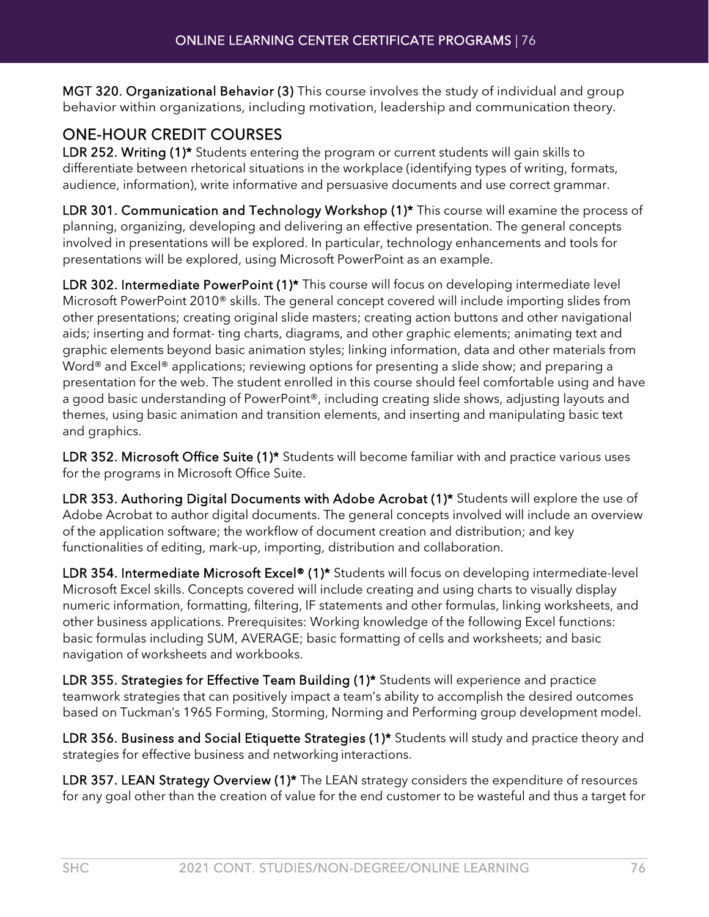**MGT 320. Organizational Behavior (3)** This course involves the study of individual and group behavior within organizations, including motivation, leadership and communication theory.

## ONE-HOUR CREDIT COURSES

**LDR 252. Writing (1)*** Students entering the program or current students will gain skills to differentiate between rhetorical situations in the workplace (identifying types of writing, formats, audience, information), write informative and persuasive documents and use correct grammar.

**LDR 301. Communication and Technology Workshop (1)*** This course will examine the process of planning, organizing, developing and delivering an effective presentation. The general concepts involved in presentations will be explored. In particular, technology enhancements and tools for presentations will be explored, using Microsoft PowerPoint as an example.

**LDR 302. Intermediate PowerPoint (1)*** This course will focus on developing intermediate level Microsoft PowerPoint 2010® skills. The general concept covered will include importing slides from other presentations; creating original slide masters; creating action buttons and other navigational aids; inserting and format- ting charts, diagrams, and other graphic elements; animating text and graphic elements beyond basic animation styles; linking information, data and other materials from Word® and Excel® applications; reviewing options for presenting a slide show; and preparing a presentation for the web. The student enrolled in this course should feel comfortable using and have a good basic understanding of PowerPoint®, including creating slide shows, adjusting layouts and themes, using basic animation and transition elements, and inserting and manipulating basic text and graphics.

**LDR 352. Microsoft Office Suite (1)*** Students will become familiar with and practice various uses for the programs in Microsoft Office Suite.

**LDR 353. Authoring Digital Documents with Adobe Acrobat (1)*** Students will explore the use of Adobe Acrobat to author digital documents. The general concepts involved will include an overview of the application software; the workflow of document creation and distribution; and key functionalities of editing, mark-up, importing, distribution and collaboration.

**LDR 354. Intermediate Microsoft Excel® (1)*** Students will focus on developing intermediate-level Microsoft Excel skills. Concepts covered will include creating and using charts to visually display numeric information, formatting, filtering, IF statements and other formulas, linking worksheets, and other business applications. Prerequisites: Working knowledge of the following Excel functions: basic formulas including SUM, AVERAGE; basic formatting of cells and worksheets; and basic navigation of worksheets and workbooks.

**LDR 355. Strategies for Effective Team Building (1)*** Students will experience and practice teamwork strategies that can positively impact a team's ability to accomplish the desired outcomes based on Tuckman's 1965 Forming, Storming, Norming and Performing group development model.

**LDR 356. Business and Social Etiquette Strategies (1)*** Students will study and practice theory and strategies for effective business and networking interactions.

**LDR 357. LEAN Strategy Overview (1)*** The LEAN strategy considers the expenditure of resources for any goal other than the creation of value for the end customer to be wasteful and thus a target for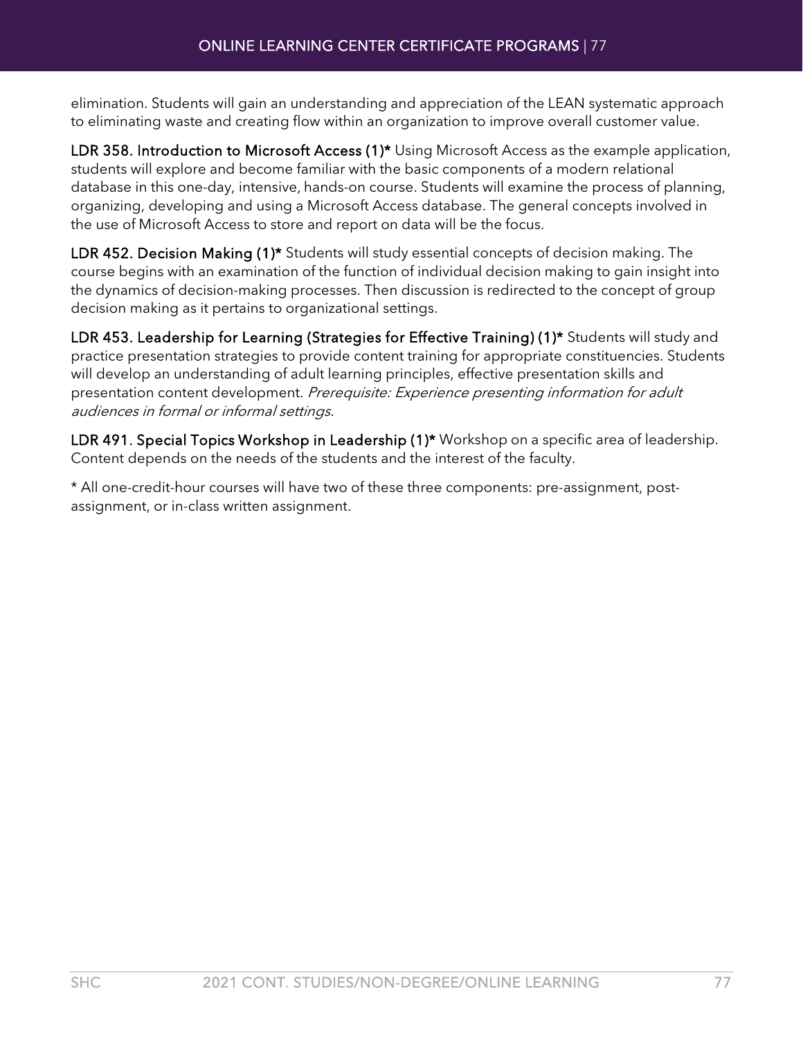elimination. Students will gain an understanding and appreciation of the LEAN systematic approach to eliminating waste and creating flow within an organization to improve overall customer value.

**LDR 358. Introduction to Microsoft Access (1)*** Using Microsoft Access as the example application, students will explore and become familiar with the basic components of a modern relational database in this one-day, intensive, hands-on course. Students will examine the process of planning, organizing, developing and using a Microsoft Access database. The general concepts involved in the use of Microsoft Access to store and report on data will be the focus.

**LDR 452. Decision Making (1)*** Students will study essential concepts of decision making. The course begins with an examination of the function of individual decision making to gain insight into the dynamics of decision-making processes. Then discussion is redirected to the concept of group decision making as it pertains to organizational settings.

**LDR 453. Leadership for Learning (Strategies for Effective Training) (1)*** Students will study and practice presentation strategies to provide content training for appropriate constituencies. Students will develop an understanding of adult learning principles, effective presentation skills and presentation content development. *Prerequisite: Experience presenting information for adult audiences in formal or informal settings.*

**LDR 491. Special Topics Workshop in Leadership (1)*** Workshop on a specific area of leadership. Content depends on the needs of the students and the interest of the faculty.

* All one-credit-hour courses will have two of these three components: pre-assignment, post-assignment, or in-class written assignment.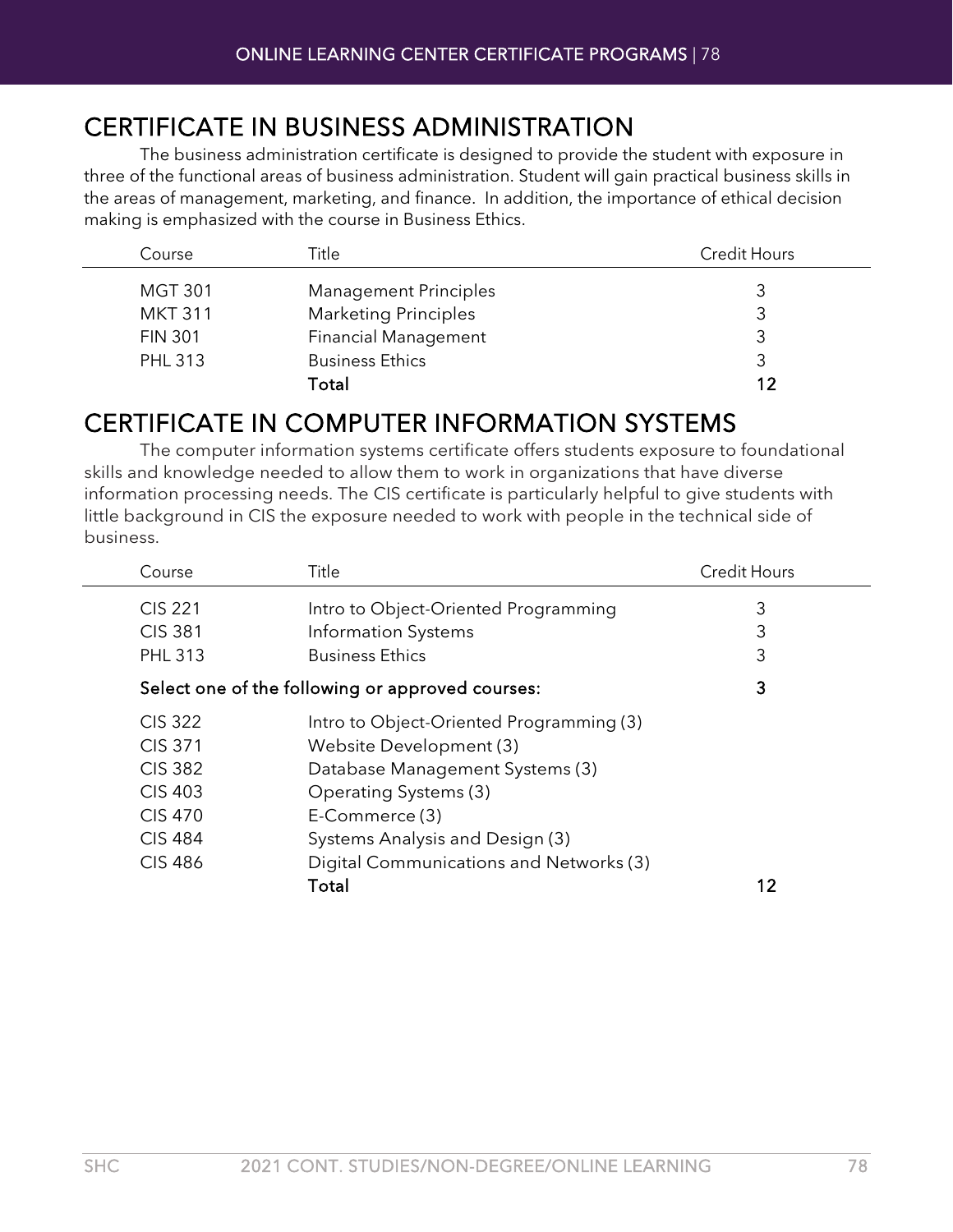# CERTIFICATE IN BUSINESS ADMINISTRATION

The business administration certificate is designed to provide the student with exposure in three of the functional areas of business administration. Student will gain practical business skills in the areas of management, marketing, and finance.  In addition, the importance of ethical decision making is emphasized with the course in Business Ethics.

| Course | Title | Credit Hours |
|---|---|---|
| MGT 301 | Management Principles | 3 |
| MKT 311 | Marketing Principles | 3 |
| FIN 301 | Financial Management | 3 |
| PHL 313 | Business Ethics | 3 |
| | **Total** | **12** |

# CERTIFICATE IN COMPUTER INFORMATION SYSTEMS

The computer information systems certificate offers students exposure to foundational skills and knowledge needed to allow them to work in organizations that have diverse information processing needs. The CIS certificate is particularly helpful to give students with little background in CIS the exposure needed to work with people in the technical side of business.

| Course | Title | Credit Hours |
|---|---|---|
| CIS 221 | Intro to Object-Oriented Programming | 3 |
| CIS 381 | Information Systems | 3 |
| PHL 313 | Business Ethics | 3 |
| **Select one of the following or approved courses:** | | **3** |
| CIS 322 | Intro to Object-Oriented Programming (3) | |
| CIS 371 | Website Development (3) | |
| CIS 382 | Database Management Systems (3) | |
| CIS 403 | Operating Systems (3) | |
| CIS 470 | E-Commerce (3) | |
| CIS 484 | Systems Analysis and Design (3) | |
| CIS 486 | Digital Communications and Networks (3) | |
| | **Total** | **12** |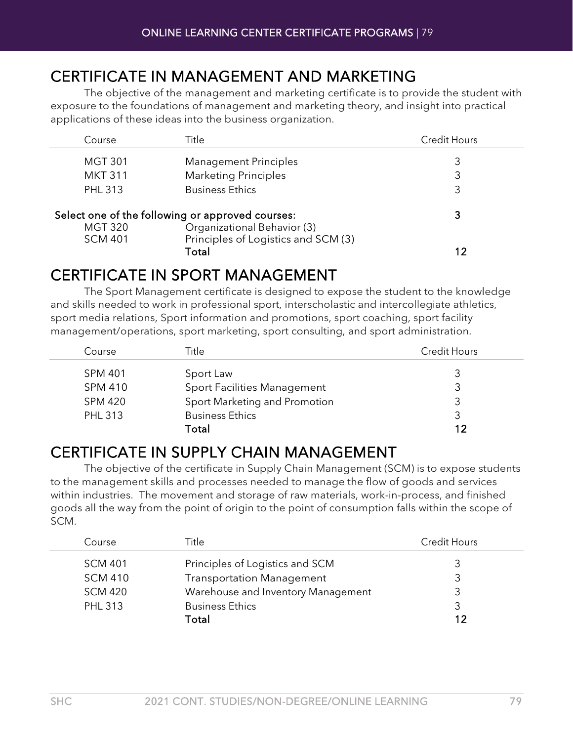## CERTIFICATE IN MANAGEMENT AND MARKETING

The objective of the management and marketing certificate is to provide the student with exposure to the foundations of management and marketing theory, and insight into practical applications of these ideas into the business organization.

| Course | Title | Credit Hours |
|---|---|---|
| MGT 301 | Management Principles | 3 |
| MKT 311 | Marketing Principles | 3 |
| PHL 313 | Business Ethics | 3 |
| **Select one of the following or approved courses:** | | **3** |
| MGT 320 | Organizational Behavior (3) | |
| SCM 401 | Principles of Logistics and SCM (3) | |
| | **Total** | **12** |

## CERTIFICATE IN SPORT MANAGEMENT

The Sport Management certificate is designed to expose the student to the knowledge and skills needed to work in professional sport, interscholastic and intercollegiate athletics, sport media relations, Sport information and promotions, sport coaching, sport facility management/operations, sport marketing, sport consulting, and sport administration.

| Course | Title | Credit Hours |
|---|---|---|
| SPM 401 | Sport Law | 3 |
| SPM 410 | Sport Facilities Management | 3 |
| SPM 420 | Sport Marketing and Promotion | 3 |
| PHL 313 | Business Ethics | 3 |
| | **Total** | **12** |

## CERTIFICATE IN SUPPLY CHAIN MANAGEMENT

The objective of the certificate in Supply Chain Management (SCM) is to expose students to the management skills and processes needed to manage the flow of goods and services within industries. The movement and storage of raw materials, work-in-process, and finished goods all the way from the point of origin to the point of consumption falls within the scope of SCM.

| Course | Title | Credit Hours |
|---|---|---|
| SCM 401 | Principles of Logistics and SCM | 3 |
| SCM 410 | Transportation Management | 3 |
| SCM 420 | Warehouse and Inventory Management | 3 |
| PHL 313 | Business Ethics | 3 |
| | **Total** | **12** |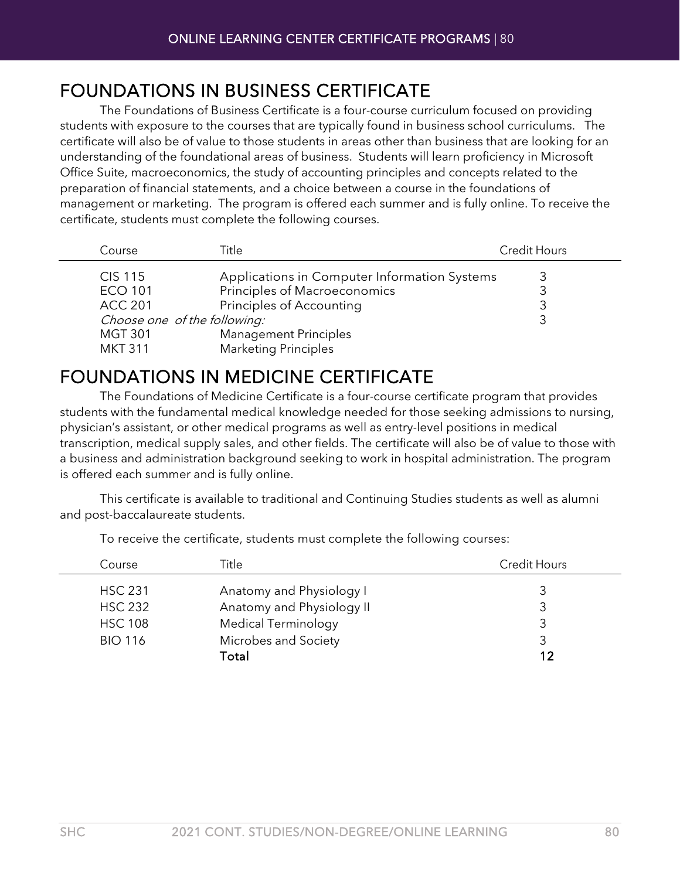## FOUNDATIONS IN BUSINESS CERTIFICATE

The Foundations of Business Certificate is a four-course curriculum focused on providing students with exposure to the courses that are typically found in business school curriculums. The certificate will also be of value to those students in areas other than business that are looking for an understanding of the foundational areas of business. Students will learn proficiency in Microsoft Office Suite, macroeconomics, the study of accounting principles and concepts related to the preparation of financial statements, and a choice between a course in the foundations of management or marketing. The program is offered each summer and is fully online. To receive the certificate, students must complete the following courses.

| Course | Title | Credit Hours |
|---|---|---|
| CIS 115 | Applications in Computer Information Systems | 3 |
| ECO 101 | Principles of Macroeconomics | 3 |
| ACC 201 | Principles of Accounting | 3 |
| *Choose one of the following:* | | 3 |
| MGT 301 | Management Principles | |
| MKT 311 | Marketing Principles | |

## FOUNDATIONS IN MEDICINE CERTIFICATE

The Foundations of Medicine Certificate is a four-course certificate program that provides students with the fundamental medical knowledge needed for those seeking admissions to nursing, physician's assistant, or other medical programs as well as entry-level positions in medical transcription, medical supply sales, and other fields. The certificate will also be of value to those with a business and administration background seeking to work in hospital administration. The program is offered each summer and is fully online.

This certificate is available to traditional and Continuing Studies students as well as alumni and post-baccalaureate students.

To receive the certificate, students must complete the following courses:

| Course | Title | Credit Hours |
|---|---|---|
| HSC 231 | Anatomy and Physiology I | 3 |
| HSC 232 | Anatomy and Physiology II | 3 |
| HSC 108 | Medical Terminology | 3 |
| BIO 116 | Microbes and Society | 3 |
| | **Total** | **12** |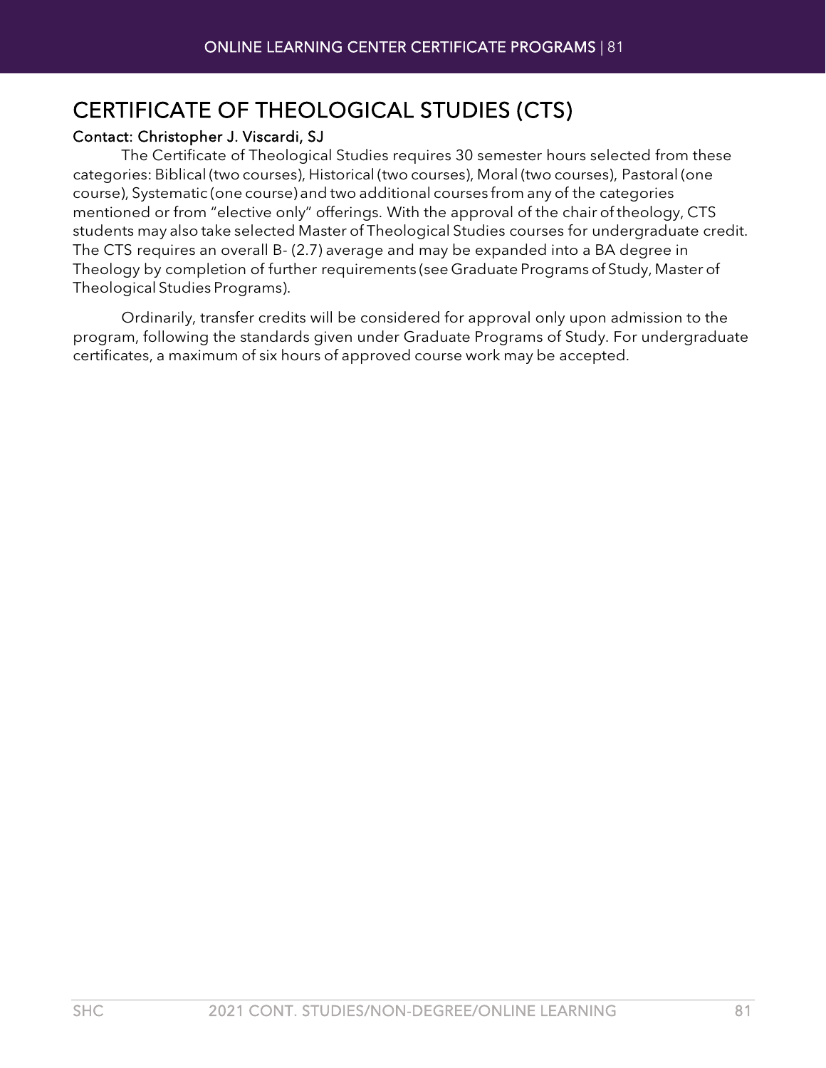# CERTIFICATE OF THEOLOGICAL STUDIES (CTS)

**Contact: Christopher J. Viscardi, SJ**

The Certificate of Theological Studies requires 30 semester hours selected from these categories: Biblical (two courses), Historical (two courses), Moral (two courses), Pastoral (one course), Systematic (one course) and two additional courses from any of the categories mentioned or from "elective only" offerings. With the approval of the chair of theology, CTS students may also take selected Master of Theological Studies courses for undergraduate credit. The CTS requires an overall B- (2.7) average and may be expanded into a BA degree in Theology by completion of further requirements (see Graduate Programs of Study, Master of Theological Studies Programs).

Ordinarily, transfer credits will be considered for approval only upon admission to the program, following the standards given under Graduate Programs of Study. For undergraduate certificates, a maximum of six hours of approved course work may be accepted.